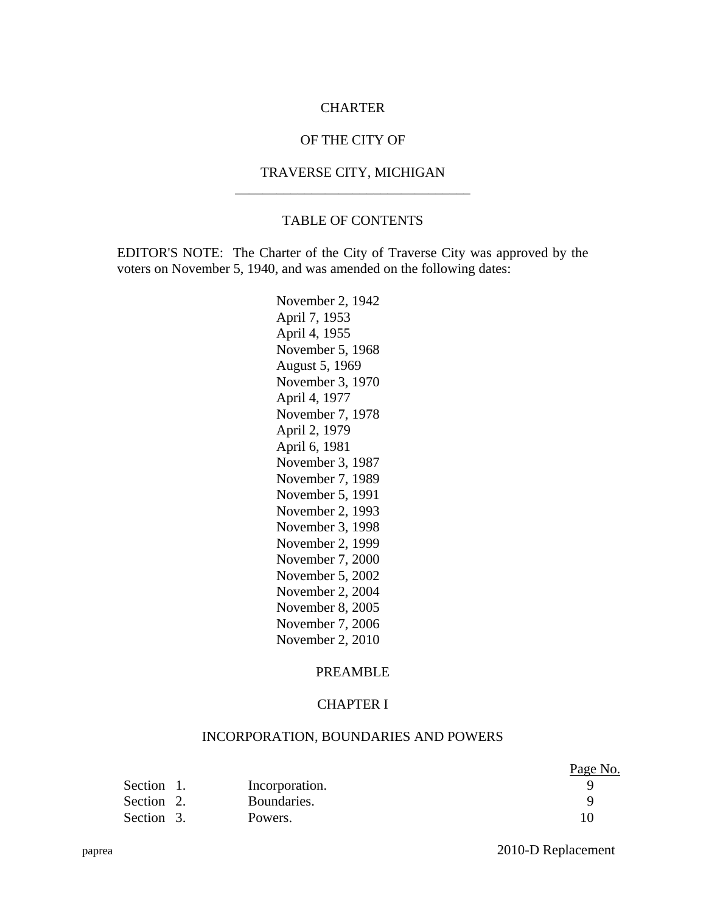# CHARTER

# OF THE CITY OF

# TRAVERSE CITY, MICHIGAN

---

## TABLE OF CONTENTS

EDITOR'S NOTE: The Charter of the City of Traverse City was approved by the voters on November 5, 1940, and was amended on the following dates:

November 2, 1942
April 7, 1953
April 4, 1955
November 5, 1968
August 5, 1969
November 3, 1970
April 4, 1977
November 7, 1978
April 2, 1979
April 6, 1981
November 3, 1987
November 7, 1989
November 5, 1991
November 2, 1993
November 3, 1998
November 2, 1999
November 7, 2000
November 5, 2002
November 2, 2004
November 8, 2005
November 7, 2006
November 2, 2010

PREAMBLE

### CHAPTER I

### INCORPORATION, BOUNDARIES AND POWERS

| | | Page No. |
|---|---|---|
| Section 1. | Incorporation. | 9 |
| Section 2. | Boundaries. | 9 |
| Section 3. | Powers. | 10 |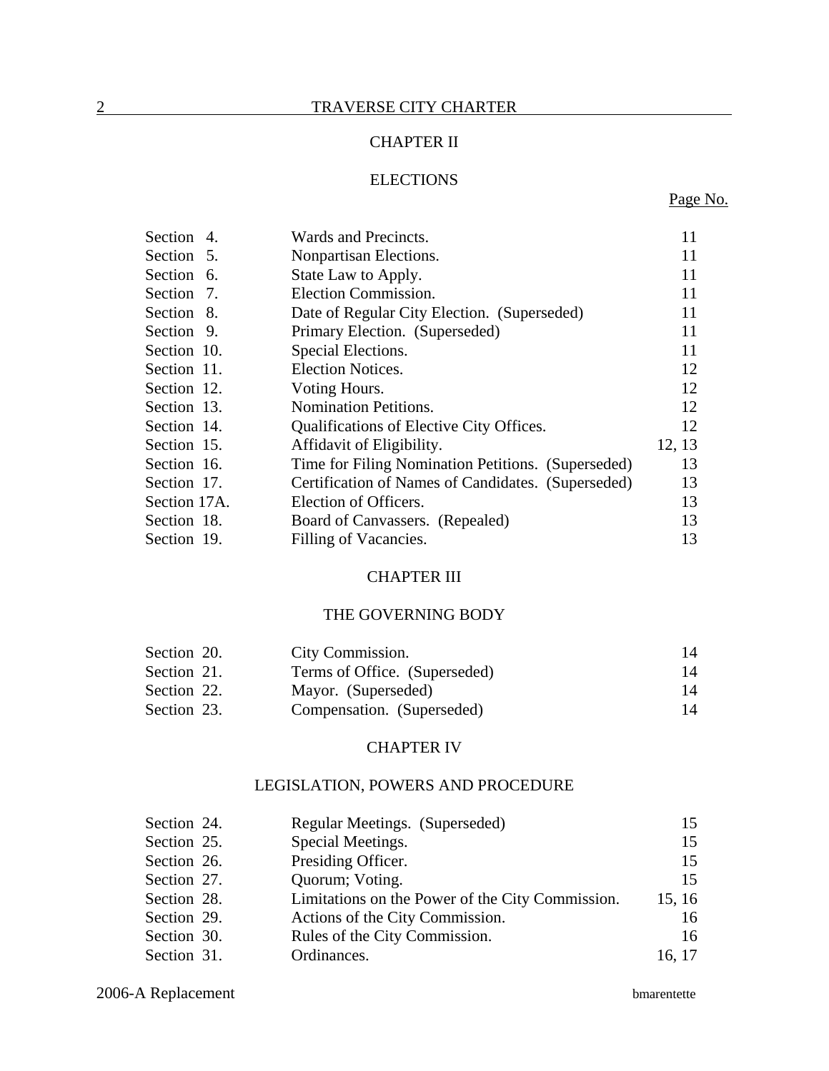## CHAPTER II

## ELECTIONS

| | | Page No. |
|---|---|---|
| Section 4. | Wards and Precincts. | 11 |
| Section 5. | Nonpartisan Elections. | 11 |
| Section 6. | State Law to Apply. | 11 |
| Section 7. | Election Commission. | 11 |
| Section 8. | Date of Regular City Election. (Superseded) | 11 |
| Section 9. | Primary Election. (Superseded) | 11 |
| Section 10. | Special Elections. | 11 |
| Section 11. | Election Notices. | 12 |
| Section 12. | Voting Hours. | 12 |
| Section 13. | Nomination Petitions. | 12 |
| Section 14. | Qualifications of Elective City Offices. | 12 |
| Section 15. | Affidavit of Eligibility. | 12, 13 |
| Section 16. | Time for Filing Nomination Petitions. (Superseded) | 13 |
| Section 17. | Certification of Names of Candidates. (Superseded) | 13 |
| Section 17A. | Election of Officers. | 13 |
| Section 18. | Board of Canvassers. (Repealed) | 13 |
| Section 19. | Filling of Vacancies. | 13 |

## CHAPTER III

## THE GOVERNING BODY

| | | |
|---|---|---|
| Section 20. | City Commission. | 14 |
| Section 21. | Terms of Office. (Superseded) | 14 |
| Section 22. | Mayor. (Superseded) | 14 |
| Section 23. | Compensation. (Superseded) | 14 |

## CHAPTER IV

## LEGISLATION, POWERS AND PROCEDURE

| | | |
|---|---|---|
| Section 24. | Regular Meetings. (Superseded) | 15 |
| Section 25. | Special Meetings. | 15 |
| Section 26. | Presiding Officer. | 15 |
| Section 27. | Quorum; Voting. | 15 |
| Section 28. | Limitations on the Power of the City Commission. | 15, 16 |
| Section 29. | Actions of the City Commission. | 16 |
| Section 30. | Rules of the City Commission. | 16 |
| Section 31. | Ordinances. | 16, 17 |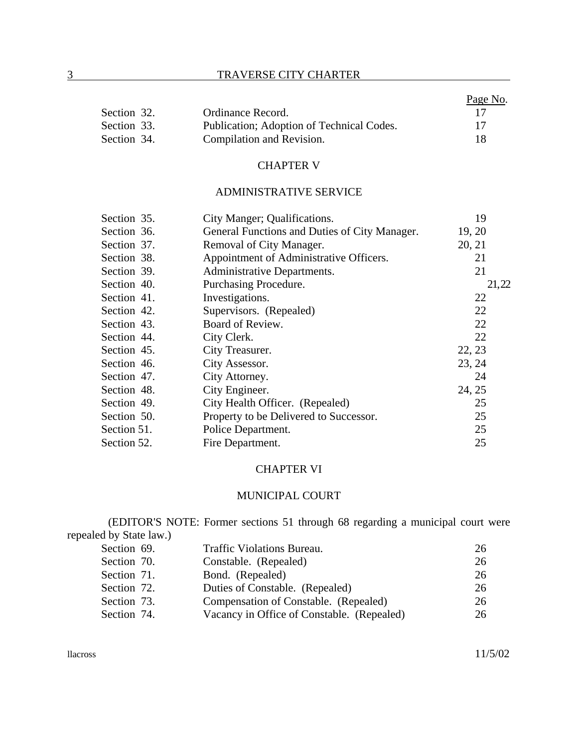| | | Page No. |
|---|---|---|
| Section 32. | Ordinance Record. | 17 |
| Section 33. | Publication; Adoption of Technical Codes. | 17 |
| Section 34. | Compilation and Revision. | 18 |

## CHAPTER V

## ADMINISTRATIVE SERVICE

| | | |
|---|---|---|
| Section 35. | City Manger; Qualifications. | 19 |
| Section 36. | General Functions and Duties of City Manager. | 19, 20 |
| Section 37. | Removal of City Manager. | 20, 21 |
| Section 38. | Appointment of Administrative Officers. | 21 |
| Section 39. | Administrative Departments. | 21 |
| Section 40. | Purchasing Procedure. | 21,22 |
| Section 41. | Investigations. | 22 |
| Section 42. | Supervisors. (Repealed) | 22 |
| Section 43. | Board of Review. | 22 |
| Section 44. | City Clerk. | 22 |
| Section 45. | City Treasurer. | 22, 23 |
| Section 46. | City Assessor. | 23, 24 |
| Section 47. | City Attorney. | 24 |
| Section 48. | City Engineer. | 24, 25 |
| Section 49. | City Health Officer. (Repealed) | 25 |
| Section 50. | Property to be Delivered to Successor. | 25 |
| Section 51. | Police Department. | 25 |
| Section 52. | Fire Department. | 25 |

## CHAPTER VI

## MUNICIPAL COURT

(EDITOR'S NOTE: Former sections 51 through 68 regarding a municipal court were repealed by State law.)

| | | |
|---|---|---|
| Section 69. | Traffic Violations Bureau. | 26 |
| Section 70. | Constable. (Repealed) | 26 |
| Section 71. | Bond. (Repealed) | 26 |
| Section 72. | Duties of Constable. (Repealed) | 26 |
| Section 73. | Compensation of Constable. (Repealed) | 26 |
| Section 74. | Vacancy in Office of Constable. (Repealed) | 26 |

llacross 11/5/02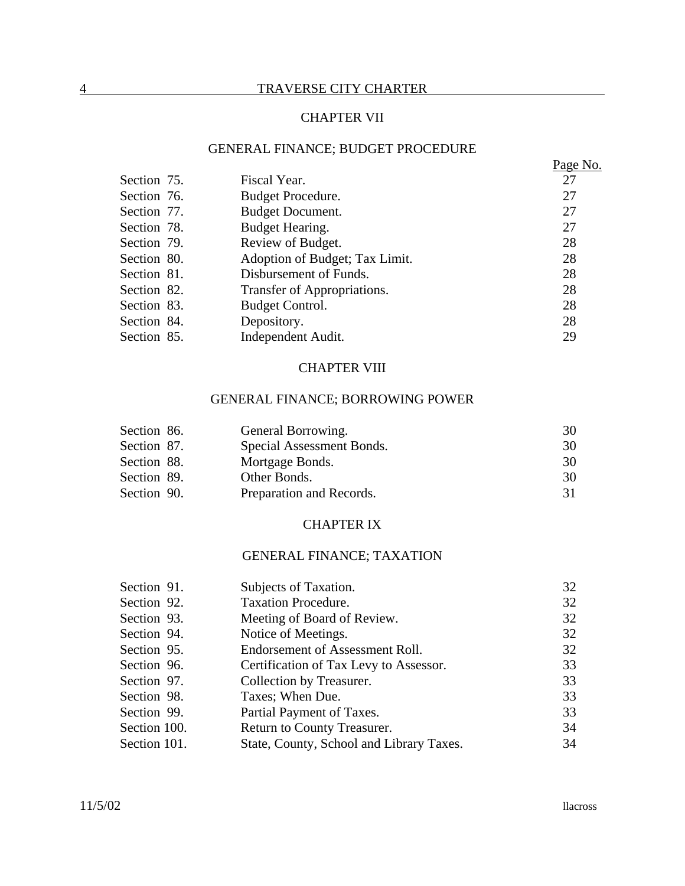## CHAPTER VII

### GENERAL FINANCE; BUDGET PROCEDURE

| | | Page No. |
|---|---|---|
| Section 75. | Fiscal Year. | 27 |
| Section 76. | Budget Procedure. | 27 |
| Section 77. | Budget Document. | 27 |
| Section 78. | Budget Hearing. | 27 |
| Section 79. | Review of Budget. | 28 |
| Section 80. | Adoption of Budget; Tax Limit. | 28 |
| Section 81. | Disbursement of Funds. | 28 |
| Section 82. | Transfer of Appropriations. | 28 |
| Section 83. | Budget Control. | 28 |
| Section 84. | Depository. | 28 |
| Section 85. | Independent Audit. | 29 |

## CHAPTER VIII

### GENERAL FINANCE; BORROWING POWER

| | | |
|---|---|---|
| Section 86. | General Borrowing. | 30 |
| Section 87. | Special Assessment Bonds. | 30 |
| Section 88. | Mortgage Bonds. | 30 |
| Section 89. | Other Bonds. | 30 |
| Section 90. | Preparation and Records. | 31 |

## CHAPTER IX

### GENERAL FINANCE; TAXATION

| | | |
|---|---|---|
| Section 91. | Subjects of Taxation. | 32 |
| Section 92. | Taxation Procedure. | 32 |
| Section 93. | Meeting of Board of Review. | 32 |
| Section 94. | Notice of Meetings. | 32 |
| Section 95. | Endorsement of Assessment Roll. | 32 |
| Section 96. | Certification of Tax Levy to Assessor. | 33 |
| Section 97. | Collection by Treasurer. | 33 |
| Section 98. | Taxes; When Due. | 33 |
| Section 99. | Partial Payment of Taxes. | 33 |
| Section 100. | Return to County Treasurer. | 34 |
| Section 101. | State, County, School and Library Taxes. | 34 |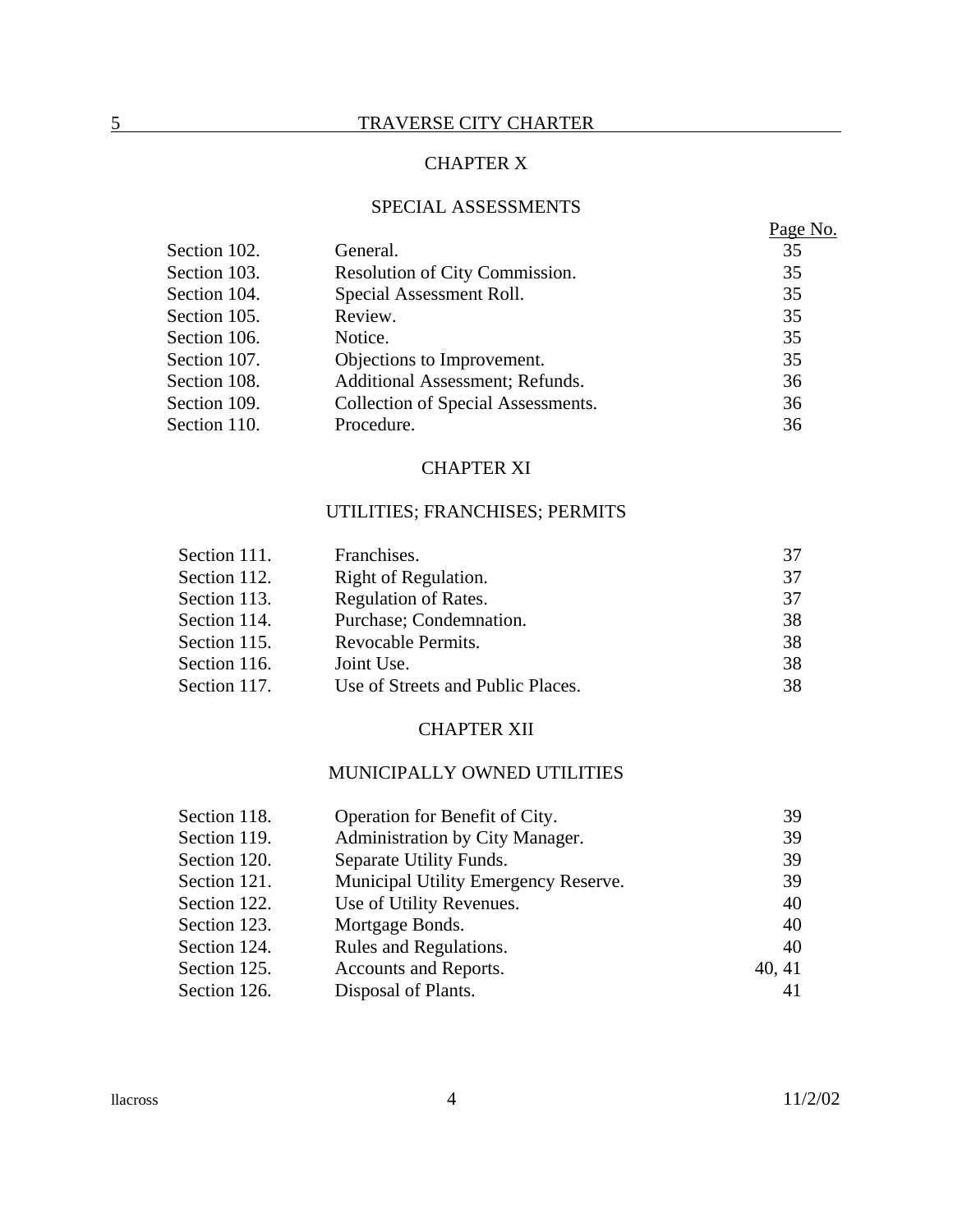## CHAPTER X

## SPECIAL ASSESSMENTS

| | | Page No. |
|---|---|---|
| Section 102. | General. | 35 |
| Section 103. | Resolution of City Commission. | 35 |
| Section 104. | Special Assessment Roll. | 35 |
| Section 105. | Review. | 35 |
| Section 106. | Notice. | 35 |
| Section 107. | Objections to Improvement. | 35 |
| Section 108. | Additional Assessment; Refunds. | 36 |
| Section 109. | Collection of Special Assessments. | 36 |
| Section 110. | Procedure. | 36 |

## CHAPTER XI

## UTILITIES; FRANCHISES; PERMITS

| | | |
|---|---|---|
| Section 111. | Franchises. | 37 |
| Section 112. | Right of Regulation. | 37 |
| Section 113. | Regulation of Rates. | 37 |
| Section 114. | Purchase; Condemnation. | 38 |
| Section 115. | Revocable Permits. | 38 |
| Section 116. | Joint Use. | 38 |
| Section 117. | Use of Streets and Public Places. | 38 |

## CHAPTER XII

## MUNICIPALLY OWNED UTILITIES

| | | |
|---|---|---|
| Section 118. | Operation for Benefit of City. | 39 |
| Section 119. | Administration by City Manager. | 39 |
| Section 120. | Separate Utility Funds. | 39 |
| Section 121. | Municipal Utility Emergency Reserve. | 39 |
| Section 122. | Use of Utility Revenues. | 40 |
| Section 123. | Mortgage Bonds. | 40 |
| Section 124. | Rules and Regulations. | 40 |
| Section 125. | Accounts and Reports. | 40, 41 |
| Section 126. | Disposal of Plants. | 41 |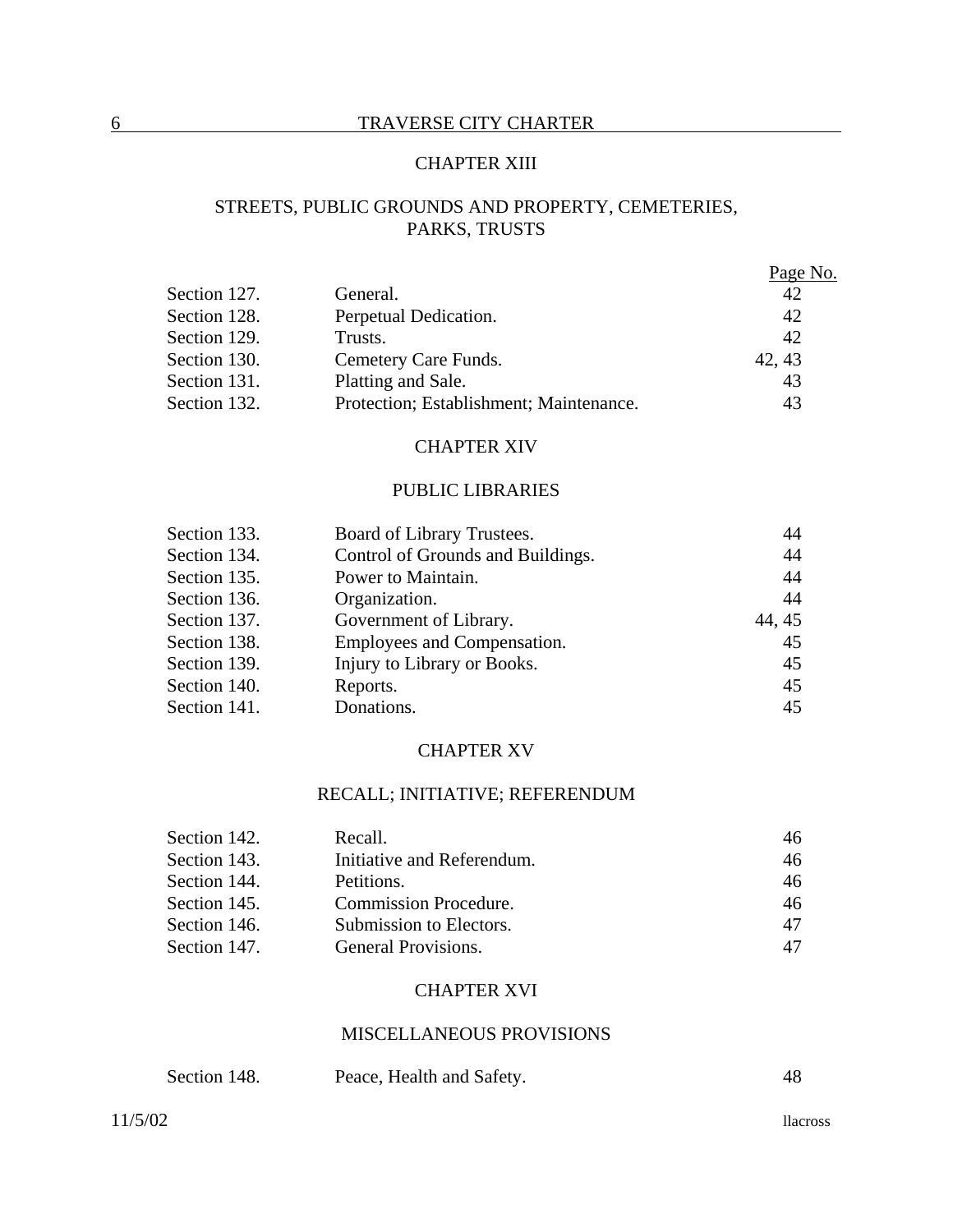## CHAPTER XIII

## STREETS, PUBLIC GROUNDS AND PROPERTY, CEMETERIES, PARKS, TRUSTS

| | | Page No. |
|---|---|---|
| Section 127. | General. | 42 |
| Section 128. | Perpetual Dedication. | 42 |
| Section 129. | Trusts. | 42 |
| Section 130. | Cemetery Care Funds. | 42, 43 |
| Section 131. | Platting and Sale. | 43 |
| Section 132. | Protection; Establishment; Maintenance. | 43 |

## CHAPTER XIV

## PUBLIC LIBRARIES

| | | |
|---|---|---|
| Section 133. | Board of Library Trustees. | 44 |
| Section 134. | Control of Grounds and Buildings. | 44 |
| Section 135. | Power to Maintain. | 44 |
| Section 136. | Organization. | 44 |
| Section 137. | Government of Library. | 44, 45 |
| Section 138. | Employees and Compensation. | 45 |
| Section 139. | Injury to Library or Books. | 45 |
| Section 140. | Reports. | 45 |
| Section 141. | Donations. | 45 |

## CHAPTER XV

## RECALL; INITIATIVE; REFERENDUM

| | | |
|---|---|---|
| Section 142. | Recall. | 46 |
| Section 143. | Initiative and Referendum. | 46 |
| Section 144. | Petitions. | 46 |
| Section 145. | Commission Procedure. | 46 |
| Section 146. | Submission to Electors. | 47 |
| Section 147. | General Provisions. | 47 |

## CHAPTER XVI

## MISCELLANEOUS PROVISIONS

| | | |
|---|---|---|
| Section 148. | Peace, Health and Safety. | 48 |

11/5/02 llacross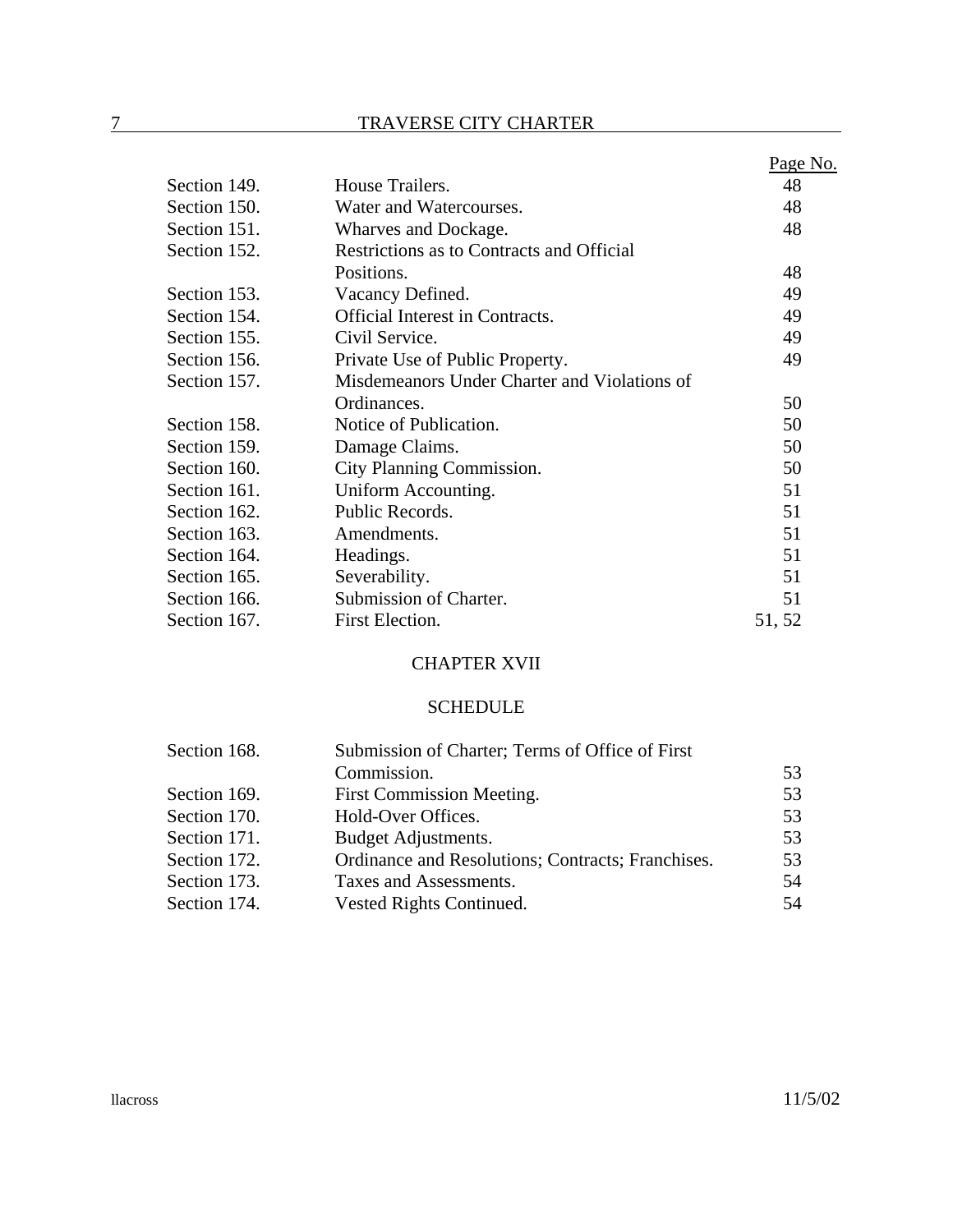| | | Page No. |
|---|---|---|
| Section 149. | House Trailers. | 48 |
| Section 150. | Water and Watercourses. | 48 |
| Section 151. | Wharves and Dockage. | 48 |
| Section 152. | Restrictions as to Contracts and Official Positions. | 48 |
| Section 153. | Vacancy Defined. | 49 |
| Section 154. | Official Interest in Contracts. | 49 |
| Section 155. | Civil Service. | 49 |
| Section 156. | Private Use of Public Property. | 49 |
| Section 157. | Misdemeanors Under Charter and Violations of Ordinances. | 50 |
| Section 158. | Notice of Publication. | 50 |
| Section 159. | Damage Claims. | 50 |
| Section 160. | City Planning Commission. | 50 |
| Section 161. | Uniform Accounting. | 51 |
| Section 162. | Public Records. | 51 |
| Section 163. | Amendments. | 51 |
| Section 164. | Headings. | 51 |
| Section 165. | Severability. | 51 |
| Section 166. | Submission of Charter. | 51 |
| Section 167. | First Election. | 51, 52 |

## CHAPTER XVII

## SCHEDULE

| | | |
|---|---|---|
| Section 168. | Submission of Charter; Terms of Office of First Commission. | 53 |
| Section 169. | First Commission Meeting. | 53 |
| Section 170. | Hold-Over Offices. | 53 |
| Section 171. | Budget Adjustments. | 53 |
| Section 172. | Ordinance and Resolutions; Contracts; Franchises. | 53 |
| Section 173. | Taxes and Assessments. | 54 |
| Section 174. | Vested Rights Continued. | 54 |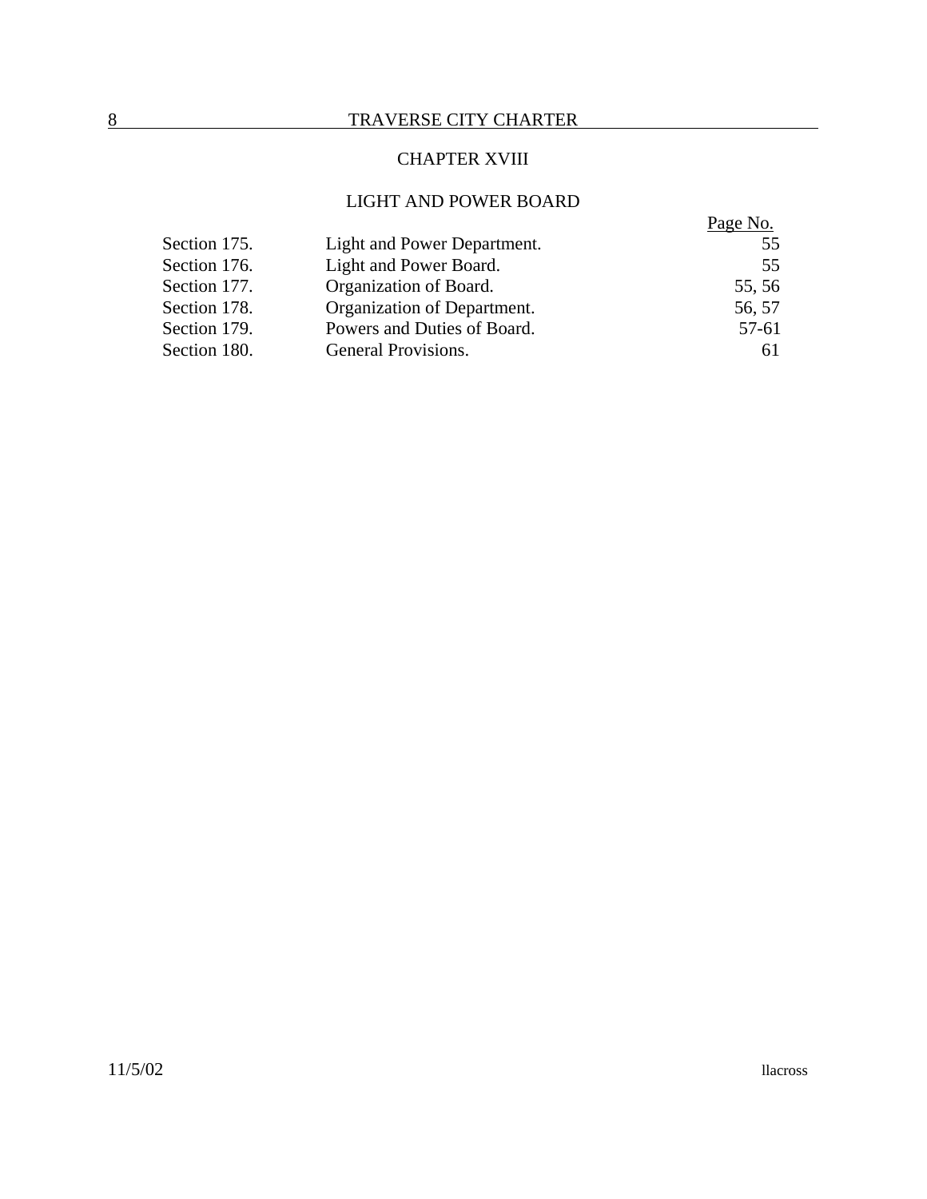## CHAPTER XVIII

### LIGHT AND POWER BOARD

| | | Page No. |
|---|---|---|
| Section 175. | Light and Power Department. | 55 |
| Section 176. | Light and Power Board. | 55 |
| Section 177. | Organization of Board. | 55, 56 |
| Section 178. | Organization of Department. | 56, 57 |
| Section 179. | Powers and Duties of Board. | 57-61 |
| Section 180. | General Provisions. | 61 |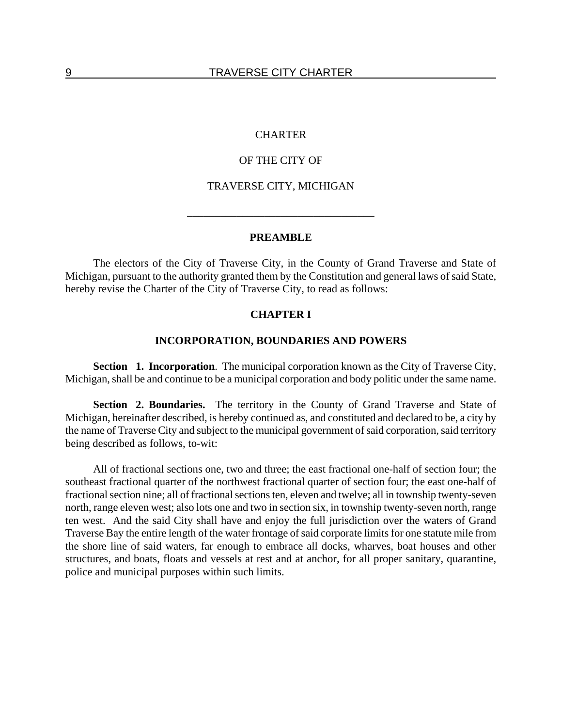# CHARTER

# OF THE CITY OF

# TRAVERSE CITY, MICHIGAN

---

## PREAMBLE

The electors of the City of Traverse City, in the County of Grand Traverse and State of Michigan, pursuant to the authority granted them by the Constitution and general laws of said State, hereby revise the Charter of the City of Traverse City, to read as follows:

## CHAPTER I

## INCORPORATION, BOUNDARIES AND POWERS

**Section 1. Incorporation**. The municipal corporation known as the City of Traverse City, Michigan, shall be and continue to be a municipal corporation and body politic under the same name.

**Section 2. Boundaries.** The territory in the County of Grand Traverse and State of Michigan, hereinafter described, is hereby continued as, and constituted and declared to be, a city by the name of Traverse City and subject to the municipal government of said corporation, said territory being described as follows, to-wit:

All of fractional sections one, two and three; the east fractional one-half of section four; the southeast fractional quarter of the northwest fractional quarter of section four; the east one-half of fractional section nine; all of fractional sections ten, eleven and twelve; all in township twenty-seven north, range eleven west; also lots one and two in section six, in township twenty-seven north, range ten west. And the said City shall have and enjoy the full jurisdiction over the waters of Grand Traverse Bay the entire length of the water frontage of said corporate limits for one statute mile from the shore line of said waters, far enough to embrace all docks, wharves, boat houses and other structures, and boats, floats and vessels at rest and at anchor, for all proper sanitary, quarantine, police and municipal purposes within such limits.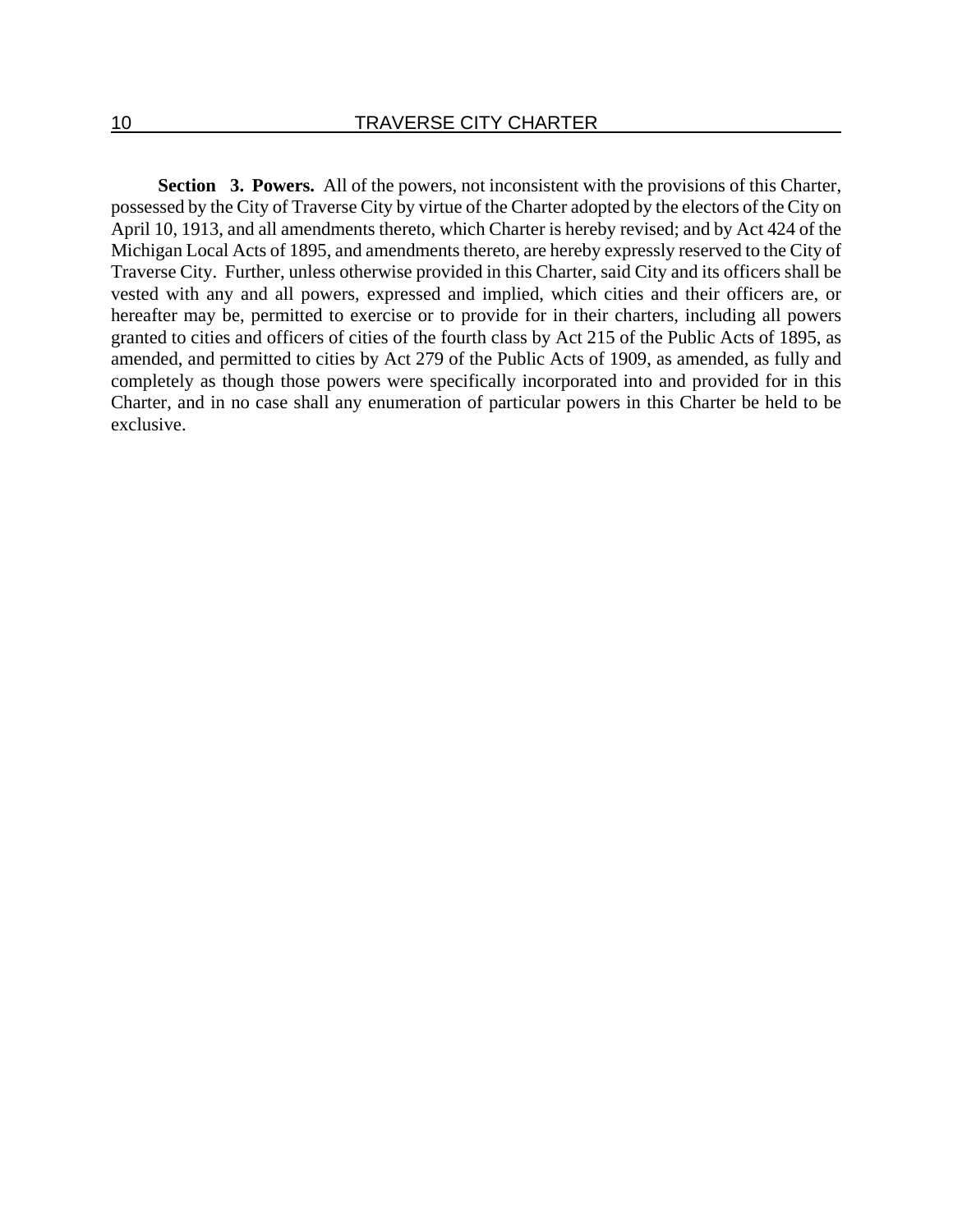**Section 3. Powers.** All of the powers, not inconsistent with the provisions of this Charter, possessed by the City of Traverse City by virtue of the Charter adopted by the electors of the City on April 10, 1913, and all amendments thereto, which Charter is hereby revised; and by Act 424 of the Michigan Local Acts of 1895, and amendments thereto, are hereby expressly reserved to the City of Traverse City. Further, unless otherwise provided in this Charter, said City and its officers shall be vested with any and all powers, expressed and implied, which cities and their officers are, or hereafter may be, permitted to exercise or to provide for in their charters, including all powers granted to cities and officers of cities of the fourth class by Act 215 of the Public Acts of 1895, as amended, and permitted to cities by Act 279 of the Public Acts of 1909, as amended, as fully and completely as though those powers were specifically incorporated into and provided for in this Charter, and in no case shall any enumeration of particular powers in this Charter be held to be exclusive.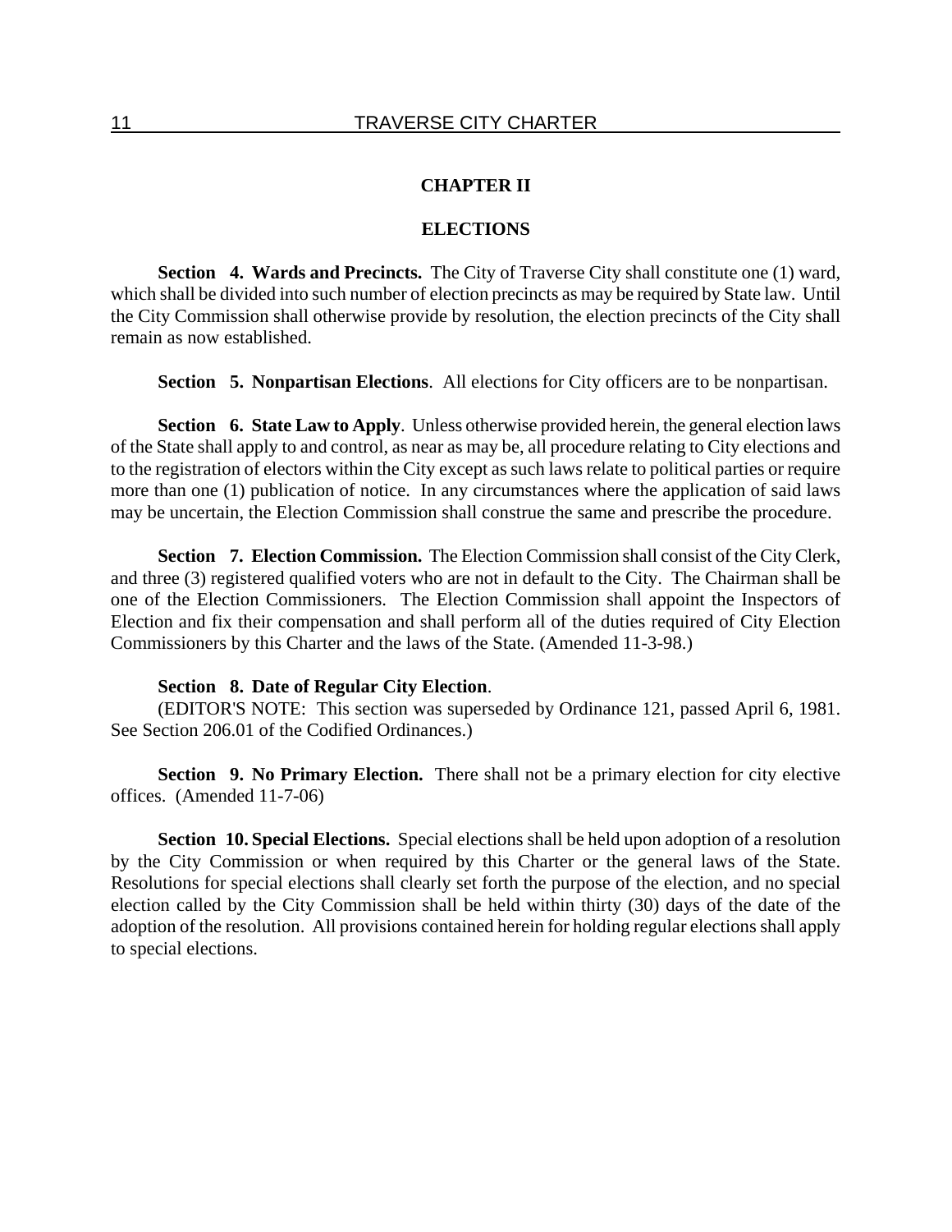# CHAPTER II

## ELECTIONS

**Section 4. Wards and Precincts.** The City of Traverse City shall constitute one (1) ward, which shall be divided into such number of election precincts as may be required by State law. Until the City Commission shall otherwise provide by resolution, the election precincts of the City shall remain as now established.

**Section 5. Nonpartisan Elections**. All elections for City officers are to be nonpartisan.

**Section 6. State Law to Apply**. Unless otherwise provided herein, the general election laws of the State shall apply to and control, as near as may be, all procedure relating to City elections and to the registration of electors within the City except as such laws relate to political parties or require more than one (1) publication of notice. In any circumstances where the application of said laws may be uncertain, the Election Commission shall construe the same and prescribe the procedure.

**Section 7. Election Commission.** The Election Commission shall consist of the City Clerk, and three (3) registered qualified voters who are not in default to the City. The Chairman shall be one of the Election Commissioners. The Election Commission shall appoint the Inspectors of Election and fix their compensation and shall perform all of the duties required of City Election Commissioners by this Charter and the laws of the State. (Amended 11-3-98.)

**Section 8. Date of Regular City Election**.

(EDITOR'S NOTE: This section was superseded by Ordinance 121, passed April 6, 1981. See Section 206.01 of the Codified Ordinances.)

**Section 9. No Primary Election.** There shall not be a primary election for city elective offices. (Amended 11-7-06)

**Section 10. Special Elections.** Special elections shall be held upon adoption of a resolution by the City Commission or when required by this Charter or the general laws of the State. Resolutions for special elections shall clearly set forth the purpose of the election, and no special election called by the City Commission shall be held within thirty (30) days of the date of the adoption of the resolution. All provisions contained herein for holding regular elections shall apply to special elections.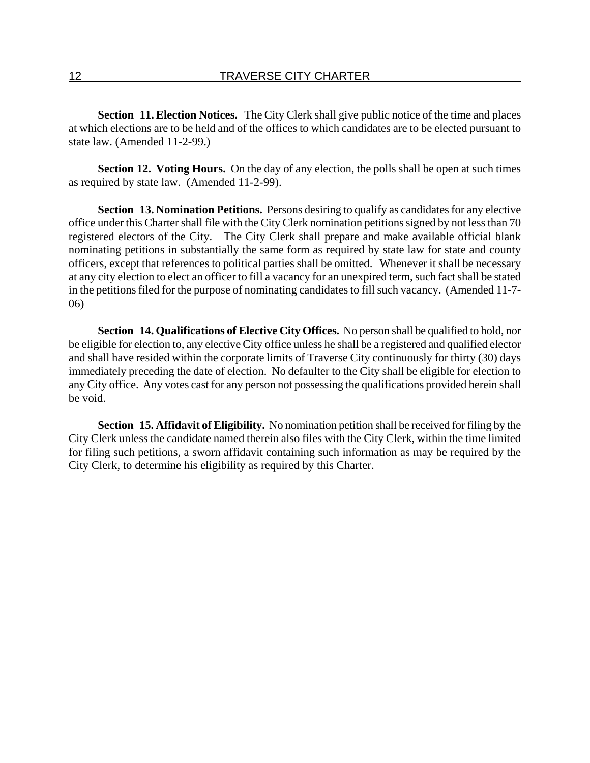**Section 11. Election Notices.** The City Clerk shall give public notice of the time and places at which elections are to be held and of the offices to which candidates are to be elected pursuant to state law. (Amended 11-2-99.)

**Section 12. Voting Hours.** On the day of any election, the polls shall be open at such times as required by state law. (Amended 11-2-99).

**Section 13. Nomination Petitions.** Persons desiring to qualify as candidates for any elective office under this Charter shall file with the City Clerk nomination petitions signed by not less than 70 registered electors of the City. The City Clerk shall prepare and make available official blank nominating petitions in substantially the same form as required by state law for state and county officers, except that references to political parties shall be omitted. Whenever it shall be necessary at any city election to elect an officer to fill a vacancy for an unexpired term, such fact shall be stated in the petitions filed for the purpose of nominating candidates to fill such vacancy. (Amended 11-7-06)

**Section 14. Qualifications of Elective City Offices.** No person shall be qualified to hold, nor be eligible for election to, any elective City office unless he shall be a registered and qualified elector and shall have resided within the corporate limits of Traverse City continuously for thirty (30) days immediately preceding the date of election. No defaulter to the City shall be eligible for election to any City office. Any votes cast for any person not possessing the qualifications provided herein shall be void.

**Section 15. Affidavit of Eligibility.** No nomination petition shall be received for filing by the City Clerk unless the candidate named therein also files with the City Clerk, within the time limited for filing such petitions, a sworn affidavit containing such information as may be required by the City Clerk, to determine his eligibility as required by this Charter.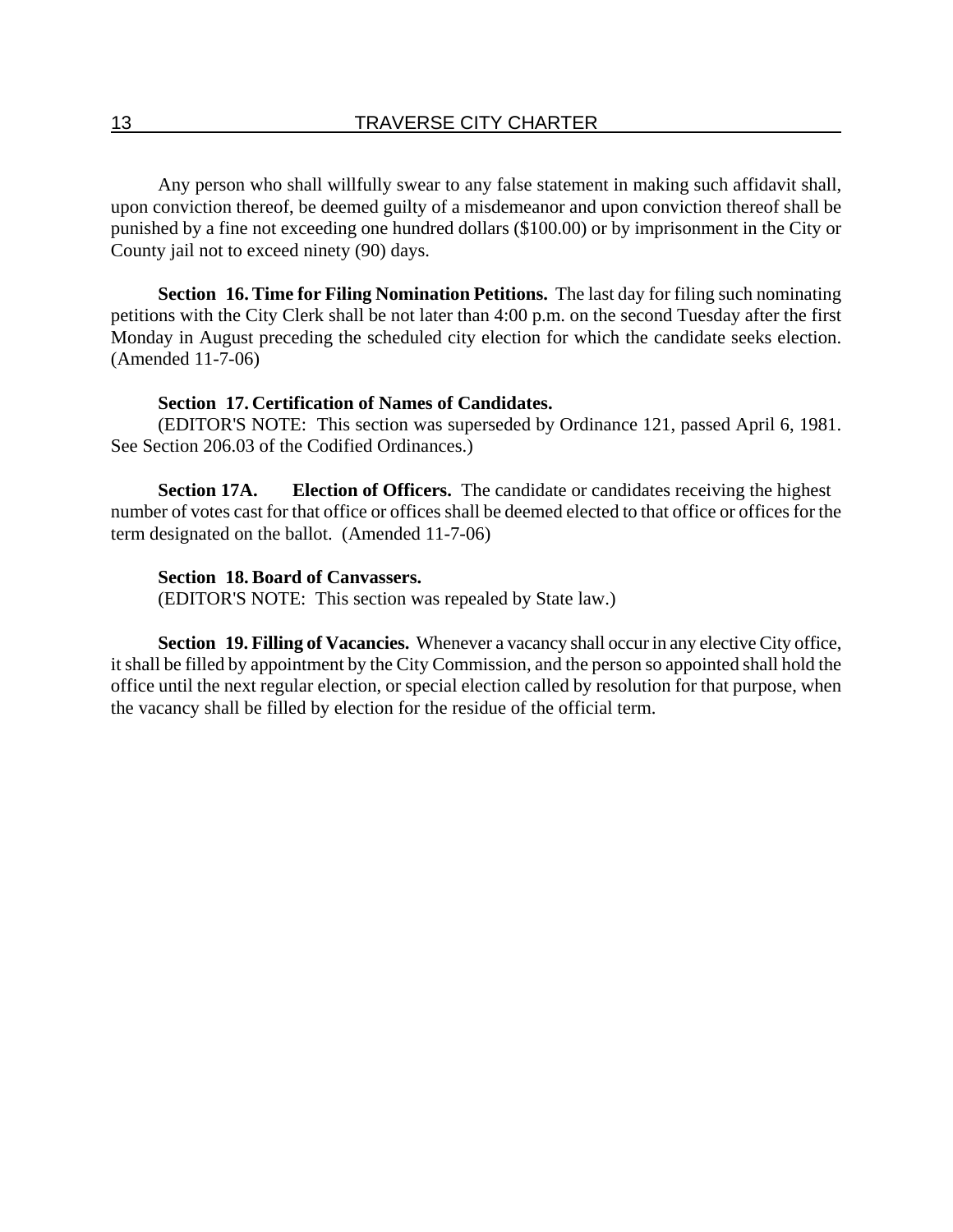Any person who shall willfully swear to any false statement in making such affidavit shall, upon conviction thereof, be deemed guilty of a misdemeanor and upon conviction thereof shall be punished by a fine not exceeding one hundred dollars ($100.00) or by imprisonment in the City or County jail not to exceed ninety (90) days.

**Section 16. Time for Filing Nomination Petitions.** The last day for filing such nominating petitions with the City Clerk shall be not later than 4:00 p.m. on the second Tuesday after the first Monday in August preceding the scheduled city election for which the candidate seeks election. (Amended 11-7-06)

**Section 17. Certification of Names of Candidates.**
(EDITOR'S NOTE: This section was superseded by Ordinance 121, passed April 6, 1981. See Section 206.03 of the Codified Ordinances.)

**Section 17A. Election of Officers.** The candidate or candidates receiving the highest number of votes cast for that office or offices shall be deemed elected to that office or offices for the term designated on the ballot. (Amended 11-7-06)

**Section 18. Board of Canvassers.**
(EDITOR'S NOTE: This section was repealed by State law.)

**Section 19. Filling of Vacancies.** Whenever a vacancy shall occur in any elective City office, it shall be filled by appointment by the City Commission, and the person so appointed shall hold the office until the next regular election, or special election called by resolution for that purpose, when the vacancy shall be filled by election for the residue of the official term.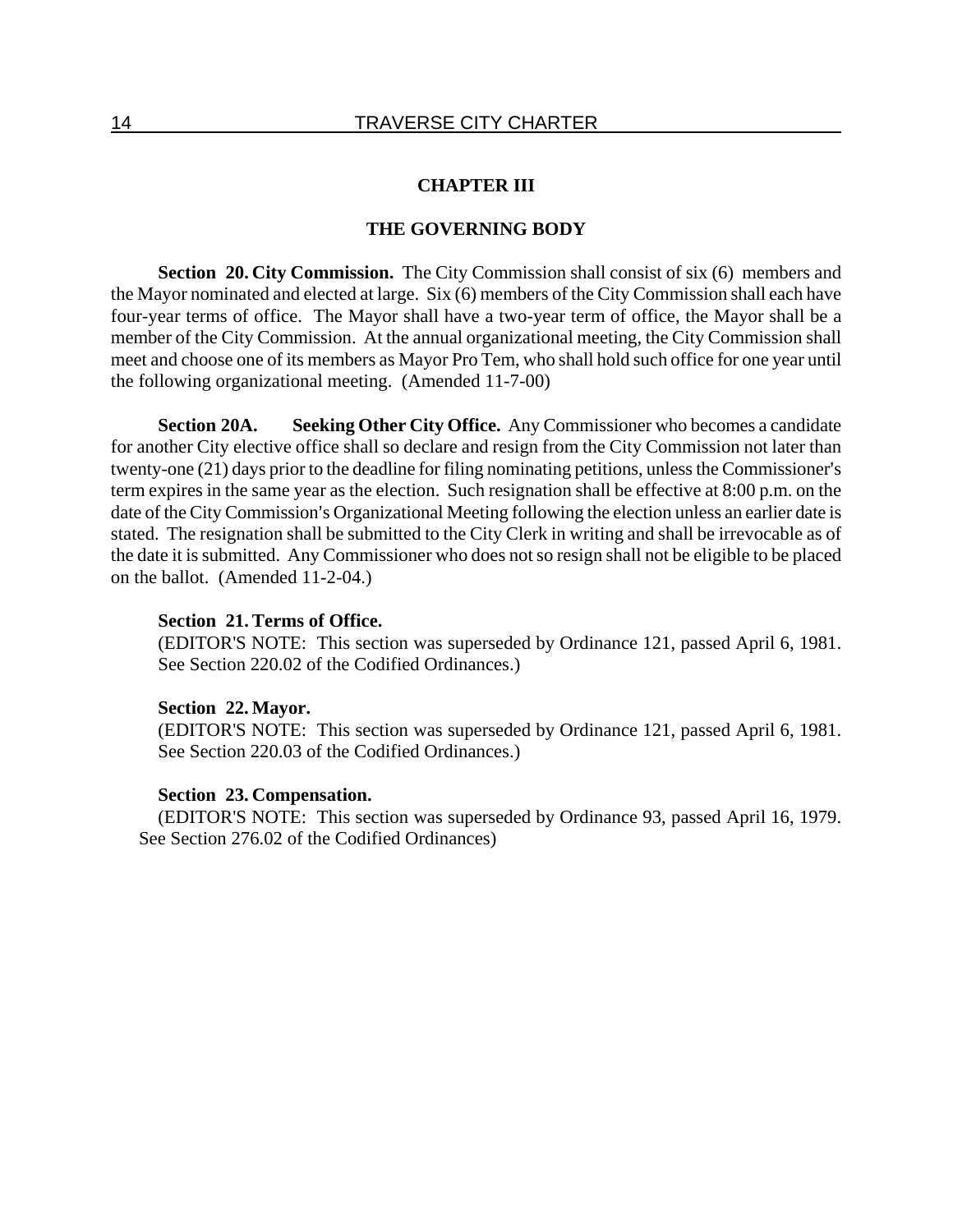# CHAPTER III

## THE GOVERNING BODY

**Section 20. City Commission.** The City Commission shall consist of six (6) members and the Mayor nominated and elected at large. Six (6) members of the City Commission shall each have four-year terms of office. The Mayor shall have a two-year term of office, the Mayor shall be a member of the City Commission. At the annual organizational meeting, the City Commission shall meet and choose one of its members as Mayor Pro Tem, who shall hold such office for one year until the following organizational meeting. (Amended 11-7-00)

**Section 20A. Seeking Other City Office.** Any Commissioner who becomes a candidate for another City elective office shall so declare and resign from the City Commission not later than twenty-one (21) days prior to the deadline for filing nominating petitions, unless the Commissioner's term expires in the same year as the election. Such resignation shall be effective at 8:00 p.m. on the date of the City Commission's Organizational Meeting following the election unless an earlier date is stated. The resignation shall be submitted to the City Clerk in writing and shall be irrevocable as of the date it is submitted. Any Commissioner who does not so resign shall not be eligible to be placed on the ballot. (Amended 11-2-04.)

**Section 21. Terms of Office.**
(EDITOR'S NOTE: This section was superseded by Ordinance 121, passed April 6, 1981. See Section 220.02 of the Codified Ordinances.)

**Section 22. Mayor.**
(EDITOR'S NOTE: This section was superseded by Ordinance 121, passed April 6, 1981. See Section 220.03 of the Codified Ordinances.)

**Section 23. Compensation.**
(EDITOR'S NOTE: This section was superseded by Ordinance 93, passed April 16, 1979. See Section 276.02 of the Codified Ordinances)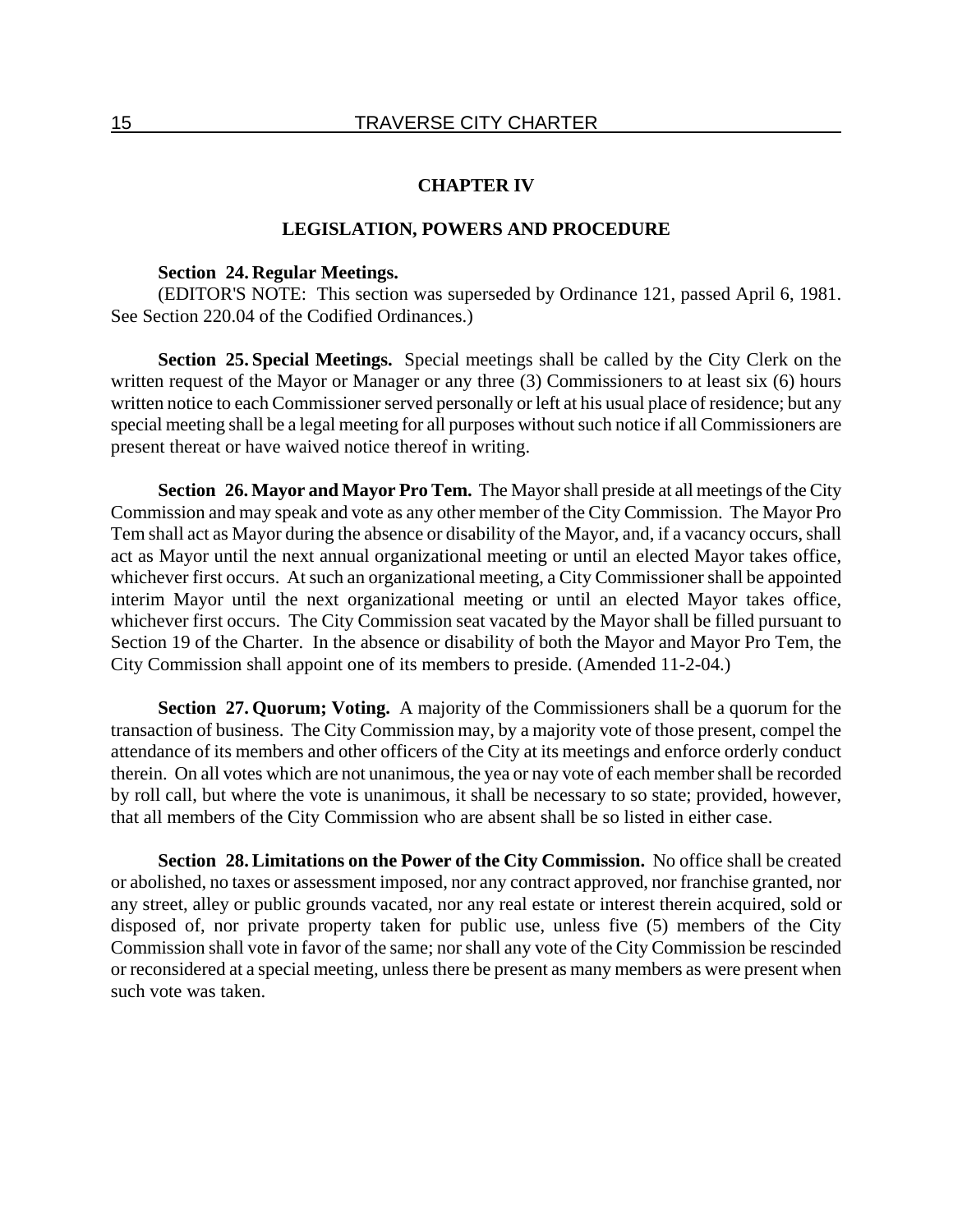## CHAPTER IV

## LEGISLATION, POWERS AND PROCEDURE

**Section 24. Regular Meetings.**
(EDITOR'S NOTE: This section was superseded by Ordinance 121, passed April 6, 1981. See Section 220.04 of the Codified Ordinances.)

**Section 25. Special Meetings.** Special meetings shall be called by the City Clerk on the written request of the Mayor or Manager or any three (3) Commissioners to at least six (6) hours written notice to each Commissioner served personally or left at his usual place of residence; but any special meeting shall be a legal meeting for all purposes without such notice if all Commissioners are present thereat or have waived notice thereof in writing.

**Section 26. Mayor and Mayor Pro Tem.** The Mayor shall preside at all meetings of the City Commission and may speak and vote as any other member of the City Commission. The Mayor Pro Tem shall act as Mayor during the absence or disability of the Mayor, and, if a vacancy occurs, shall act as Mayor until the next annual organizational meeting or until an elected Mayor takes office, whichever first occurs. At such an organizational meeting, a City Commissioner shall be appointed interim Mayor until the next organizational meeting or until an elected Mayor takes office, whichever first occurs. The City Commission seat vacated by the Mayor shall be filled pursuant to Section 19 of the Charter. In the absence or disability of both the Mayor and Mayor Pro Tem, the City Commission shall appoint one of its members to preside. (Amended 11-2-04.)

**Section 27. Quorum; Voting.** A majority of the Commissioners shall be a quorum for the transaction of business. The City Commission may, by a majority vote of those present, compel the attendance of its members and other officers of the City at its meetings and enforce orderly conduct therein. On all votes which are not unanimous, the yea or nay vote of each member shall be recorded by roll call, but where the vote is unanimous, it shall be necessary to so state; provided, however, that all members of the City Commission who are absent shall be so listed in either case.

**Section 28. Limitations on the Power of the City Commission.** No office shall be created or abolished, no taxes or assessment imposed, nor any contract approved, nor franchise granted, nor any street, alley or public grounds vacated, nor any real estate or interest therein acquired, sold or disposed of, nor private property taken for public use, unless five (5) members of the City Commission shall vote in favor of the same; nor shall any vote of the City Commission be rescinded or reconsidered at a special meeting, unless there be present as many members as were present when such vote was taken.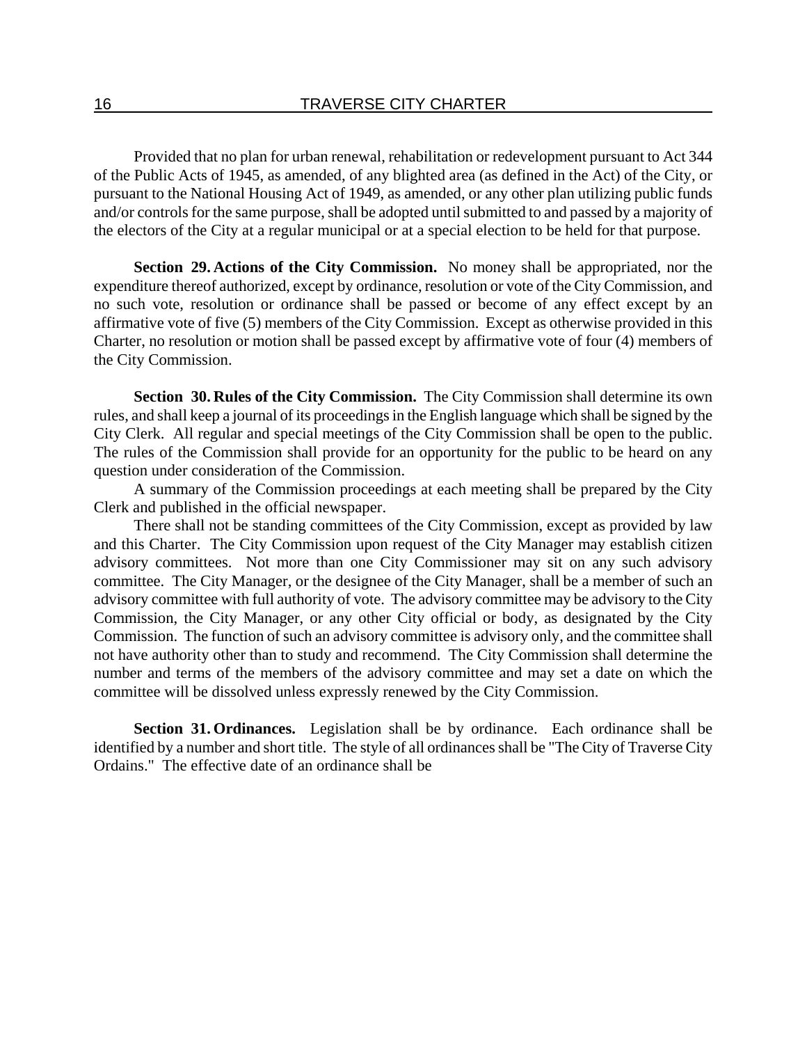Provided that no plan for urban renewal, rehabilitation or redevelopment pursuant to Act 344 of the Public Acts of 1945, as amended, of any blighted area (as defined in the Act) of the City, or pursuant to the National Housing Act of 1949, as amended, or any other plan utilizing public funds and/or controls for the same purpose, shall be adopted until submitted to and passed by a majority of the electors of the City at a regular municipal or at a special election to be held for that purpose.

**Section 29. Actions of the City Commission.** No money shall be appropriated, nor the expenditure thereof authorized, except by ordinance, resolution or vote of the City Commission, and no such vote, resolution or ordinance shall be passed or become of any effect except by an affirmative vote of five (5) members of the City Commission. Except as otherwise provided in this Charter, no resolution or motion shall be passed except by affirmative vote of four (4) members of the City Commission.

**Section 30. Rules of the City Commission.** The City Commission shall determine its own rules, and shall keep a journal of its proceedings in the English language which shall be signed by the City Clerk. All regular and special meetings of the City Commission shall be open to the public. The rules of the Commission shall provide for an opportunity for the public to be heard on any question under consideration of the Commission.

A summary of the Commission proceedings at each meeting shall be prepared by the City Clerk and published in the official newspaper.

There shall not be standing committees of the City Commission, except as provided by law and this Charter. The City Commission upon request of the City Manager may establish citizen advisory committees. Not more than one City Commissioner may sit on any such advisory committee. The City Manager, or the designee of the City Manager, shall be a member of such an advisory committee with full authority of vote. The advisory committee may be advisory to the City Commission, the City Manager, or any other City official or body, as designated by the City Commission. The function of such an advisory committee is advisory only, and the committee shall not have authority other than to study and recommend. The City Commission shall determine the number and terms of the members of the advisory committee and may set a date on which the committee will be dissolved unless expressly renewed by the City Commission.

**Section 31. Ordinances.** Legislation shall be by ordinance. Each ordinance shall be identified by a number and short title. The style of all ordinances shall be "The City of Traverse City Ordains." The effective date of an ordinance shall be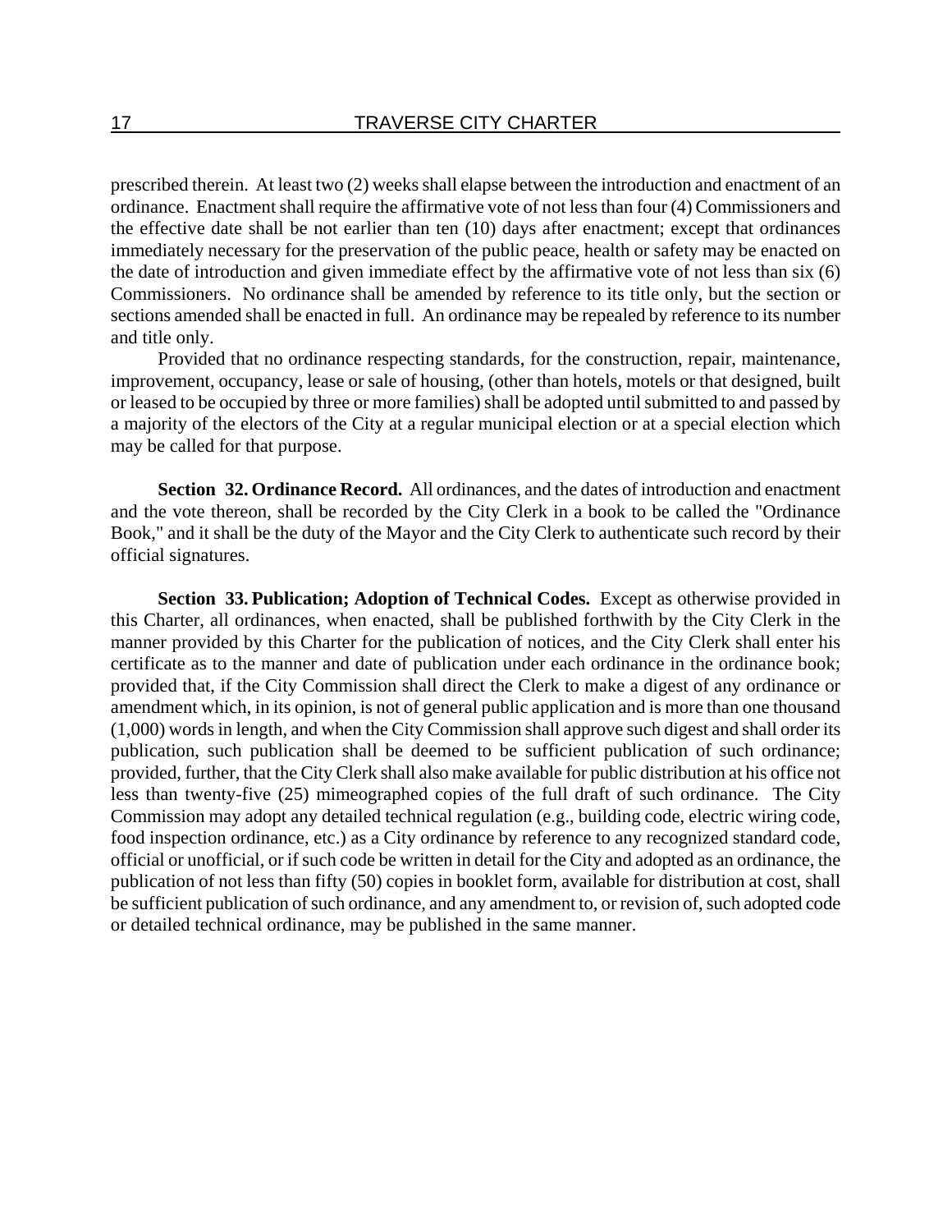prescribed therein. At least two (2) weeks shall elapse between the introduction and enactment of an ordinance. Enactment shall require the affirmative vote of not less than four (4) Commissioners and the effective date shall be not earlier than ten (10) days after enactment; except that ordinances immediately necessary for the preservation of the public peace, health or safety may be enacted on the date of introduction and given immediate effect by the affirmative vote of not less than six (6) Commissioners. No ordinance shall be amended by reference to its title only, but the section or sections amended shall be enacted in full. An ordinance may be repealed by reference to its number and title only.

Provided that no ordinance respecting standards, for the construction, repair, maintenance, improvement, occupancy, lease or sale of housing, (other than hotels, motels or that designed, built or leased to be occupied by three or more families) shall be adopted until submitted to and passed by a majority of the electors of the City at a regular municipal election or at a special election which may be called for that purpose.

**Section 32. Ordinance Record.** All ordinances, and the dates of introduction and enactment and the vote thereon, shall be recorded by the City Clerk in a book to be called the "Ordinance Book," and it shall be the duty of the Mayor and the City Clerk to authenticate such record by their official signatures.

**Section 33. Publication; Adoption of Technical Codes.** Except as otherwise provided in this Charter, all ordinances, when enacted, shall be published forthwith by the City Clerk in the manner provided by this Charter for the publication of notices, and the City Clerk shall enter his certificate as to the manner and date of publication under each ordinance in the ordinance book; provided that, if the City Commission shall direct the Clerk to make a digest of any ordinance or amendment which, in its opinion, is not of general public application and is more than one thousand (1,000) words in length, and when the City Commission shall approve such digest and shall order its publication, such publication shall be deemed to be sufficient publication of such ordinance; provided, further, that the City Clerk shall also make available for public distribution at his office not less than twenty-five (25) mimeographed copies of the full draft of such ordinance. The City Commission may adopt any detailed technical regulation (e.g., building code, electric wiring code, food inspection ordinance, etc.) as a City ordinance by reference to any recognized standard code, official or unofficial, or if such code be written in detail for the City and adopted as an ordinance, the publication of not less than fifty (50) copies in booklet form, available for distribution at cost, shall be sufficient publication of such ordinance, and any amendment to, or revision of, such adopted code or detailed technical ordinance, may be published in the same manner.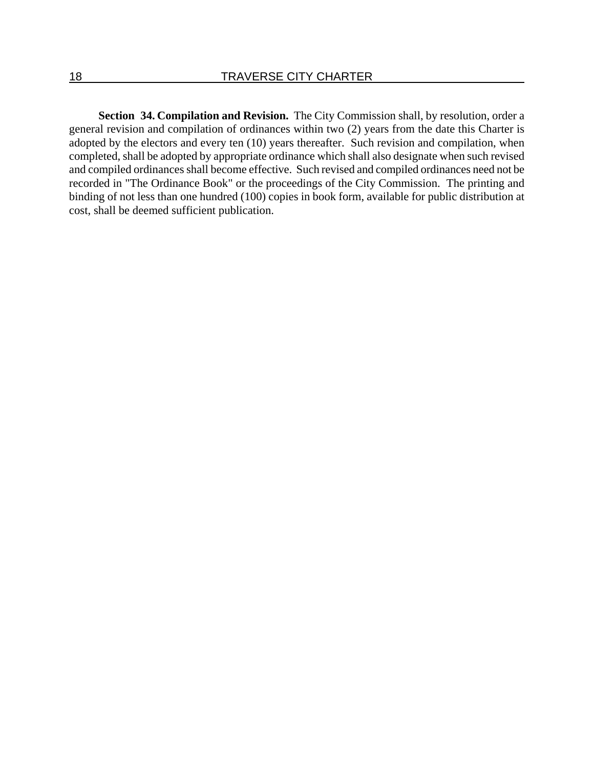**Section 34. Compilation and Revision.** The City Commission shall, by resolution, order a general revision and compilation of ordinances within two (2) years from the date this Charter is adopted by the electors and every ten (10) years thereafter. Such revision and compilation, when completed, shall be adopted by appropriate ordinance which shall also designate when such revised and compiled ordinances shall become effective. Such revised and compiled ordinances need not be recorded in "The Ordinance Book" or the proceedings of the City Commission. The printing and binding of not less than one hundred (100) copies in book form, available for public distribution at cost, shall be deemed sufficient publication.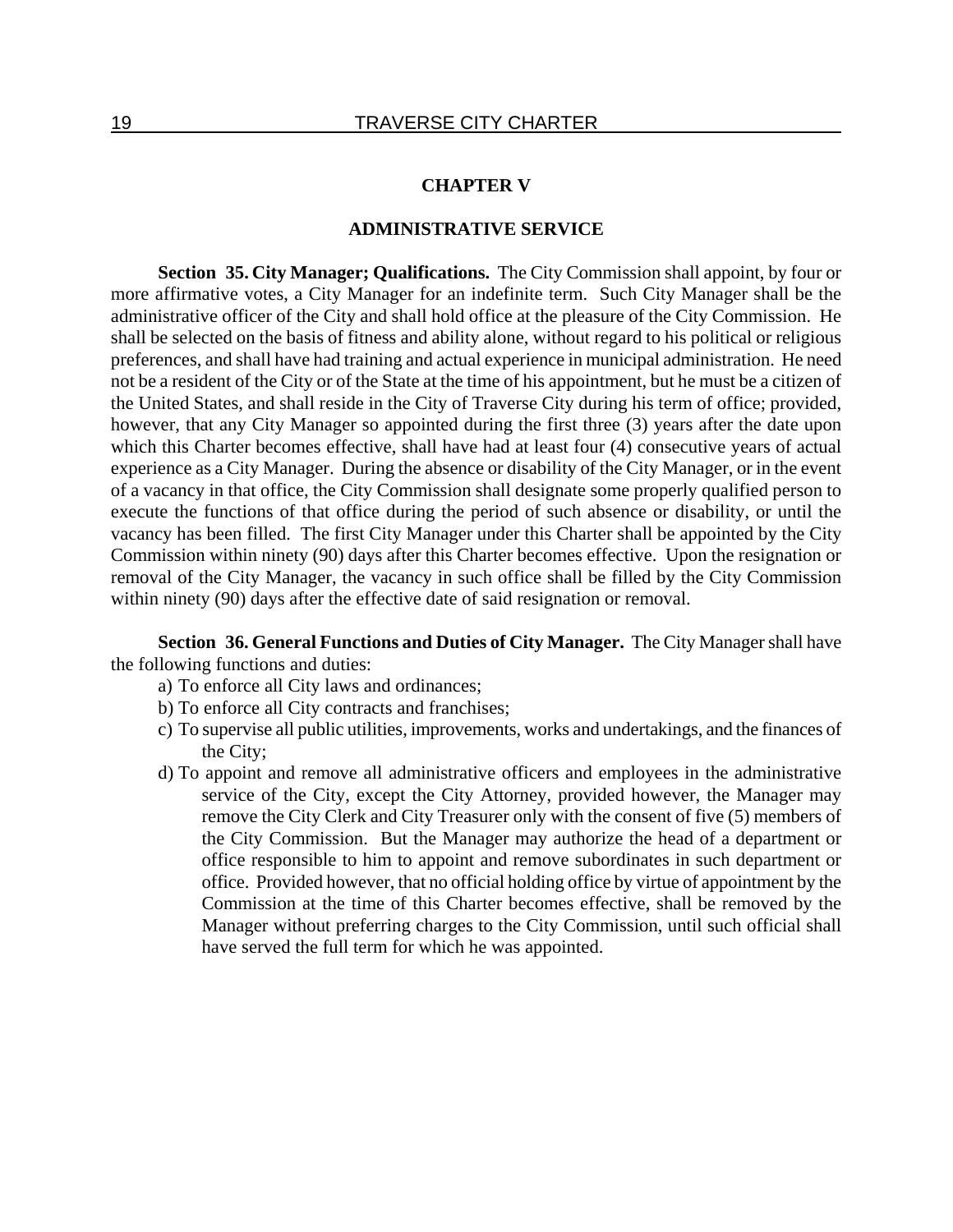## CHAPTER V

## ADMINISTRATIVE SERVICE

**Section 35. City Manager; Qualifications.** The City Commission shall appoint, by four or more affirmative votes, a City Manager for an indefinite term. Such City Manager shall be the administrative officer of the City and shall hold office at the pleasure of the City Commission. He shall be selected on the basis of fitness and ability alone, without regard to his political or religious preferences, and shall have had training and actual experience in municipal administration. He need not be a resident of the City or of the State at the time of his appointment, but he must be a citizen of the United States, and shall reside in the City of Traverse City during his term of office; provided, however, that any City Manager so appointed during the first three (3) years after the date upon which this Charter becomes effective, shall have had at least four (4) consecutive years of actual experience as a City Manager. During the absence or disability of the City Manager, or in the event of a vacancy in that office, the City Commission shall designate some properly qualified person to execute the functions of that office during the period of such absence or disability, or until the vacancy has been filled. The first City Manager under this Charter shall be appointed by the City Commission within ninety (90) days after this Charter becomes effective. Upon the resignation or removal of the City Manager, the vacancy in such office shall be filled by the City Commission within ninety (90) days after the effective date of said resignation or removal.

**Section 36. General Functions and Duties of City Manager.** The City Manager shall have the following functions and duties:

a) To enforce all City laws and ordinances;

b) To enforce all City contracts and franchises;

c) To supervise all public utilities, improvements, works and undertakings, and the finances of the City;

d) To appoint and remove all administrative officers and employees in the administrative service of the City, except the City Attorney, provided however, the Manager may remove the City Clerk and City Treasurer only with the consent of five (5) members of the City Commission. But the Manager may authorize the head of a department or office responsible to him to appoint and remove subordinates in such department or office. Provided however, that no official holding office by virtue of appointment by the Commission at the time of this Charter becomes effective, shall be removed by the Manager without preferring charges to the City Commission, until such official shall have served the full term for which he was appointed.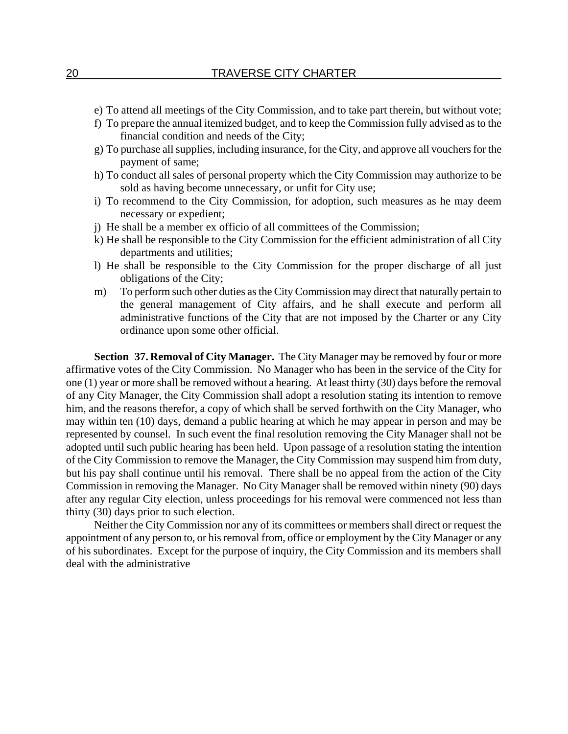e) To attend all meetings of the City Commission, and to take part therein, but without vote;

f) To prepare the annual itemized budget, and to keep the Commission fully advised as to the financial condition and needs of the City;

g) To purchase all supplies, including insurance, for the City, and approve all vouchers for the payment of same;

h) To conduct all sales of personal property which the City Commission may authorize to be sold as having become unnecessary, or unfit for City use;

i) To recommend to the City Commission, for adoption, such measures as he may deem necessary or expedient;

j) He shall be a member ex officio of all committees of the Commission;

k) He shall be responsible to the City Commission for the efficient administration of all City departments and utilities;

l) He shall be responsible to the City Commission for the proper discharge of all just obligations of the City;

m) To perform such other duties as the City Commission may direct that naturally pertain to the general management of City affairs, and he shall execute and perform all administrative functions of the City that are not imposed by the Charter or any City ordinance upon some other official.

**Section 37. Removal of City Manager.** The City Manager may be removed by four or more affirmative votes of the City Commission. No Manager who has been in the service of the City for one (1) year or more shall be removed without a hearing. At least thirty (30) days before the removal of any City Manager, the City Commission shall adopt a resolution stating its intention to remove him, and the reasons therefor, a copy of which shall be served forthwith on the City Manager, who may within ten (10) days, demand a public hearing at which he may appear in person and may be represented by counsel. In such event the final resolution removing the City Manager shall not be adopted until such public hearing has been held. Upon passage of a resolution stating the intention of the City Commission to remove the Manager, the City Commission may suspend him from duty, but his pay shall continue until his removal. There shall be no appeal from the action of the City Commission in removing the Manager. No City Manager shall be removed within ninety (90) days after any regular City election, unless proceedings for his removal were commenced not less than thirty (30) days prior to such election.

Neither the City Commission nor any of its committees or members shall direct or request the appointment of any person to, or his removal from, office or employment by the City Manager or any of his subordinates. Except for the purpose of inquiry, the City Commission and its members shall deal with the administrative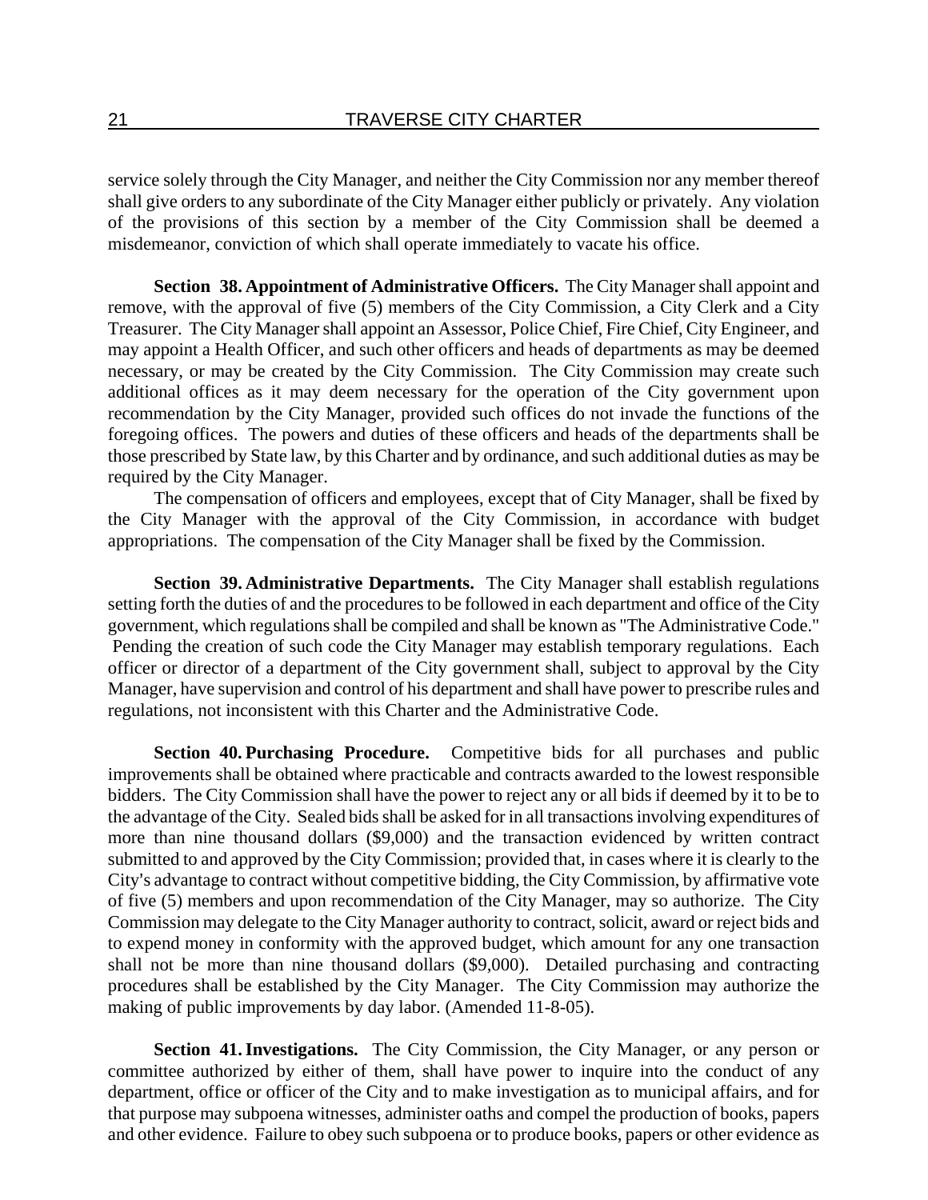service solely through the City Manager, and neither the City Commission nor any member thereof shall give orders to any subordinate of the City Manager either publicly or privately. Any violation of the provisions of this section by a member of the City Commission shall be deemed a misdemeanor, conviction of which shall operate immediately to vacate his office.

**Section 38. Appointment of Administrative Officers.** The City Manager shall appoint and remove, with the approval of five (5) members of the City Commission, a City Clerk and a City Treasurer. The City Manager shall appoint an Assessor, Police Chief, Fire Chief, City Engineer, and may appoint a Health Officer, and such other officers and heads of departments as may be deemed necessary, or may be created by the City Commission. The City Commission may create such additional offices as it may deem necessary for the operation of the City government upon recommendation by the City Manager, provided such offices do not invade the functions of the foregoing offices. The powers and duties of these officers and heads of the departments shall be those prescribed by State law, by this Charter and by ordinance, and such additional duties as may be required by the City Manager.

The compensation of officers and employees, except that of City Manager, shall be fixed by the City Manager with the approval of the City Commission, in accordance with budget appropriations. The compensation of the City Manager shall be fixed by the Commission.

**Section 39. Administrative Departments.** The City Manager shall establish regulations setting forth the duties of and the procedures to be followed in each department and office of the City government, which regulations shall be compiled and shall be known as "The Administrative Code." Pending the creation of such code the City Manager may establish temporary regulations. Each officer or director of a department of the City government shall, subject to approval by the City Manager, have supervision and control of his department and shall have power to prescribe rules and regulations, not inconsistent with this Charter and the Administrative Code.

**Section 40. Purchasing Procedure.** Competitive bids for all purchases and public improvements shall be obtained where practicable and contracts awarded to the lowest responsible bidders. The City Commission shall have the power to reject any or all bids if deemed by it to be to the advantage of the City. Sealed bids shall be asked for in all transactions involving expenditures of more than nine thousand dollars ($9,000) and the transaction evidenced by written contract submitted to and approved by the City Commission; provided that, in cases where it is clearly to the City's advantage to contract without competitive bidding, the City Commission, by affirmative vote of five (5) members and upon recommendation of the City Manager, may so authorize. The City Commission may delegate to the City Manager authority to contract, solicit, award or reject bids and to expend money in conformity with the approved budget, which amount for any one transaction shall not be more than nine thousand dollars ($9,000). Detailed purchasing and contracting procedures shall be established by the City Manager. The City Commission may authorize the making of public improvements by day labor. (Amended 11-8-05).

**Section 41. Investigations.** The City Commission, the City Manager, or any person or committee authorized by either of them, shall have power to inquire into the conduct of any department, office or officer of the City and to make investigation as to municipal affairs, and for that purpose may subpoena witnesses, administer oaths and compel the production of books, papers and other evidence. Failure to obey such subpoena or to produce books, papers or other evidence as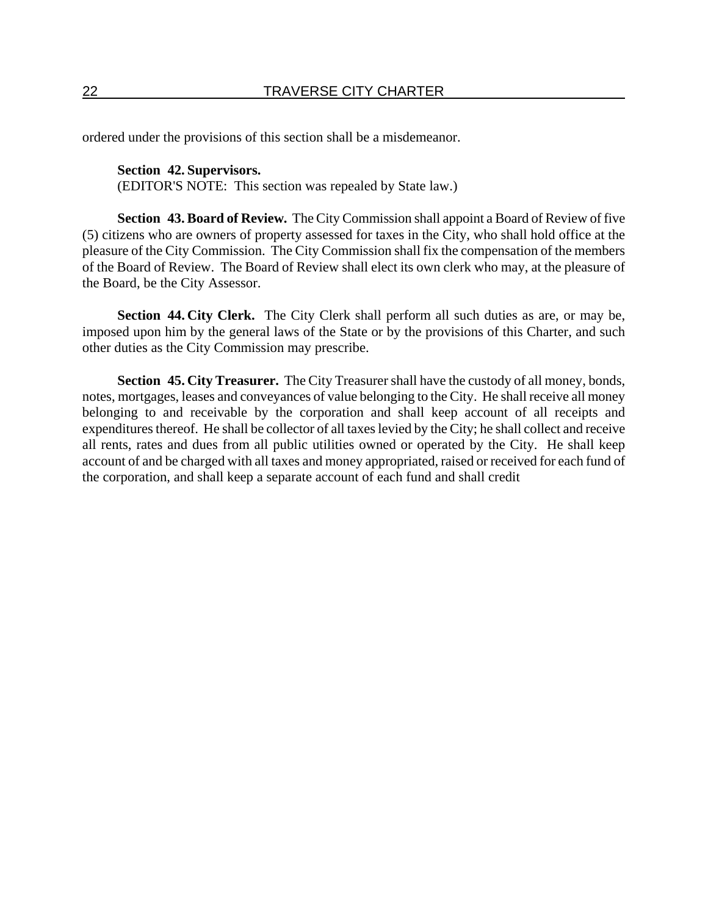ordered under the provisions of this section shall be a misdemeanor.

**Section 42. Supervisors.**
(EDITOR'S NOTE: This section was repealed by State law.)

**Section 43. Board of Review.** The City Commission shall appoint a Board of Review of five (5) citizens who are owners of property assessed for taxes in the City, who shall hold office at the pleasure of the City Commission. The City Commission shall fix the compensation of the members of the Board of Review. The Board of Review shall elect its own clerk who may, at the pleasure of the Board, be the City Assessor.

**Section 44. City Clerk.** The City Clerk shall perform all such duties as are, or may be, imposed upon him by the general laws of the State or by the provisions of this Charter, and such other duties as the City Commission may prescribe.

**Section 45. City Treasurer.** The City Treasurer shall have the custody of all money, bonds, notes, mortgages, leases and conveyances of value belonging to the City. He shall receive all money belonging to and receivable by the corporation and shall keep account of all receipts and expenditures thereof. He shall be collector of all taxes levied by the City; he shall collect and receive all rents, rates and dues from all public utilities owned or operated by the City. He shall keep account of and be charged with all taxes and money appropriated, raised or received for each fund of the corporation, and shall keep a separate account of each fund and shall credit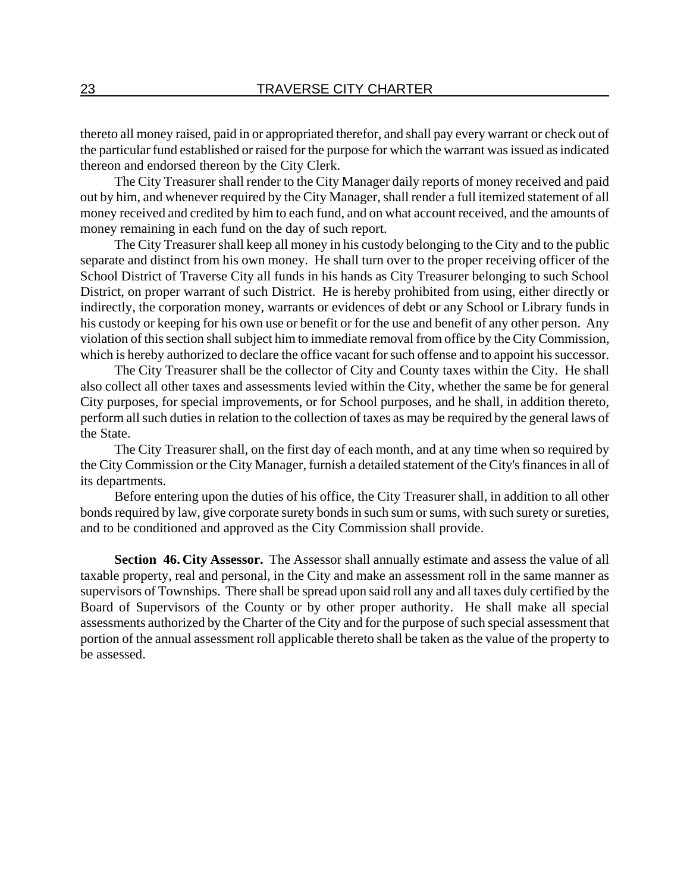thereto all money raised, paid in or appropriated therefor, and shall pay every warrant or check out of the particular fund established or raised for the purpose for which the warrant was issued as indicated thereon and endorsed thereon by the City Clerk.

The City Treasurer shall render to the City Manager daily reports of money received and paid out by him, and whenever required by the City Manager, shall render a full itemized statement of all money received and credited by him to each fund, and on what account received, and the amounts of money remaining in each fund on the day of such report.

The City Treasurer shall keep all money in his custody belonging to the City and to the public separate and distinct from his own money. He shall turn over to the proper receiving officer of the School District of Traverse City all funds in his hands as City Treasurer belonging to such School District, on proper warrant of such District. He is hereby prohibited from using, either directly or indirectly, the corporation money, warrants or evidences of debt or any School or Library funds in his custody or keeping for his own use or benefit or for the use and benefit of any other person. Any violation of this section shall subject him to immediate removal from office by the City Commission, which is hereby authorized to declare the office vacant for such offense and to appoint his successor.

The City Treasurer shall be the collector of City and County taxes within the City. He shall also collect all other taxes and assessments levied within the City, whether the same be for general City purposes, for special improvements, or for School purposes, and he shall, in addition thereto, perform all such duties in relation to the collection of taxes as may be required by the general laws of the State.

The City Treasurer shall, on the first day of each month, and at any time when so required by the City Commission or the City Manager, furnish a detailed statement of the City's finances in all of its departments.

Before entering upon the duties of his office, the City Treasurer shall, in addition to all other bonds required by law, give corporate surety bonds in such sum or sums, with such surety or sureties, and to be conditioned and approved as the City Commission shall provide.

**Section 46. City Assessor.** The Assessor shall annually estimate and assess the value of all taxable property, real and personal, in the City and make an assessment roll in the same manner as supervisors of Townships. There shall be spread upon said roll any and all taxes duly certified by the Board of Supervisors of the County or by other proper authority. He shall make all special assessments authorized by the Charter of the City and for the purpose of such special assessment that portion of the annual assessment roll applicable thereto shall be taken as the value of the property to be assessed.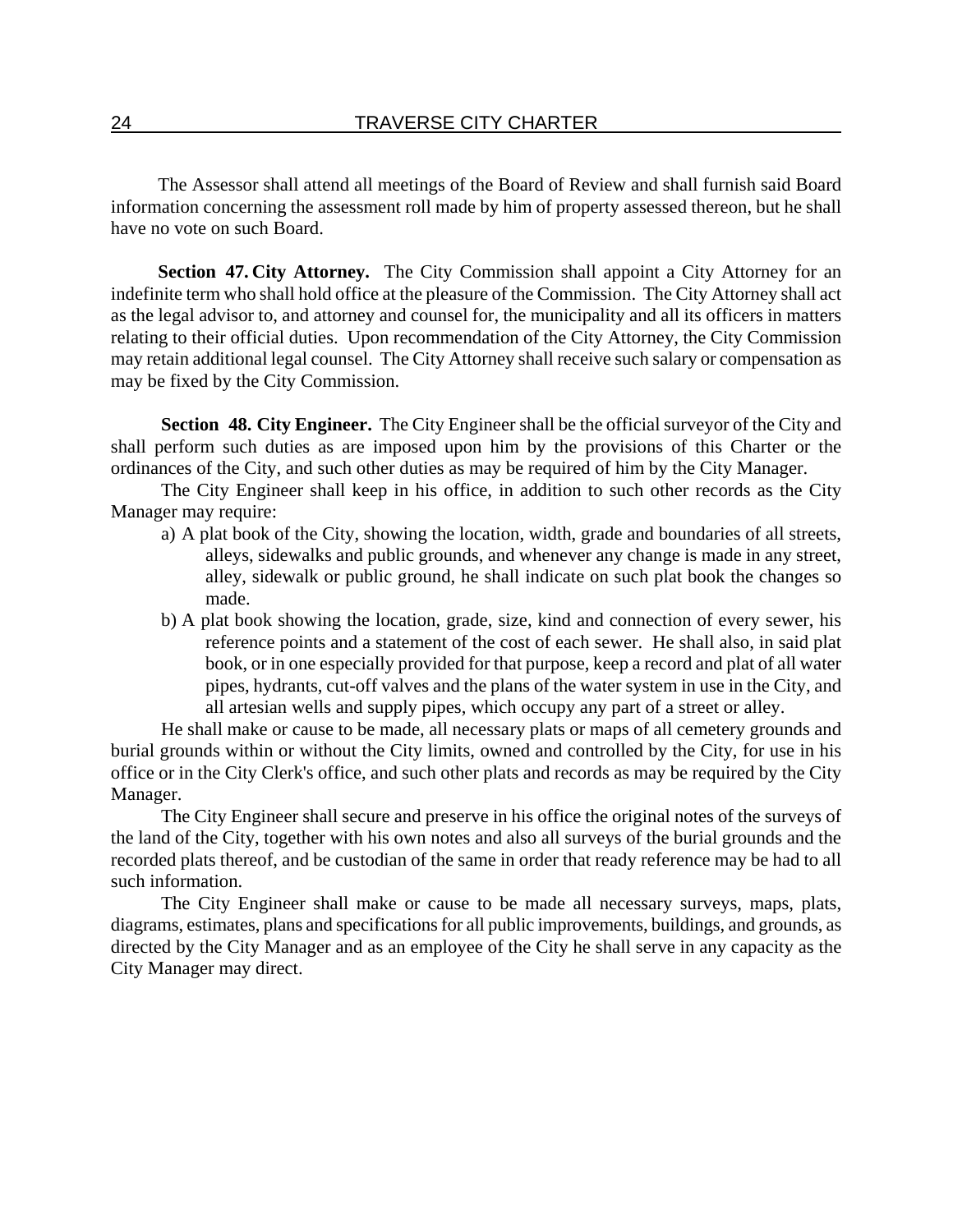The Assessor shall attend all meetings of the Board of Review and shall furnish said Board information concerning the assessment roll made by him of property assessed thereon, but he shall have no vote on such Board.

**Section 47. City Attorney.** The City Commission shall appoint a City Attorney for an indefinite term who shall hold office at the pleasure of the Commission. The City Attorney shall act as the legal advisor to, and attorney and counsel for, the municipality and all its officers in matters relating to their official duties. Upon recommendation of the City Attorney, the City Commission may retain additional legal counsel. The City Attorney shall receive such salary or compensation as may be fixed by the City Commission.

**Section 48. City Engineer.** The City Engineer shall be the official surveyor of the City and shall perform such duties as are imposed upon him by the provisions of this Charter or the ordinances of the City, and such other duties as may be required of him by the City Manager.

The City Engineer shall keep in his office, in addition to such other records as the City Manager may require:

a) A plat book of the City, showing the location, width, grade and boundaries of all streets, alleys, sidewalks and public grounds, and whenever any change is made in any street, alley, sidewalk or public ground, he shall indicate on such plat book the changes so made.

b) A plat book showing the location, grade, size, kind and connection of every sewer, his reference points and a statement of the cost of each sewer. He shall also, in said plat book, or in one especially provided for that purpose, keep a record and plat of all water pipes, hydrants, cut-off valves and the plans of the water system in use in the City, and all artesian wells and supply pipes, which occupy any part of a street or alley.

He shall make or cause to be made, all necessary plats or maps of all cemetery grounds and burial grounds within or without the City limits, owned and controlled by the City, for use in his office or in the City Clerk's office, and such other plats and records as may be required by the City Manager.

The City Engineer shall secure and preserve in his office the original notes of the surveys of the land of the City, together with his own notes and also all surveys of the burial grounds and the recorded plats thereof, and be custodian of the same in order that ready reference may be had to all such information.

The City Engineer shall make or cause to be made all necessary surveys, maps, plats, diagrams, estimates, plans and specifications for all public improvements, buildings, and grounds, as directed by the City Manager and as an employee of the City he shall serve in any capacity as the City Manager may direct.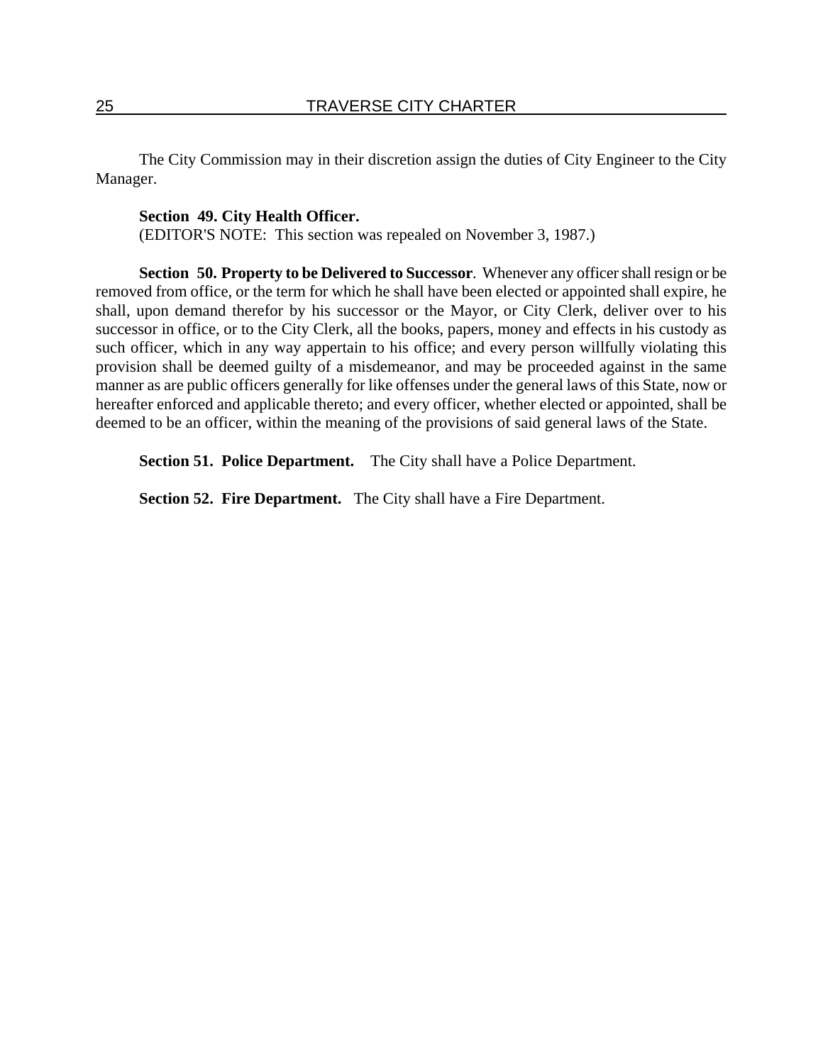The City Commission may in their discretion assign the duties of City Engineer to the City Manager.

**Section 49. City Health Officer.**
(EDITOR'S NOTE: This section was repealed on November 3, 1987.)

**Section 50. Property to be Delivered to Successor**. Whenever any officer shall resign or be removed from office, or the term for which he shall have been elected or appointed shall expire, he shall, upon demand therefor by his successor or the Mayor, or City Clerk, deliver over to his successor in office, or to the City Clerk, all the books, papers, money and effects in his custody as such officer, which in any way appertain to his office; and every person willfully violating this provision shall be deemed guilty of a misdemeanor, and may be proceeded against in the same manner as are public officers generally for like offenses under the general laws of this State, now or hereafter enforced and applicable thereto; and every officer, whether elected or appointed, shall be deemed to be an officer, within the meaning of the provisions of said general laws of the State.

**Section 51. Police Department.** The City shall have a Police Department.

**Section 52. Fire Department.** The City shall have a Fire Department.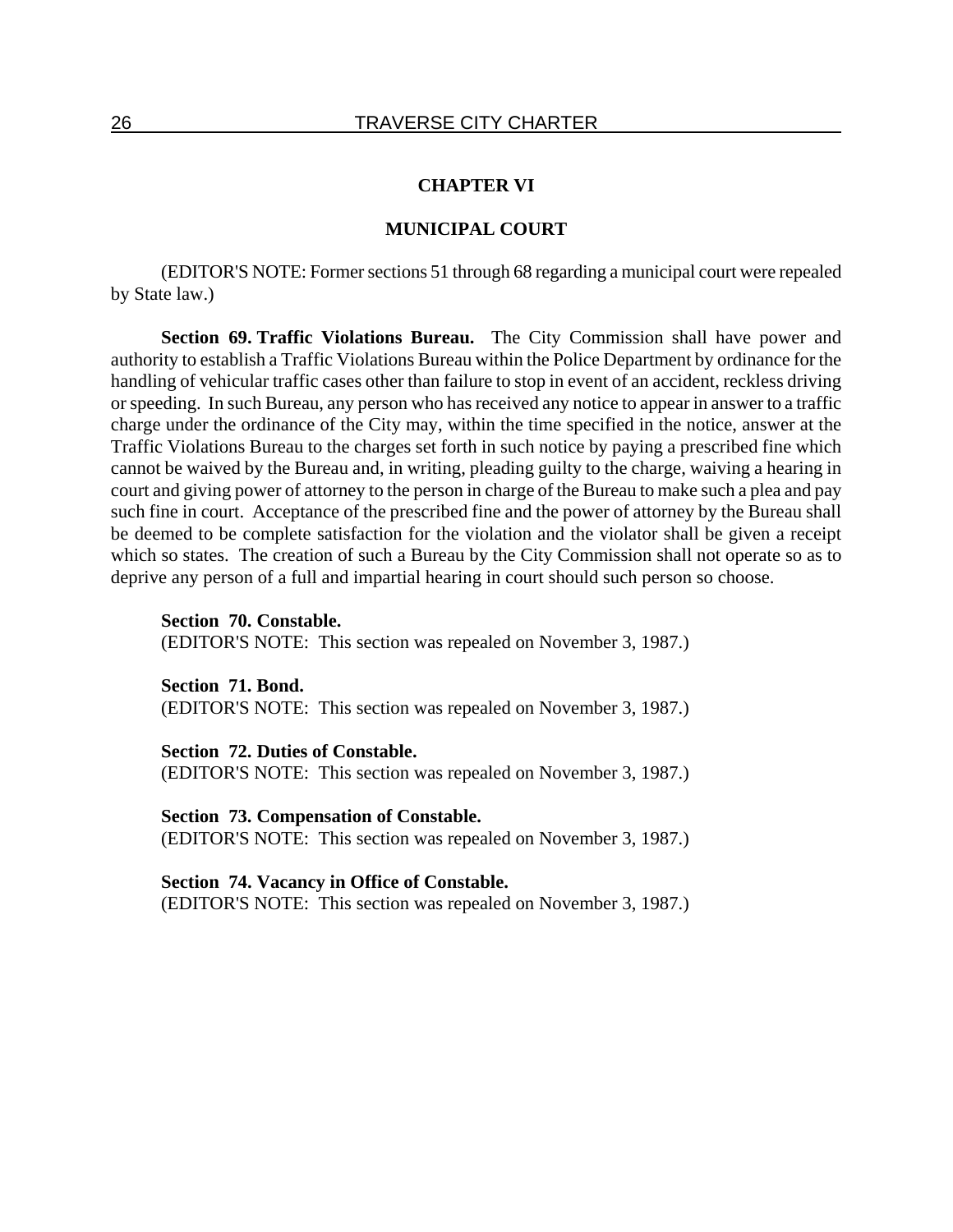## CHAPTER VI

## MUNICIPAL COURT

(EDITOR'S NOTE: Former sections 51 through 68 regarding a municipal court were repealed by State law.)

**Section 69. Traffic Violations Bureau.** The City Commission shall have power and authority to establish a Traffic Violations Bureau within the Police Department by ordinance for the handling of vehicular traffic cases other than failure to stop in event of an accident, reckless driving or speeding. In such Bureau, any person who has received any notice to appear in answer to a traffic charge under the ordinance of the City may, within the time specified in the notice, answer at the Traffic Violations Bureau to the charges set forth in such notice by paying a prescribed fine which cannot be waived by the Bureau and, in writing, pleading guilty to the charge, waiving a hearing in court and giving power of attorney to the person in charge of the Bureau to make such a plea and pay such fine in court. Acceptance of the prescribed fine and the power of attorney by the Bureau shall be deemed to be complete satisfaction for the violation and the violator shall be given a receipt which so states. The creation of such a Bureau by the City Commission shall not operate so as to deprive any person of a full and impartial hearing in court should such person so choose.

**Section 70. Constable.**
(EDITOR'S NOTE: This section was repealed on November 3, 1987.)

**Section 71. Bond.**
(EDITOR'S NOTE: This section was repealed on November 3, 1987.)

**Section 72. Duties of Constable.**
(EDITOR'S NOTE: This section was repealed on November 3, 1987.)

**Section 73. Compensation of Constable.**
(EDITOR'S NOTE: This section was repealed on November 3, 1987.)

**Section 74. Vacancy in Office of Constable.**
(EDITOR'S NOTE: This section was repealed on November 3, 1987.)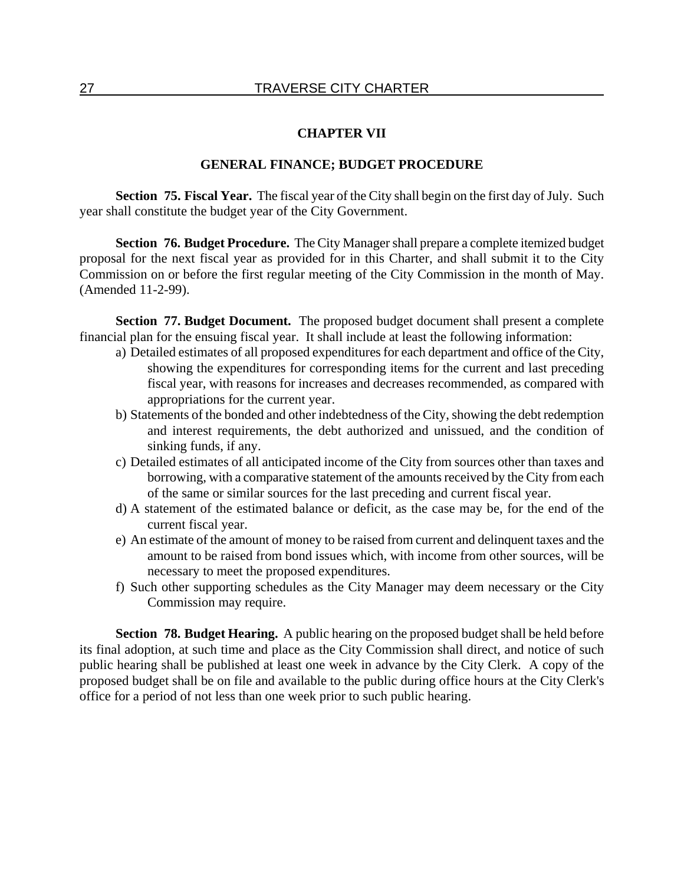## CHAPTER VII

## GENERAL FINANCE; BUDGET PROCEDURE

**Section 75. Fiscal Year.** The fiscal year of the City shall begin on the first day of July. Such year shall constitute the budget year of the City Government.

**Section 76. Budget Procedure.** The City Manager shall prepare a complete itemized budget proposal for the next fiscal year as provided for in this Charter, and shall submit it to the City Commission on or before the first regular meeting of the City Commission in the month of May. (Amended 11-2-99).

**Section 77. Budget Document.** The proposed budget document shall present a complete financial plan for the ensuing fiscal year. It shall include at least the following information:

a) Detailed estimates of all proposed expenditures for each department and office of the City, showing the expenditures for corresponding items for the current and last preceding fiscal year, with reasons for increases and decreases recommended, as compared with appropriations for the current year.

b) Statements of the bonded and other indebtedness of the City, showing the debt redemption and interest requirements, the debt authorized and unissued, and the condition of sinking funds, if any.

c) Detailed estimates of all anticipated income of the City from sources other than taxes and borrowing, with a comparative statement of the amounts received by the City from each of the same or similar sources for the last preceding and current fiscal year.

d) A statement of the estimated balance or deficit, as the case may be, for the end of the current fiscal year.

e) An estimate of the amount of money to be raised from current and delinquent taxes and the amount to be raised from bond issues which, with income from other sources, will be necessary to meet the proposed expenditures.

f) Such other supporting schedules as the City Manager may deem necessary or the City Commission may require.

**Section 78. Budget Hearing.** A public hearing on the proposed budget shall be held before its final adoption, at such time and place as the City Commission shall direct, and notice of such public hearing shall be published at least one week in advance by the City Clerk. A copy of the proposed budget shall be on file and available to the public during office hours at the City Clerk's office for a period of not less than one week prior to such public hearing.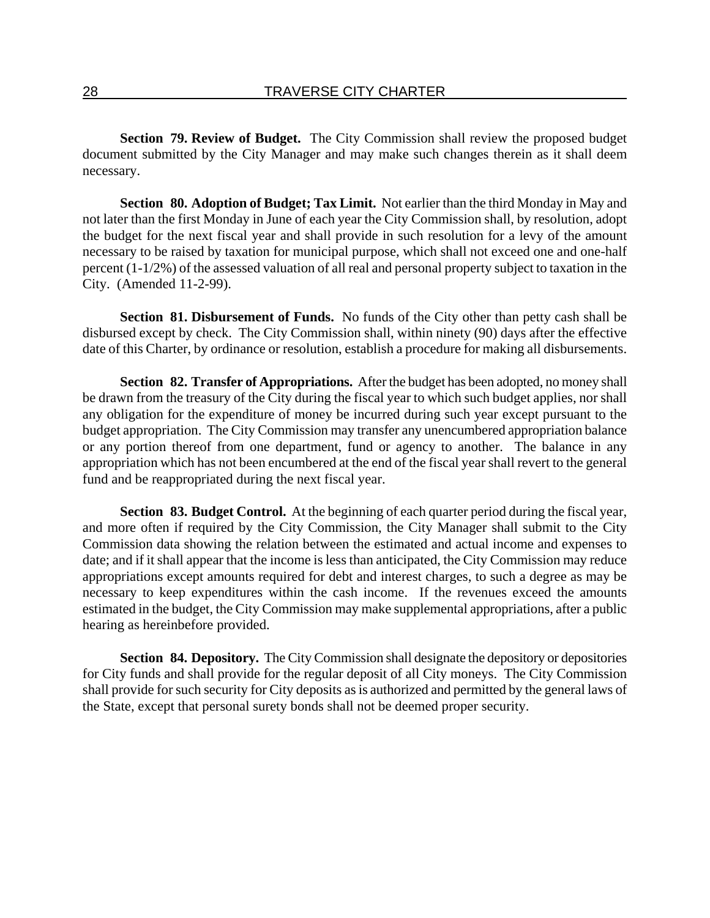**Section 79. Review of Budget.** The City Commission shall review the proposed budget document submitted by the City Manager and may make such changes therein as it shall deem necessary.

**Section 80. Adoption of Budget; Tax Limit.** Not earlier than the third Monday in May and not later than the first Monday in June of each year the City Commission shall, by resolution, adopt the budget for the next fiscal year and shall provide in such resolution for a levy of the amount necessary to be raised by taxation for municipal purpose, which shall not exceed one and one-half percent (1-1/2%) of the assessed valuation of all real and personal property subject to taxation in the City. (Amended 11-2-99).

**Section 81. Disbursement of Funds.** No funds of the City other than petty cash shall be disbursed except by check. The City Commission shall, within ninety (90) days after the effective date of this Charter, by ordinance or resolution, establish a procedure for making all disbursements.

**Section 82. Transfer of Appropriations.** After the budget has been adopted, no money shall be drawn from the treasury of the City during the fiscal year to which such budget applies, nor shall any obligation for the expenditure of money be incurred during such year except pursuant to the budget appropriation. The City Commission may transfer any unencumbered appropriation balance or any portion thereof from one department, fund or agency to another. The balance in any appropriation which has not been encumbered at the end of the fiscal year shall revert to the general fund and be reappropriated during the next fiscal year.

**Section 83. Budget Control.** At the beginning of each quarter period during the fiscal year, and more often if required by the City Commission, the City Manager shall submit to the City Commission data showing the relation between the estimated and actual income and expenses to date; and if it shall appear that the income is less than anticipated, the City Commission may reduce appropriations except amounts required for debt and interest charges, to such a degree as may be necessary to keep expenditures within the cash income. If the revenues exceed the amounts estimated in the budget, the City Commission may make supplemental appropriations, after a public hearing as hereinbefore provided.

**Section 84. Depository.** The City Commission shall designate the depository or depositories for City funds and shall provide for the regular deposit of all City moneys. The City Commission shall provide for such security for City deposits as is authorized and permitted by the general laws of the State, except that personal surety bonds shall not be deemed proper security.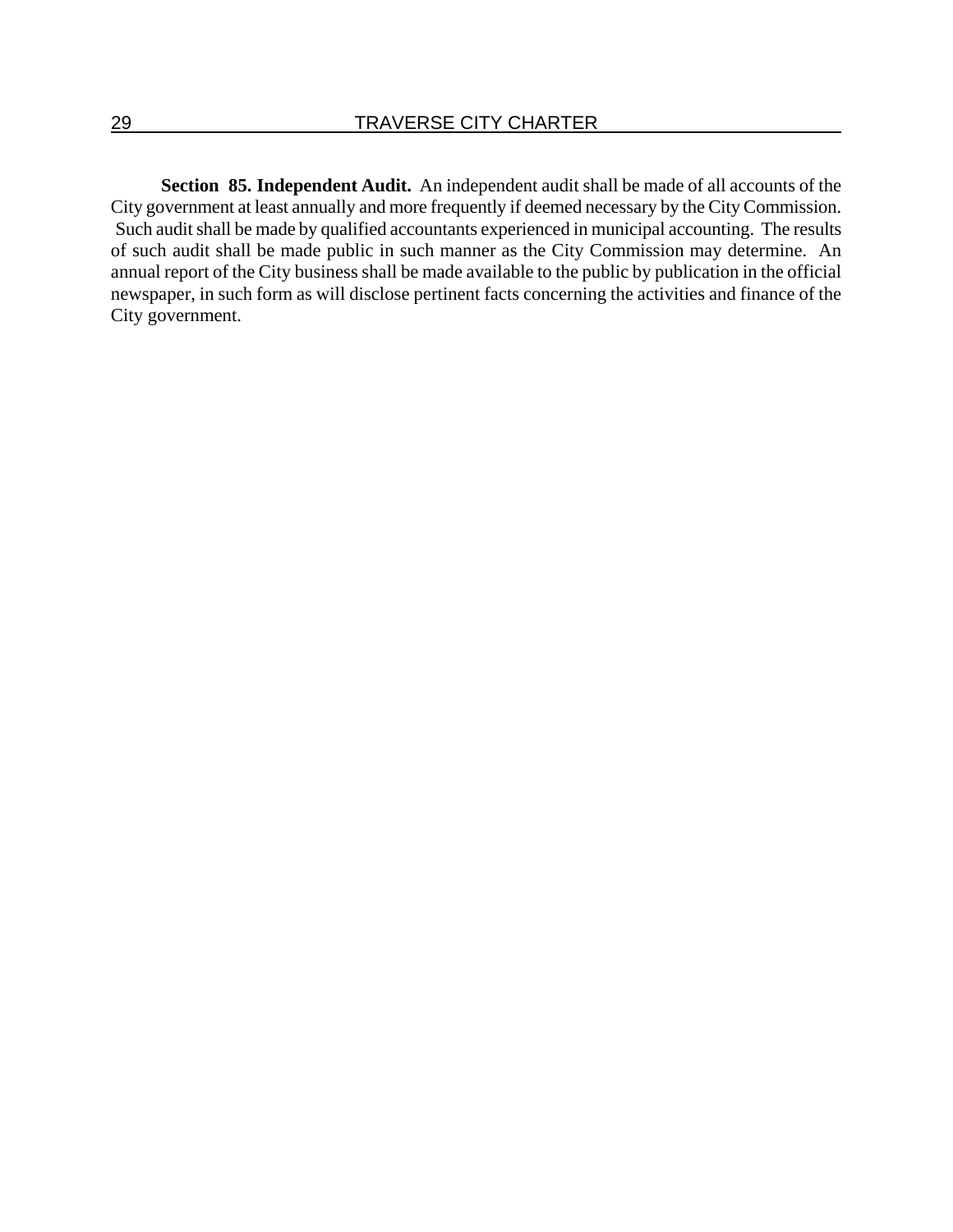**Section 85. Independent Audit.** An independent audit shall be made of all accounts of the City government at least annually and more frequently if deemed necessary by the City Commission. Such audit shall be made by qualified accountants experienced in municipal accounting. The results of such audit shall be made public in such manner as the City Commission may determine. An annual report of the City business shall be made available to the public by publication in the official newspaper, in such form as will disclose pertinent facts concerning the activities and finance of the City government.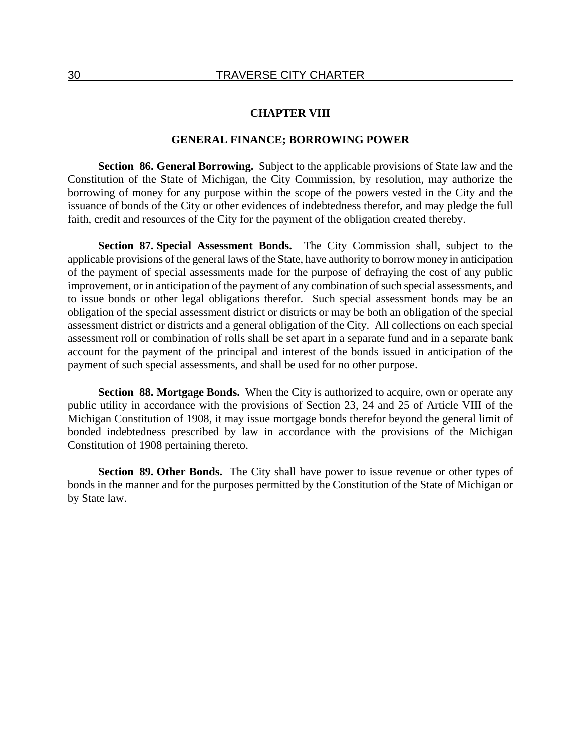## CHAPTER VIII

## GENERAL FINANCE; BORROWING POWER

**Section 86. General Borrowing.** Subject to the applicable provisions of State law and the Constitution of the State of Michigan, the City Commission, by resolution, may authorize the borrowing of money for any purpose within the scope of the powers vested in the City and the issuance of bonds of the City or other evidences of indebtedness therefor, and may pledge the full faith, credit and resources of the City for the payment of the obligation created thereby.

**Section 87. Special Assessment Bonds.** The City Commission shall, subject to the applicable provisions of the general laws of the State, have authority to borrow money in anticipation of the payment of special assessments made for the purpose of defraying the cost of any public improvement, or in anticipation of the payment of any combination of such special assessments, and to issue bonds or other legal obligations therefor. Such special assessment bonds may be an obligation of the special assessment district or districts or may be both an obligation of the special assessment district or districts and a general obligation of the City. All collections on each special assessment roll or combination of rolls shall be set apart in a separate fund and in a separate bank account for the payment of the principal and interest of the bonds issued in anticipation of the payment of such special assessments, and shall be used for no other purpose.

**Section 88. Mortgage Bonds.** When the City is authorized to acquire, own or operate any public utility in accordance with the provisions of Section 23, 24 and 25 of Article VIII of the Michigan Constitution of 1908, it may issue mortgage bonds therefor beyond the general limit of bonded indebtedness prescribed by law in accordance with the provisions of the Michigan Constitution of 1908 pertaining thereto.

**Section 89. Other Bonds.** The City shall have power to issue revenue or other types of bonds in the manner and for the purposes permitted by the Constitution of the State of Michigan or by State law.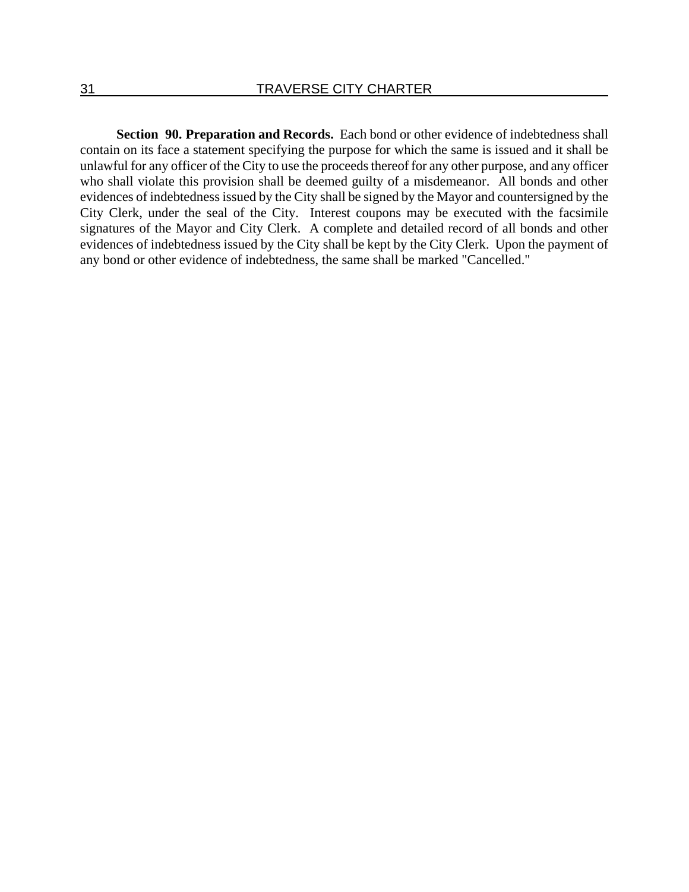**Section 90. Preparation and Records.** Each bond or other evidence of indebtedness shall contain on its face a statement specifying the purpose for which the same is issued and it shall be unlawful for any officer of the City to use the proceeds thereof for any other purpose, and any officer who shall violate this provision shall be deemed guilty of a misdemeanor. All bonds and other evidences of indebtedness issued by the City shall be signed by the Mayor and countersigned by the City Clerk, under the seal of the City. Interest coupons may be executed with the facsimile signatures of the Mayor and City Clerk. A complete and detailed record of all bonds and other evidences of indebtedness issued by the City shall be kept by the City Clerk. Upon the payment of any bond or other evidence of indebtedness, the same shall be marked "Cancelled."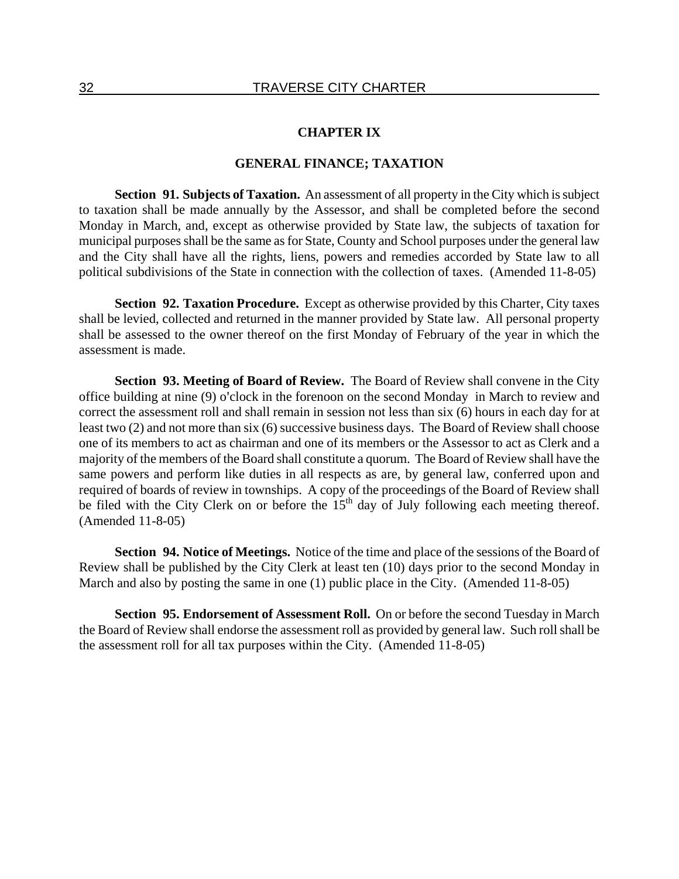# CHAPTER IX

## GENERAL FINANCE; TAXATION

**Section 91. Subjects of Taxation.** An assessment of all property in the City which is subject to taxation shall be made annually by the Assessor, and shall be completed before the second Monday in March, and, except as otherwise provided by State law, the subjects of taxation for municipal purposes shall be the same as for State, County and School purposes under the general law and the City shall have all the rights, liens, powers and remedies accorded by State law to all political subdivisions of the State in connection with the collection of taxes. (Amended 11-8-05)

**Section 92. Taxation Procedure.** Except as otherwise provided by this Charter, City taxes shall be levied, collected and returned in the manner provided by State law. All personal property shall be assessed to the owner thereof on the first Monday of February of the year in which the assessment is made.

**Section 93. Meeting of Board of Review.** The Board of Review shall convene in the City office building at nine (9) o'clock in the forenoon on the second Monday in March to review and correct the assessment roll and shall remain in session not less than six (6) hours in each day for at least two (2) and not more than six (6) successive business days. The Board of Review shall choose one of its members to act as chairman and one of its members or the Assessor to act as Clerk and a majority of the members of the Board shall constitute a quorum. The Board of Review shall have the same powers and perform like duties in all respects as are, by general law, conferred upon and required of boards of review in townships. A copy of the proceedings of the Board of Review shall be filed with the City Clerk on or before the 15th day of July following each meeting thereof. (Amended 11-8-05)

**Section 94. Notice of Meetings.** Notice of the time and place of the sessions of the Board of Review shall be published by the City Clerk at least ten (10) days prior to the second Monday in March and also by posting the same in one (1) public place in the City. (Amended 11-8-05)

**Section 95. Endorsement of Assessment Roll.** On or before the second Tuesday in March the Board of Review shall endorse the assessment roll as provided by general law. Such roll shall be the assessment roll for all tax purposes within the City. (Amended 11-8-05)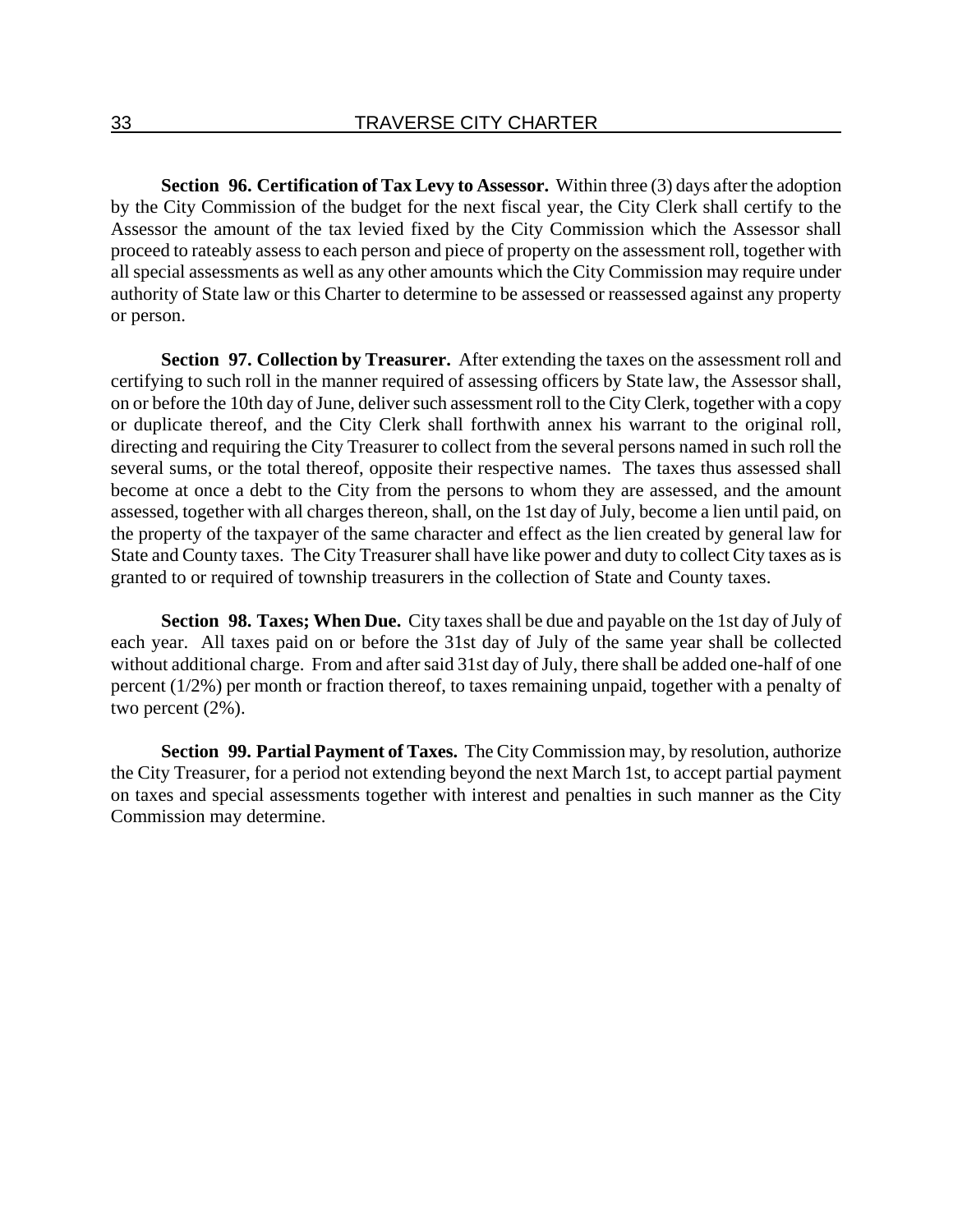**Section 96. Certification of Tax Levy to Assessor.** Within three (3) days after the adoption by the City Commission of the budget for the next fiscal year, the City Clerk shall certify to the Assessor the amount of the tax levied fixed by the City Commission which the Assessor shall proceed to rateably assess to each person and piece of property on the assessment roll, together with all special assessments as well as any other amounts which the City Commission may require under authority of State law or this Charter to determine to be assessed or reassessed against any property or person.

**Section 97. Collection by Treasurer.** After extending the taxes on the assessment roll and certifying to such roll in the manner required of assessing officers by State law, the Assessor shall, on or before the 10th day of June, deliver such assessment roll to the City Clerk, together with a copy or duplicate thereof, and the City Clerk shall forthwith annex his warrant to the original roll, directing and requiring the City Treasurer to collect from the several persons named in such roll the several sums, or the total thereof, opposite their respective names. The taxes thus assessed shall become at once a debt to the City from the persons to whom they are assessed, and the amount assessed, together with all charges thereon, shall, on the 1st day of July, become a lien until paid, on the property of the taxpayer of the same character and effect as the lien created by general law for State and County taxes. The City Treasurer shall have like power and duty to collect City taxes as is granted to or required of township treasurers in the collection of State and County taxes.

**Section 98. Taxes; When Due.** City taxes shall be due and payable on the 1st day of July of each year. All taxes paid on or before the 31st day of July of the same year shall be collected without additional charge. From and after said 31st day of July, there shall be added one-half of one percent (1/2%) per month or fraction thereof, to taxes remaining unpaid, together with a penalty of two percent (2%).

**Section 99. Partial Payment of Taxes.** The City Commission may, by resolution, authorize the City Treasurer, for a period not extending beyond the next March 1st, to accept partial payment on taxes and special assessments together with interest and penalties in such manner as the City Commission may determine.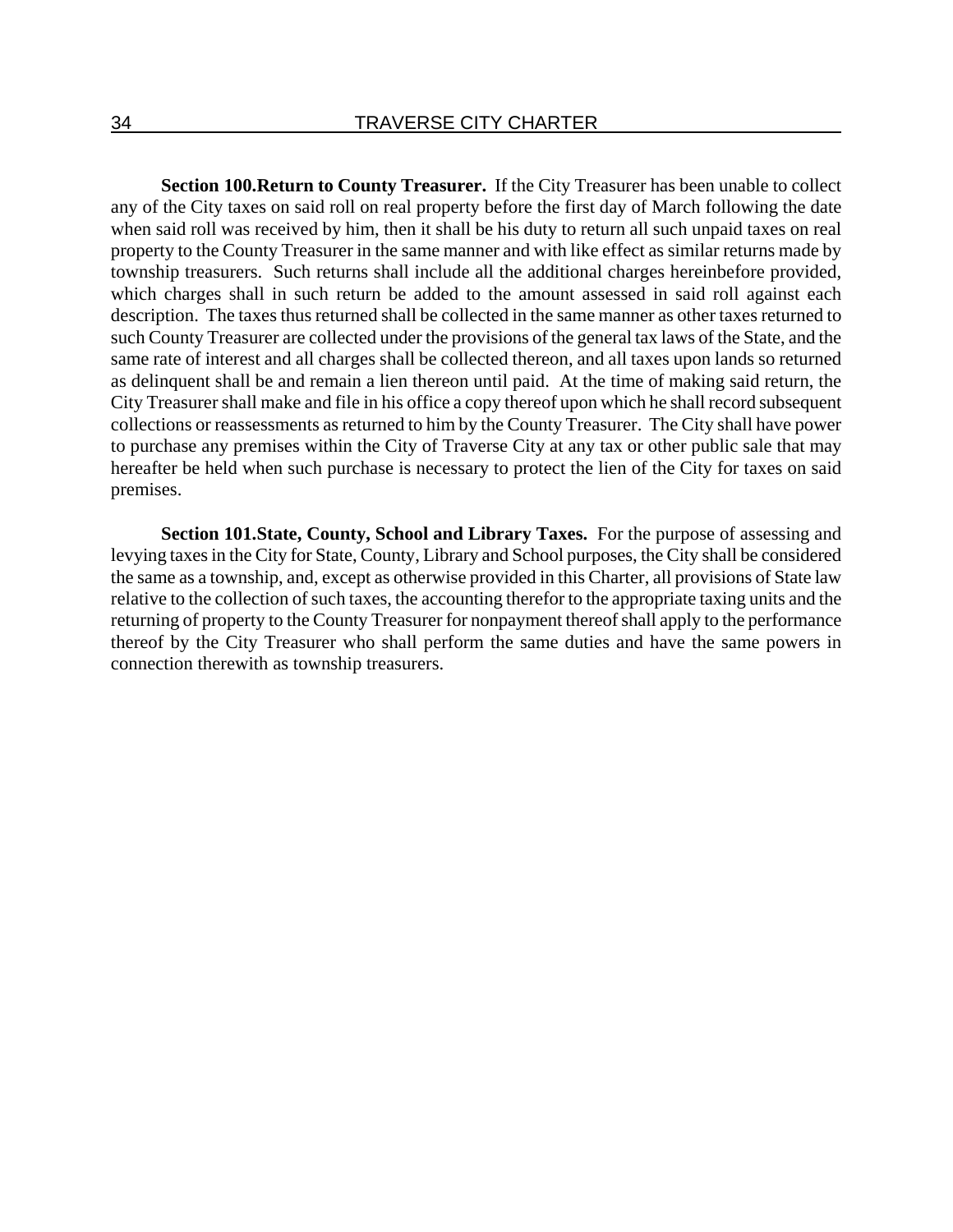**Section 100. Return to County Treasurer.** If the City Treasurer has been unable to collect any of the City taxes on said roll on real property before the first day of March following the date when said roll was received by him, then it shall be his duty to return all such unpaid taxes on real property to the County Treasurer in the same manner and with like effect as similar returns made by township treasurers. Such returns shall include all the additional charges hereinbefore provided, which charges shall in such return be added to the amount assessed in said roll against each description. The taxes thus returned shall be collected in the same manner as other taxes returned to such County Treasurer are collected under the provisions of the general tax laws of the State, and the same rate of interest and all charges shall be collected thereon, and all taxes upon lands so returned as delinquent shall be and remain a lien thereon until paid. At the time of making said return, the City Treasurer shall make and file in his office a copy thereof upon which he shall record subsequent collections or reassessments as returned to him by the County Treasurer. The City shall have power to purchase any premises within the City of Traverse City at any tax or other public sale that may hereafter be held when such purchase is necessary to protect the lien of the City for taxes on said premises.

**Section 101. State, County, School and Library Taxes.** For the purpose of assessing and levying taxes in the City for State, County, Library and School purposes, the City shall be considered the same as a township, and, except as otherwise provided in this Charter, all provisions of State law relative to the collection of such taxes, the accounting therefor to the appropriate taxing units and the returning of property to the County Treasurer for nonpayment thereof shall apply to the performance thereof by the City Treasurer who shall perform the same duties and have the same powers in connection therewith as township treasurers.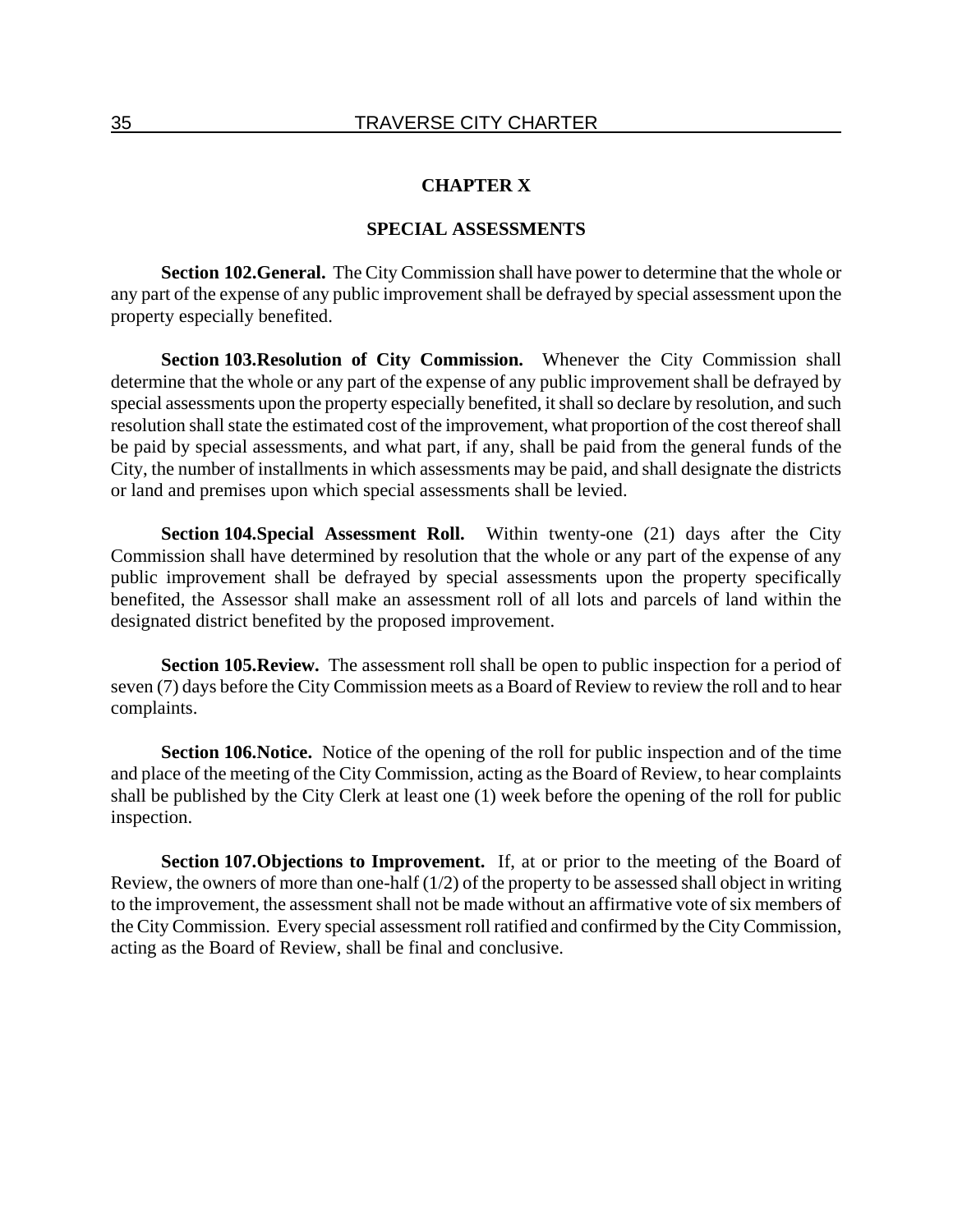# CHAPTER X

## SPECIAL ASSESSMENTS

**Section 102.General.** The City Commission shall have power to determine that the whole or any part of the expense of any public improvement shall be defrayed by special assessment upon the property especially benefited.

**Section 103.Resolution of City Commission.** Whenever the City Commission shall determine that the whole or any part of the expense of any public improvement shall be defrayed by special assessments upon the property especially benefited, it shall so declare by resolution, and such resolution shall state the estimated cost of the improvement, what proportion of the cost thereof shall be paid by special assessments, and what part, if any, shall be paid from the general funds of the City, the number of installments in which assessments may be paid, and shall designate the districts or land and premises upon which special assessments shall be levied.

**Section 104.Special Assessment Roll.** Within twenty-one (21) days after the City Commission shall have determined by resolution that the whole or any part of the expense of any public improvement shall be defrayed by special assessments upon the property specifically benefited, the Assessor shall make an assessment roll of all lots and parcels of land within the designated district benefited by the proposed improvement.

**Section 105.Review.** The assessment roll shall be open to public inspection for a period of seven (7) days before the City Commission meets as a Board of Review to review the roll and to hear complaints.

**Section 106.Notice.** Notice of the opening of the roll for public inspection and of the time and place of the meeting of the City Commission, acting as the Board of Review, to hear complaints shall be published by the City Clerk at least one (1) week before the opening of the roll for public inspection.

**Section 107.Objections to Improvement.** If, at or prior to the meeting of the Board of Review, the owners of more than one-half (1/2) of the property to be assessed shall object in writing to the improvement, the assessment shall not be made without an affirmative vote of six members of the City Commission. Every special assessment roll ratified and confirmed by the City Commission, acting as the Board of Review, shall be final and conclusive.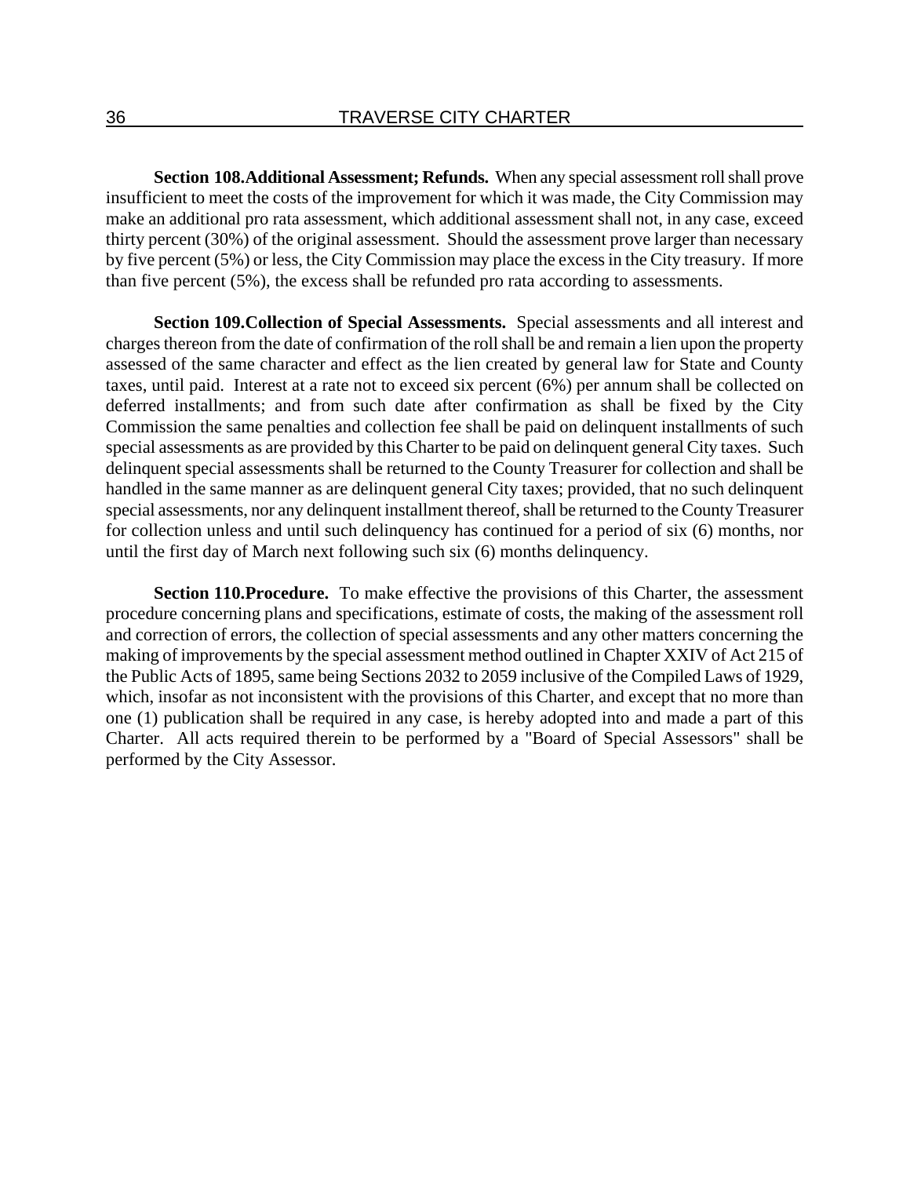**Section 108.Additional Assessment; Refunds.** When any special assessment roll shall prove insufficient to meet the costs of the improvement for which it was made, the City Commission may make an additional pro rata assessment, which additional assessment shall not, in any case, exceed thirty percent (30%) of the original assessment. Should the assessment prove larger than necessary by five percent (5%) or less, the City Commission may place the excess in the City treasury. If more than five percent (5%), the excess shall be refunded pro rata according to assessments.

**Section 109.Collection of Special Assessments.** Special assessments and all interest and charges thereon from the date of confirmation of the roll shall be and remain a lien upon the property assessed of the same character and effect as the lien created by general law for State and County taxes, until paid. Interest at a rate not to exceed six percent (6%) per annum shall be collected on deferred installments; and from such date after confirmation as shall be fixed by the City Commission the same penalties and collection fee shall be paid on delinquent installments of such special assessments as are provided by this Charter to be paid on delinquent general City taxes. Such delinquent special assessments shall be returned to the County Treasurer for collection and shall be handled in the same manner as are delinquent general City taxes; provided, that no such delinquent special assessments, nor any delinquent installment thereof, shall be returned to the County Treasurer for collection unless and until such delinquency has continued for a period of six (6) months, nor until the first day of March next following such six (6) months delinquency.

**Section 110.Procedure.** To make effective the provisions of this Charter, the assessment procedure concerning plans and specifications, estimate of costs, the making of the assessment roll and correction of errors, the collection of special assessments and any other matters concerning the making of improvements by the special assessment method outlined in Chapter XXIV of Act 215 of the Public Acts of 1895, same being Sections 2032 to 2059 inclusive of the Compiled Laws of 1929, which, insofar as not inconsistent with the provisions of this Charter, and except that no more than one (1) publication shall be required in any case, is hereby adopted into and made a part of this Charter. All acts required therein to be performed by a "Board of Special Assessors" shall be performed by the City Assessor.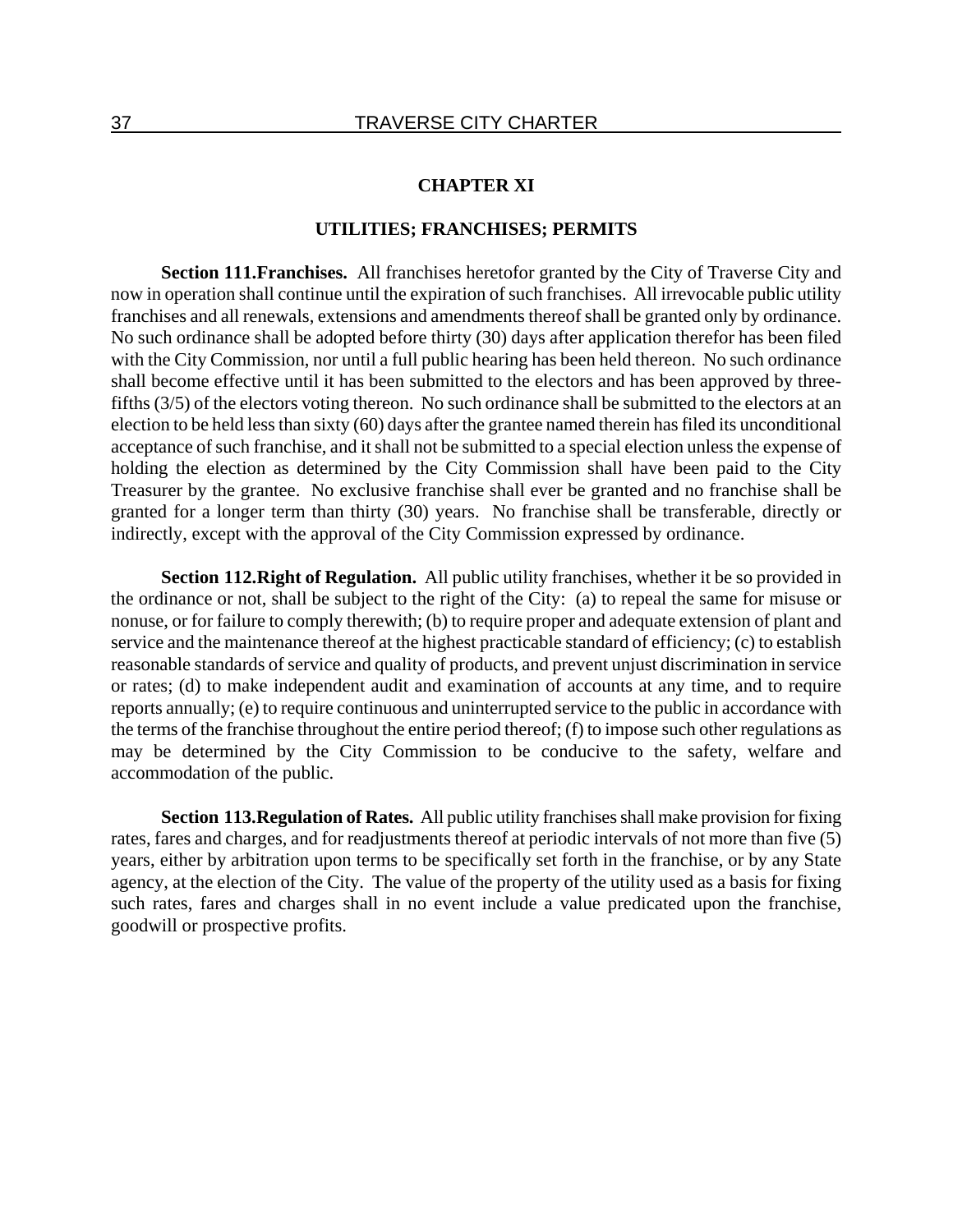# CHAPTER XI

## UTILITIES; FRANCHISES; PERMITS

**Section 111.Franchises.** All franchises heretofor granted by the City of Traverse City and now in operation shall continue until the expiration of such franchises. All irrevocable public utility franchises and all renewals, extensions and amendments thereof shall be granted only by ordinance. No such ordinance shall be adopted before thirty (30) days after application therefor has been filed with the City Commission, nor until a full public hearing has been held thereon. No such ordinance shall become effective until it has been submitted to the electors and has been approved by three-fifths (3/5) of the electors voting thereon. No such ordinance shall be submitted to the electors at an election to be held less than sixty (60) days after the grantee named therein has filed its unconditional acceptance of such franchise, and it shall not be submitted to a special election unless the expense of holding the election as determined by the City Commission shall have been paid to the City Treasurer by the grantee. No exclusive franchise shall ever be granted and no franchise shall be granted for a longer term than thirty (30) years. No franchise shall be transferable, directly or indirectly, except with the approval of the City Commission expressed by ordinance.

**Section 112.Right of Regulation.** All public utility franchises, whether it be so provided in the ordinance or not, shall be subject to the right of the City: (a) to repeal the same for misuse or nonuse, or for failure to comply therewith; (b) to require proper and adequate extension of plant and service and the maintenance thereof at the highest practicable standard of efficiency; (c) to establish reasonable standards of service and quality of products, and prevent unjust discrimination in service or rates; (d) to make independent audit and examination of accounts at any time, and to require reports annually; (e) to require continuous and uninterrupted service to the public in accordance with the terms of the franchise throughout the entire period thereof; (f) to impose such other regulations as may be determined by the City Commission to be conducive to the safety, welfare and accommodation of the public.

**Section 113.Regulation of Rates.** All public utility franchises shall make provision for fixing rates, fares and charges, and for readjustments thereof at periodic intervals of not more than five (5) years, either by arbitration upon terms to be specifically set forth in the franchise, or by any State agency, at the election of the City. The value of the property of the utility used as a basis for fixing such rates, fares and charges shall in no event include a value predicated upon the franchise, goodwill or prospective profits.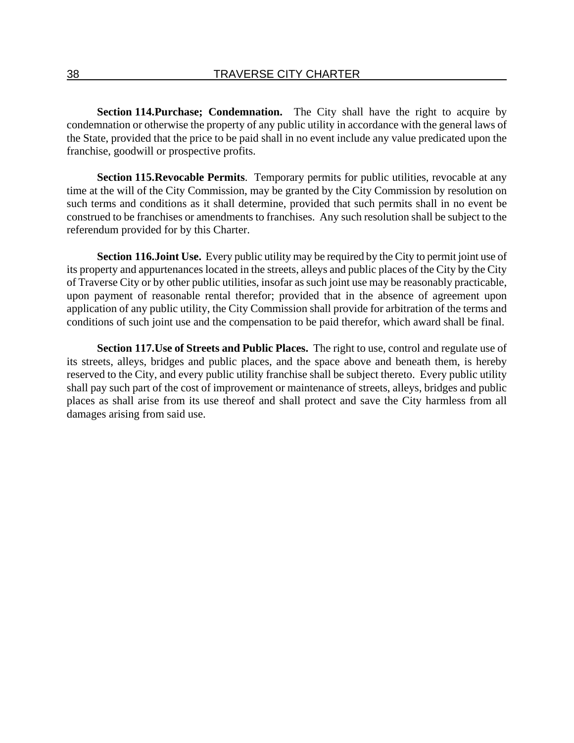**Section 114.Purchase; Condemnation.** The City shall have the right to acquire by condemnation or otherwise the property of any public utility in accordance with the general laws of the State, provided that the price to be paid shall in no event include any value predicated upon the franchise, goodwill or prospective profits.

**Section 115.Revocable Permits**. Temporary permits for public utilities, revocable at any time at the will of the City Commission, may be granted by the City Commission by resolution on such terms and conditions as it shall determine, provided that such permits shall in no event be construed to be franchises or amendments to franchises. Any such resolution shall be subject to the referendum provided for by this Charter.

**Section 116.Joint Use.** Every public utility may be required by the City to permit joint use of its property and appurtenances located in the streets, alleys and public places of the City by the City of Traverse City or by other public utilities, insofar as such joint use may be reasonably practicable, upon payment of reasonable rental therefor; provided that in the absence of agreement upon application of any public utility, the City Commission shall provide for arbitration of the terms and conditions of such joint use and the compensation to be paid therefor, which award shall be final.

**Section 117.Use of Streets and Public Places.** The right to use, control and regulate use of its streets, alleys, bridges and public places, and the space above and beneath them, is hereby reserved to the City, and every public utility franchise shall be subject thereto. Every public utility shall pay such part of the cost of improvement or maintenance of streets, alleys, bridges and public places as shall arise from its use thereof and shall protect and save the City harmless from all damages arising from said use.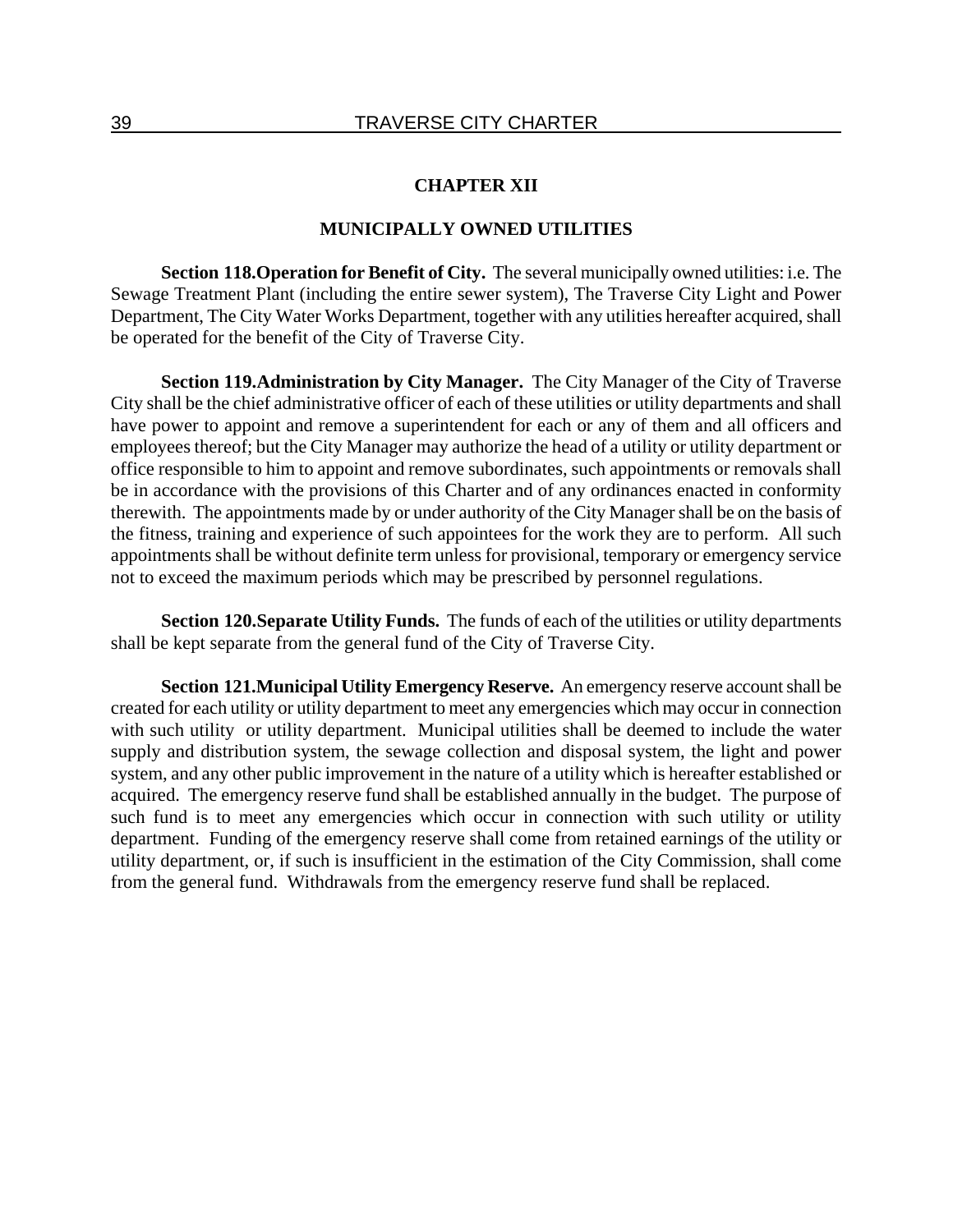# CHAPTER XII

## MUNICIPALLY OWNED UTILITIES

**Section 118.Operation for Benefit of City.** The several municipally owned utilities: i.e. The Sewage Treatment Plant (including the entire sewer system), The Traverse City Light and Power Department, The City Water Works Department, together with any utilities hereafter acquired, shall be operated for the benefit of the City of Traverse City.

**Section 119.Administration by City Manager.** The City Manager of the City of Traverse City shall be the chief administrative officer of each of these utilities or utility departments and shall have power to appoint and remove a superintendent for each or any of them and all officers and employees thereof; but the City Manager may authorize the head of a utility or utility department or office responsible to him to appoint and remove subordinates, such appointments or removals shall be in accordance with the provisions of this Charter and of any ordinances enacted in conformity therewith. The appointments made by or under authority of the City Manager shall be on the basis of the fitness, training and experience of such appointees for the work they are to perform. All such appointments shall be without definite term unless for provisional, temporary or emergency service not to exceed the maximum periods which may be prescribed by personnel regulations.

**Section 120.Separate Utility Funds.** The funds of each of the utilities or utility departments shall be kept separate from the general fund of the City of Traverse City.

**Section 121.Municipal Utility Emergency Reserve.** An emergency reserve account shall be created for each utility or utility department to meet any emergencies which may occur in connection with such utility or utility department. Municipal utilities shall be deemed to include the water supply and distribution system, the sewage collection and disposal system, the light and power system, and any other public improvement in the nature of a utility which is hereafter established or acquired. The emergency reserve fund shall be established annually in the budget. The purpose of such fund is to meet any emergencies which occur in connection with such utility or utility department. Funding of the emergency reserve shall come from retained earnings of the utility or utility department, or, if such is insufficient in the estimation of the City Commission, shall come from the general fund. Withdrawals from the emergency reserve fund shall be replaced.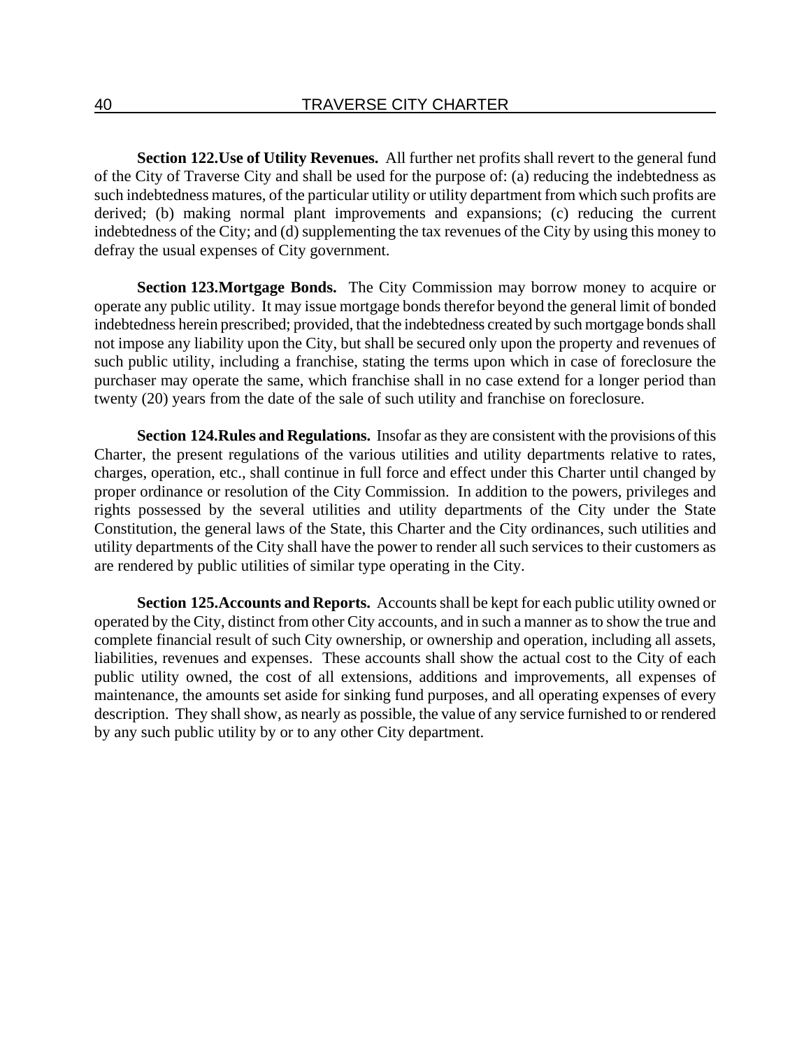**Section 122.Use of Utility Revenues.** All further net profits shall revert to the general fund of the City of Traverse City and shall be used for the purpose of: (a) reducing the indebtedness as such indebtedness matures, of the particular utility or utility department from which such profits are derived; (b) making normal plant improvements and expansions; (c) reducing the current indebtedness of the City; and (d) supplementing the tax revenues of the City by using this money to defray the usual expenses of City government.

**Section 123.Mortgage Bonds.** The City Commission may borrow money to acquire or operate any public utility. It may issue mortgage bonds therefor beyond the general limit of bonded indebtedness herein prescribed; provided, that the indebtedness created by such mortgage bonds shall not impose any liability upon the City, but shall be secured only upon the property and revenues of such public utility, including a franchise, stating the terms upon which in case of foreclosure the purchaser may operate the same, which franchise shall in no case extend for a longer period than twenty (20) years from the date of the sale of such utility and franchise on foreclosure.

**Section 124.Rules and Regulations.** Insofar as they are consistent with the provisions of this Charter, the present regulations of the various utilities and utility departments relative to rates, charges, operation, etc., shall continue in full force and effect under this Charter until changed by proper ordinance or resolution of the City Commission. In addition to the powers, privileges and rights possessed by the several utilities and utility departments of the City under the State Constitution, the general laws of the State, this Charter and the City ordinances, such utilities and utility departments of the City shall have the power to render all such services to their customers as are rendered by public utilities of similar type operating in the City.

**Section 125.Accounts and Reports.** Accounts shall be kept for each public utility owned or operated by the City, distinct from other City accounts, and in such a manner as to show the true and complete financial result of such City ownership, or ownership and operation, including all assets, liabilities, revenues and expenses. These accounts shall show the actual cost to the City of each public utility owned, the cost of all extensions, additions and improvements, all expenses of maintenance, the amounts set aside for sinking fund purposes, and all operating expenses of every description. They shall show, as nearly as possible, the value of any service furnished to or rendered by any such public utility by or to any other City department.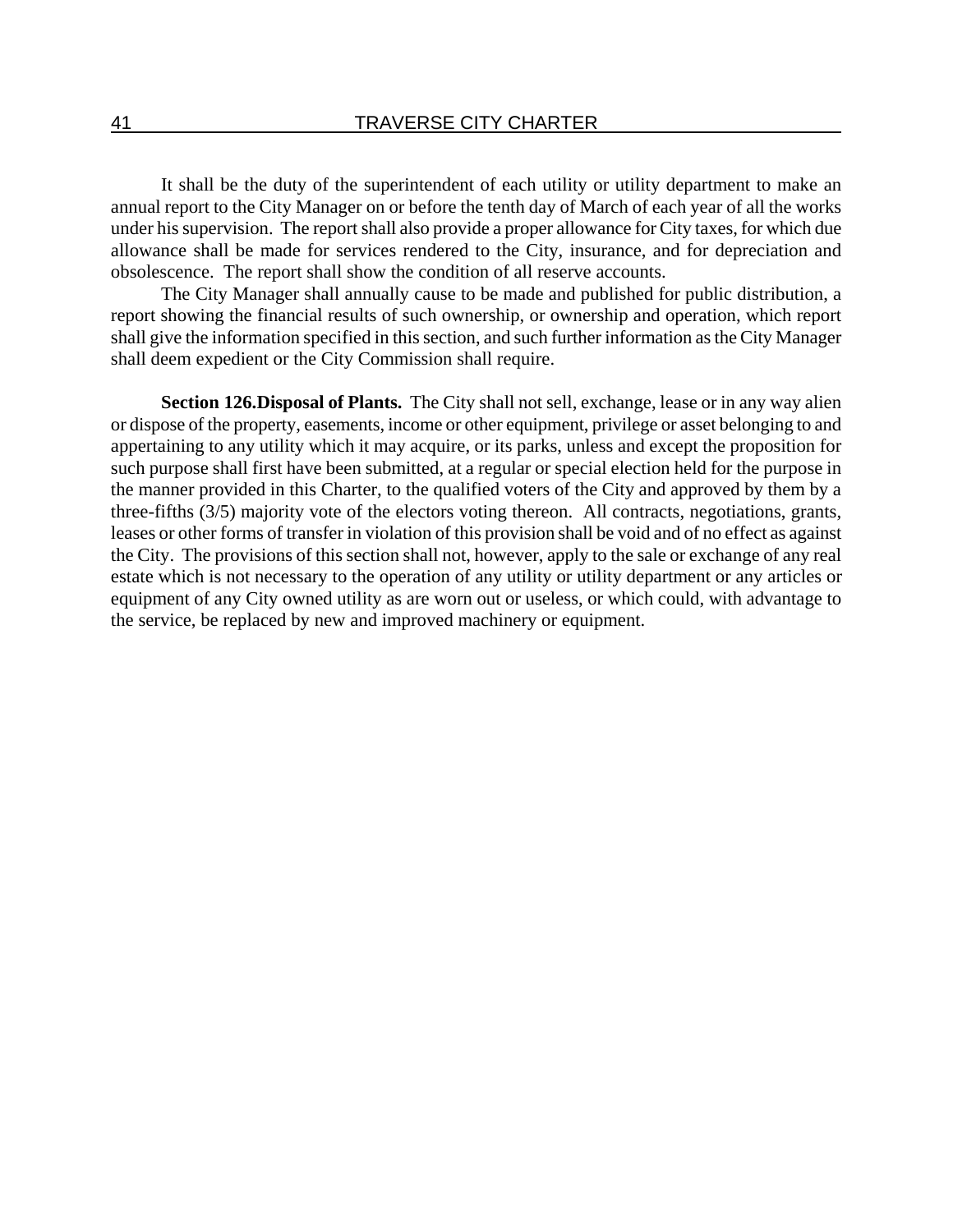It shall be the duty of the superintendent of each utility or utility department to make an annual report to the City Manager on or before the tenth day of March of each year of all the works under his supervision. The report shall also provide a proper allowance for City taxes, for which due allowance shall be made for services rendered to the City, insurance, and for depreciation and obsolescence. The report shall show the condition of all reserve accounts.

The City Manager shall annually cause to be made and published for public distribution, a report showing the financial results of such ownership, or ownership and operation, which report shall give the information specified in this section, and such further information as the City Manager shall deem expedient or the City Commission shall require.

**Section 126.Disposal of Plants.** The City shall not sell, exchange, lease or in any way alien or dispose of the property, easements, income or other equipment, privilege or asset belonging to and appertaining to any utility which it may acquire, or its parks, unless and except the proposition for such purpose shall first have been submitted, at a regular or special election held for the purpose in the manner provided in this Charter, to the qualified voters of the City and approved by them by a three-fifths (3/5) majority vote of the electors voting thereon. All contracts, negotiations, grants, leases or other forms of transfer in violation of this provision shall be void and of no effect as against the City. The provisions of this section shall not, however, apply to the sale or exchange of any real estate which is not necessary to the operation of any utility or utility department or any articles or equipment of any City owned utility as are worn out or useless, or which could, with advantage to the service, be replaced by new and improved machinery or equipment.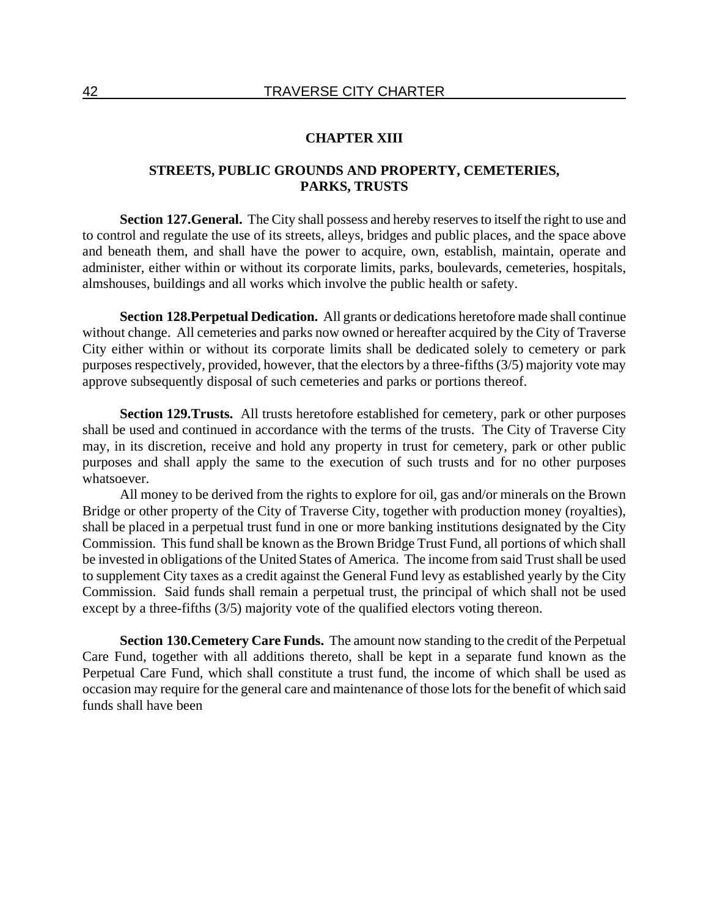## CHAPTER XIII

## STREETS, PUBLIC GROUNDS AND PROPERTY, CEMETERIES, PARKS, TRUSTS

**Section 127.General.** The City shall possess and hereby reserves to itself the right to use and to control and regulate the use of its streets, alleys, bridges and public places, and the space above and beneath them, and shall have the power to acquire, own, establish, maintain, operate and administer, either within or without its corporate limits, parks, boulevards, cemeteries, hospitals, almshouses, buildings and all works which involve the public health or safety.

**Section 128.Perpetual Dedication.** All grants or dedications heretofore made shall continue without change. All cemeteries and parks now owned or hereafter acquired by the City of Traverse City either within or without its corporate limits shall be dedicated solely to cemetery or park purposes respectively, provided, however, that the electors by a three-fifths (3/5) majority vote may approve subsequently disposal of such cemeteries and parks or portions thereof.

**Section 129.Trusts.** All trusts heretofore established for cemetery, park or other purposes shall be used and continued in accordance with the terms of the trusts. The City of Traverse City may, in its discretion, receive and hold any property in trust for cemetery, park or other public purposes and shall apply the same to the execution of such trusts and for no other purposes whatsoever.

All money to be derived from the rights to explore for oil, gas and/or minerals on the Brown Bridge or other property of the City of Traverse City, together with production money (royalties), shall be placed in a perpetual trust fund in one or more banking institutions designated by the City Commission. This fund shall be known as the Brown Bridge Trust Fund, all portions of which shall be invested in obligations of the United States of America. The income from said Trust shall be used to supplement City taxes as a credit against the General Fund levy as established yearly by the City Commission. Said funds shall remain a perpetual trust, the principal of which shall not be used except by a three-fifths (3/5) majority vote of the qualified electors voting thereon.

**Section 130.Cemetery Care Funds.** The amount now standing to the credit of the Perpetual Care Fund, together with all additions thereto, shall be kept in a separate fund known as the Perpetual Care Fund, which shall constitute a trust fund, the income of which shall be used as occasion may require for the general care and maintenance of those lots for the benefit of which said funds shall have been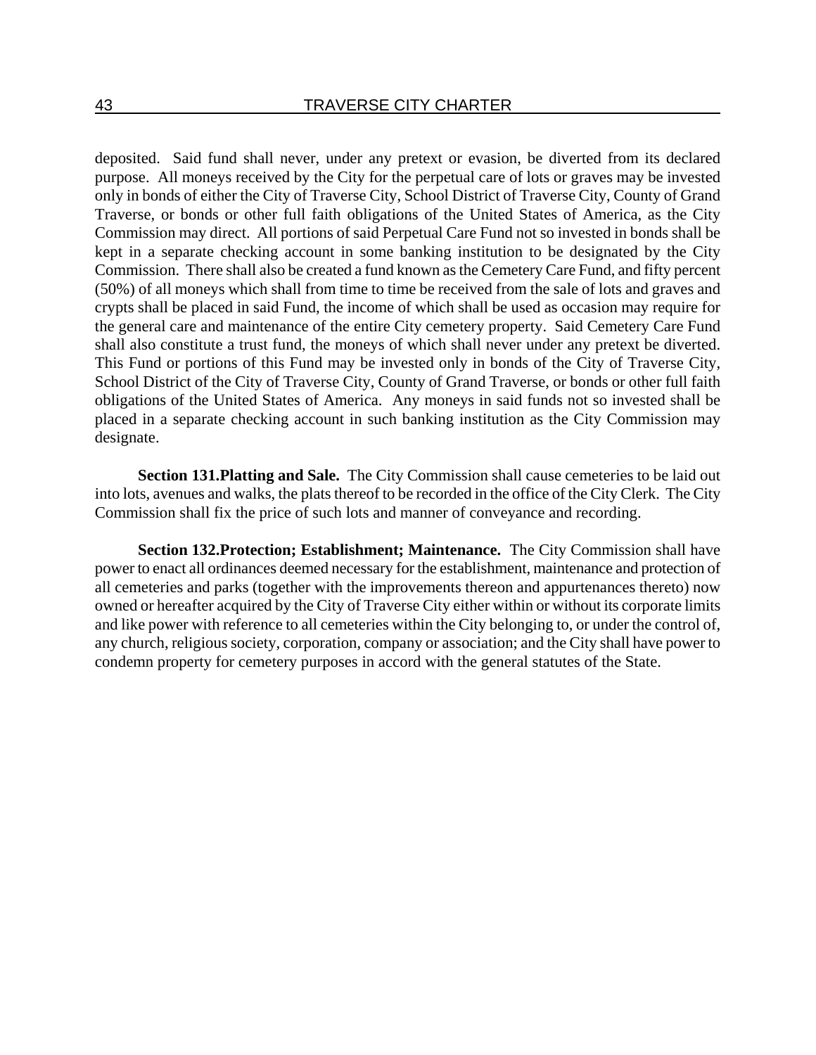deposited. Said fund shall never, under any pretext or evasion, be diverted from its declared purpose. All moneys received by the City for the perpetual care of lots or graves may be invested only in bonds of either the City of Traverse City, School District of Traverse City, County of Grand Traverse, or bonds or other full faith obligations of the United States of America, as the City Commission may direct. All portions of said Perpetual Care Fund not so invested in bonds shall be kept in a separate checking account in some banking institution to be designated by the City Commission. There shall also be created a fund known as the Cemetery Care Fund, and fifty percent (50%) of all moneys which shall from time to time be received from the sale of lots and graves and crypts shall be placed in said Fund, the income of which shall be used as occasion may require for the general care and maintenance of the entire City cemetery property. Said Cemetery Care Fund shall also constitute a trust fund, the moneys of which shall never under any pretext be diverted. This Fund or portions of this Fund may be invested only in bonds of the City of Traverse City, School District of the City of Traverse City, County of Grand Traverse, or bonds or other full faith obligations of the United States of America. Any moneys in said funds not so invested shall be placed in a separate checking account in such banking institution as the City Commission may designate.

**Section 131.Platting and Sale.** The City Commission shall cause cemeteries to be laid out into lots, avenues and walks, the plats thereof to be recorded in the office of the City Clerk. The City Commission shall fix the price of such lots and manner of conveyance and recording.

**Section 132.Protection; Establishment; Maintenance.** The City Commission shall have power to enact all ordinances deemed necessary for the establishment, maintenance and protection of all cemeteries and parks (together with the improvements thereon and appurtenances thereto) now owned or hereafter acquired by the City of Traverse City either within or without its corporate limits and like power with reference to all cemeteries within the City belonging to, or under the control of, any church, religious society, corporation, company or association; and the City shall have power to condemn property for cemetery purposes in accord with the general statutes of the State.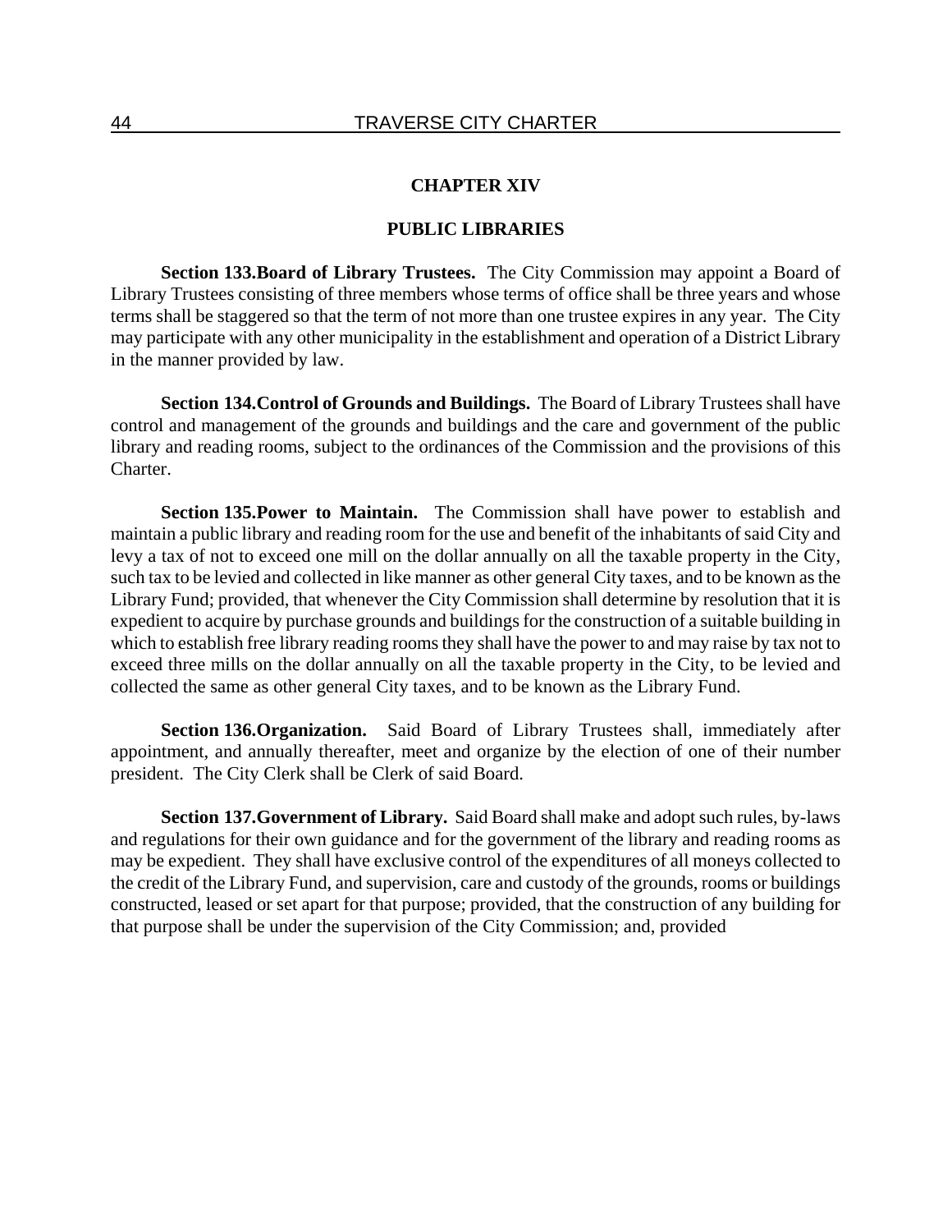# CHAPTER XIV

## PUBLIC LIBRARIES

**Section 133.Board of Library Trustees.** The City Commission may appoint a Board of Library Trustees consisting of three members whose terms of office shall be three years and whose terms shall be staggered so that the term of not more than one trustee expires in any year. The City may participate with any other municipality in the establishment and operation of a District Library in the manner provided by law.

**Section 134.Control of Grounds and Buildings.** The Board of Library Trustees shall have control and management of the grounds and buildings and the care and government of the public library and reading rooms, subject to the ordinances of the Commission and the provisions of this Charter.

**Section 135.Power to Maintain.** The Commission shall have power to establish and maintain a public library and reading room for the use and benefit of the inhabitants of said City and levy a tax of not to exceed one mill on the dollar annually on all the taxable property in the City, such tax to be levied and collected in like manner as other general City taxes, and to be known as the Library Fund; provided, that whenever the City Commission shall determine by resolution that it is expedient to acquire by purchase grounds and buildings for the construction of a suitable building in which to establish free library reading rooms they shall have the power to and may raise by tax not to exceed three mills on the dollar annually on all the taxable property in the City, to be levied and collected the same as other general City taxes, and to be known as the Library Fund.

**Section 136.Organization.** Said Board of Library Trustees shall, immediately after appointment, and annually thereafter, meet and organize by the election of one of their number president. The City Clerk shall be Clerk of said Board.

**Section 137.Government of Library.** Said Board shall make and adopt such rules, by-laws and regulations for their own guidance and for the government of the library and reading rooms as may be expedient. They shall have exclusive control of the expenditures of all moneys collected to the credit of the Library Fund, and supervision, care and custody of the grounds, rooms or buildings constructed, leased or set apart for that purpose; provided, that the construction of any building for that purpose shall be under the supervision of the City Commission; and, provided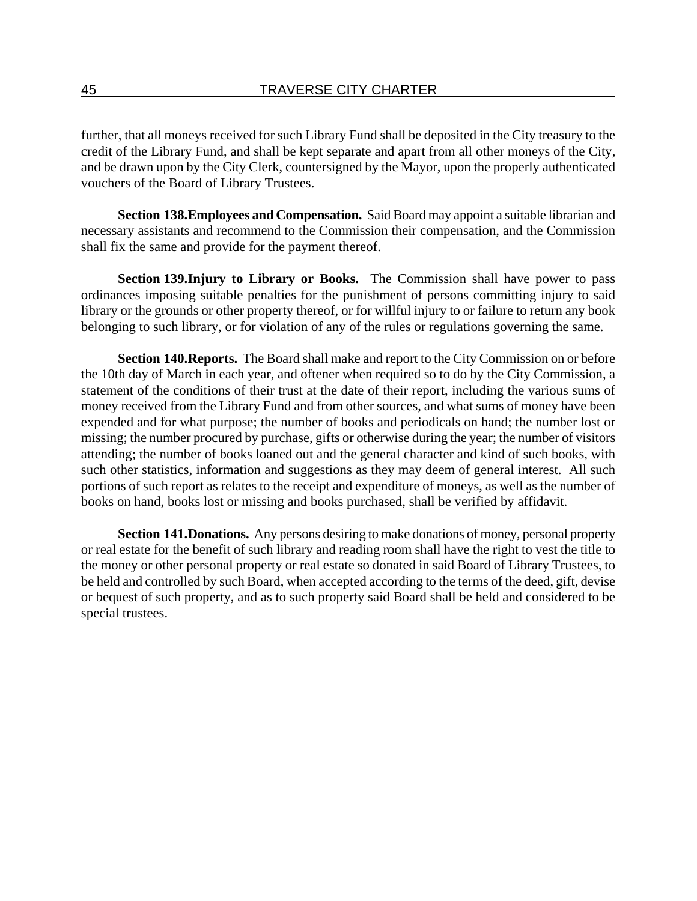further, that all moneys received for such Library Fund shall be deposited in the City treasury to the credit of the Library Fund, and shall be kept separate and apart from all other moneys of the City, and be drawn upon by the City Clerk, countersigned by the Mayor, upon the properly authenticated vouchers of the Board of Library Trustees.

**Section 138.Employees and Compensation.** Said Board may appoint a suitable librarian and necessary assistants and recommend to the Commission their compensation, and the Commission shall fix the same and provide for the payment thereof.

**Section 139.Injury to Library or Books.** The Commission shall have power to pass ordinances imposing suitable penalties for the punishment of persons committing injury to said library or the grounds or other property thereof, or for willful injury to or failure to return any book belonging to such library, or for violation of any of the rules or regulations governing the same.

**Section 140.Reports.** The Board shall make and report to the City Commission on or before the 10th day of March in each year, and oftener when required so to do by the City Commission, a statement of the conditions of their trust at the date of their report, including the various sums of money received from the Library Fund and from other sources, and what sums of money have been expended and for what purpose; the number of books and periodicals on hand; the number lost or missing; the number procured by purchase, gifts or otherwise during the year; the number of visitors attending; the number of books loaned out and the general character and kind of such books, with such other statistics, information and suggestions as they may deem of general interest. All such portions of such report as relates to the receipt and expenditure of moneys, as well as the number of books on hand, books lost or missing and books purchased, shall be verified by affidavit.

**Section 141.Donations.** Any persons desiring to make donations of money, personal property or real estate for the benefit of such library and reading room shall have the right to vest the title to the money or other personal property or real estate so donated in said Board of Library Trustees, to be held and controlled by such Board, when accepted according to the terms of the deed, gift, devise or bequest of such property, and as to such property said Board shall be held and considered to be special trustees.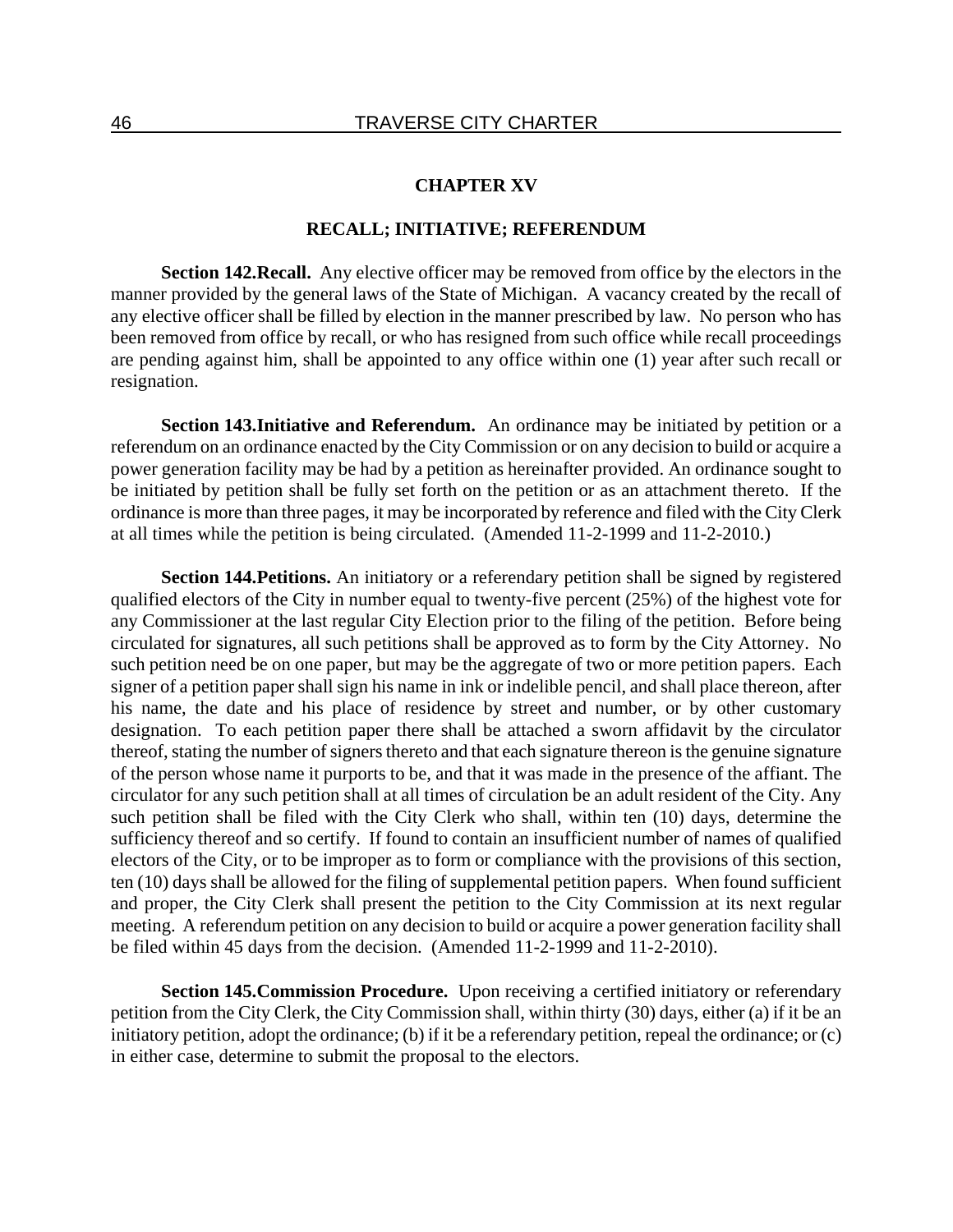## CHAPTER XV

## RECALL; INITIATIVE; REFERENDUM

**Section 142.Recall.** Any elective officer may be removed from office by the electors in the manner provided by the general laws of the State of Michigan. A vacancy created by the recall of any elective officer shall be filled by election in the manner prescribed by law. No person who has been removed from office by recall, or who has resigned from such office while recall proceedings are pending against him, shall be appointed to any office within one (1) year after such recall or resignation.

**Section 143.Initiative and Referendum.** An ordinance may be initiated by petition or a referendum on an ordinance enacted by the City Commission or on any decision to build or acquire a power generation facility may be had by a petition as hereinafter provided. An ordinance sought to be initiated by petition shall be fully set forth on the petition or as an attachment thereto. If the ordinance is more than three pages, it may be incorporated by reference and filed with the City Clerk at all times while the petition is being circulated. (Amended 11-2-1999 and 11-2-2010.)

**Section 144.Petitions.** An initiatory or a referendary petition shall be signed by registered qualified electors of the City in number equal to twenty-five percent (25%) of the highest vote for any Commissioner at the last regular City Election prior to the filing of the petition. Before being circulated for signatures, all such petitions shall be approved as to form by the City Attorney. No such petition need be on one paper, but may be the aggregate of two or more petition papers. Each signer of a petition paper shall sign his name in ink or indelible pencil, and shall place thereon, after his name, the date and his place of residence by street and number, or by other customary designation. To each petition paper there shall be attached a sworn affidavit by the circulator thereof, stating the number of signers thereto and that each signature thereon is the genuine signature of the person whose name it purports to be, and that it was made in the presence of the affiant. The circulator for any such petition shall at all times of circulation be an adult resident of the City. Any such petition shall be filed with the City Clerk who shall, within ten (10) days, determine the sufficiency thereof and so certify. If found to contain an insufficient number of names of qualified electors of the City, or to be improper as to form or compliance with the provisions of this section, ten (10) days shall be allowed for the filing of supplemental petition papers. When found sufficient and proper, the City Clerk shall present the petition to the City Commission at its next regular meeting. A referendum petition on any decision to build or acquire a power generation facility shall be filed within 45 days from the decision. (Amended 11-2-1999 and 11-2-2010).

**Section 145.Commission Procedure.** Upon receiving a certified initiatory or referendary petition from the City Clerk, the City Commission shall, within thirty (30) days, either (a) if it be an initiatory petition, adopt the ordinance; (b) if it be a referendary petition, repeal the ordinance; or (c) in either case, determine to submit the proposal to the electors.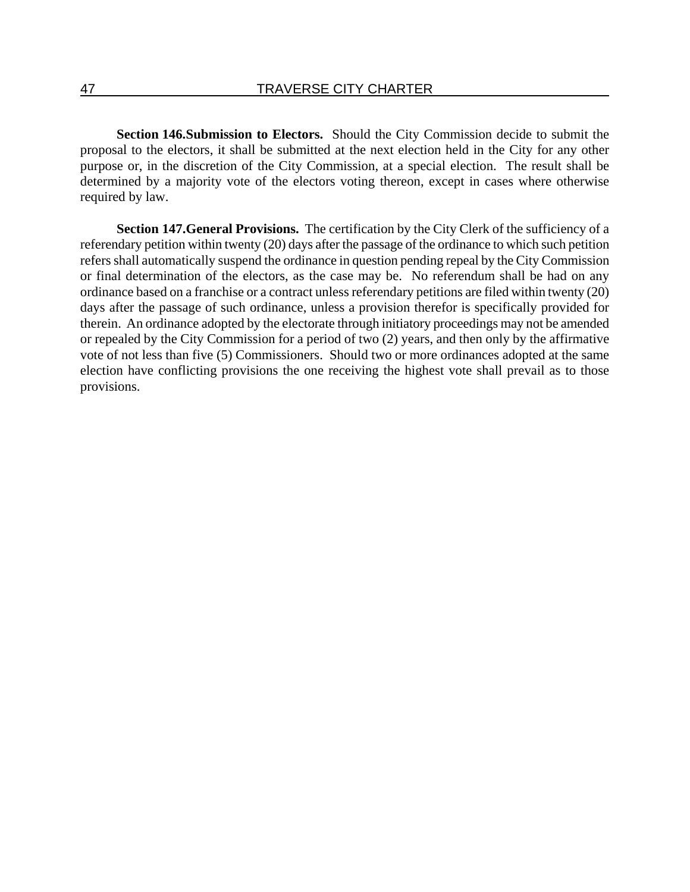**Section 146.Submission to Electors.** Should the City Commission decide to submit the proposal to the electors, it shall be submitted at the next election held in the City for any other purpose or, in the discretion of the City Commission, at a special election. The result shall be determined by a majority vote of the electors voting thereon, except in cases where otherwise required by law.

**Section 147.General Provisions.** The certification by the City Clerk of the sufficiency of a referendary petition within twenty (20) days after the passage of the ordinance to which such petition refers shall automatically suspend the ordinance in question pending repeal by the City Commission or final determination of the electors, as the case may be. No referendum shall be had on any ordinance based on a franchise or a contract unless referendary petitions are filed within twenty (20) days after the passage of such ordinance, unless a provision therefor is specifically provided for therein. An ordinance adopted by the electorate through initiatory proceedings may not be amended or repealed by the City Commission for a period of two (2) years, and then only by the affirmative vote of not less than five (5) Commissioners. Should two or more ordinances adopted at the same election have conflicting provisions the one receiving the highest vote shall prevail as to those provisions.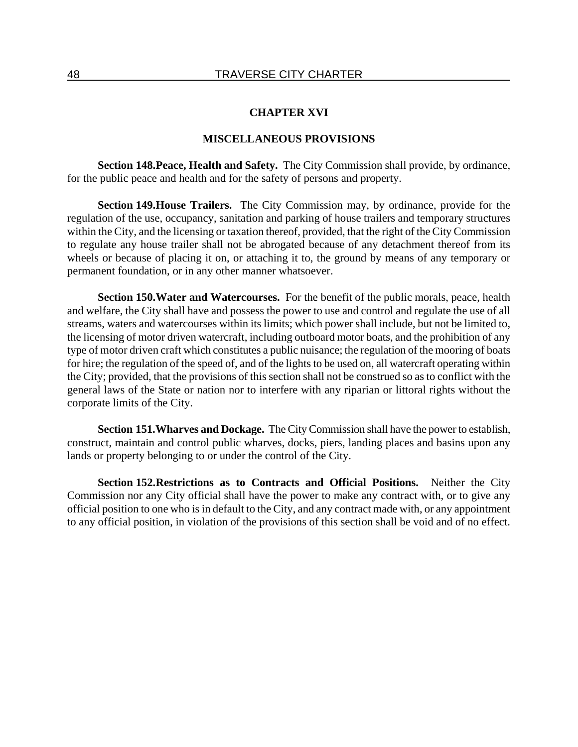# CHAPTER XVI

## MISCELLANEOUS PROVISIONS

**Section 148.Peace, Health and Safety.** The City Commission shall provide, by ordinance, for the public peace and health and for the safety of persons and property.

**Section 149.House Trailers.** The City Commission may, by ordinance, provide for the regulation of the use, occupancy, sanitation and parking of house trailers and temporary structures within the City, and the licensing or taxation thereof, provided, that the right of the City Commission to regulate any house trailer shall not be abrogated because of any detachment thereof from its wheels or because of placing it on, or attaching it to, the ground by means of any temporary or permanent foundation, or in any other manner whatsoever.

**Section 150.Water and Watercourses.** For the benefit of the public morals, peace, health and welfare, the City shall have and possess the power to use and control and regulate the use of all streams, waters and watercourses within its limits; which power shall include, but not be limited to, the licensing of motor driven watercraft, including outboard motor boats, and the prohibition of any type of motor driven craft which constitutes a public nuisance; the regulation of the mooring of boats for hire; the regulation of the speed of, and of the lights to be used on, all watercraft operating within the City; provided, that the provisions of this section shall not be construed so as to conflict with the general laws of the State or nation nor to interfere with any riparian or littoral rights without the corporate limits of the City.

**Section 151.Wharves and Dockage.** The City Commission shall have the power to establish, construct, maintain and control public wharves, docks, piers, landing places and basins upon any lands or property belonging to or under the control of the City.

**Section 152.Restrictions as to Contracts and Official Positions.** Neither the City Commission nor any City official shall have the power to make any contract with, or to give any official position to one who is in default to the City, and any contract made with, or any appointment to any official position, in violation of the provisions of this section shall be void and of no effect.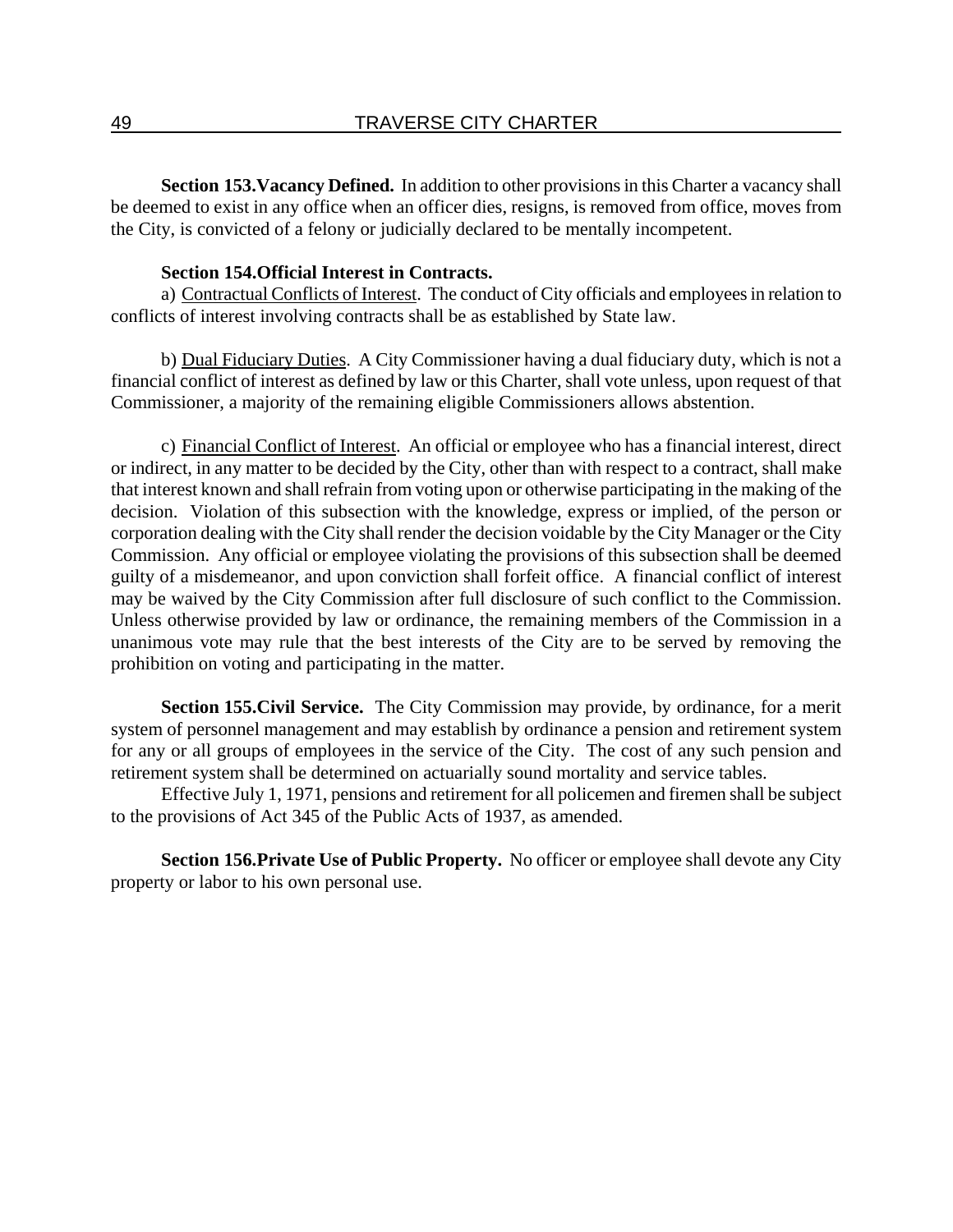**Section 153. Vacancy Defined.** In addition to other provisions in this Charter a vacancy shall be deemed to exist in any office when an officer dies, resigns, is removed from office, moves from the City, is convicted of a felony or judicially declared to be mentally incompetent.

**Section 154. Official Interest in Contracts.**

a) Contractual Conflicts of Interest. The conduct of City officials and employees in relation to conflicts of interest involving contracts shall be as established by State law.

b) Dual Fiduciary Duties. A City Commissioner having a dual fiduciary duty, which is not a financial conflict of interest as defined by law or this Charter, shall vote unless, upon request of that Commissioner, a majority of the remaining eligible Commissioners allows abstention.

c) Financial Conflict of Interest. An official or employee who has a financial interest, direct or indirect, in any matter to be decided by the City, other than with respect to a contract, shall make that interest known and shall refrain from voting upon or otherwise participating in the making of the decision. Violation of this subsection with the knowledge, express or implied, of the person or corporation dealing with the City shall render the decision voidable by the City Manager or the City Commission. Any official or employee violating the provisions of this subsection shall be deemed guilty of a misdemeanor, and upon conviction shall forfeit office. A financial conflict of interest may be waived by the City Commission after full disclosure of such conflict to the Commission. Unless otherwise provided by law or ordinance, the remaining members of the Commission in a unanimous vote may rule that the best interests of the City are to be served by removing the prohibition on voting and participating in the matter.

**Section 155. Civil Service.** The City Commission may provide, by ordinance, for a merit system of personnel management and may establish by ordinance a pension and retirement system for any or all groups of employees in the service of the City. The cost of any such pension and retirement system shall be determined on actuarially sound mortality and service tables.

Effective July 1, 1971, pensions and retirement for all policemen and firemen shall be subject to the provisions of Act 345 of the Public Acts of 1937, as amended.

**Section 156. Private Use of Public Property.** No officer or employee shall devote any City property or labor to his own personal use.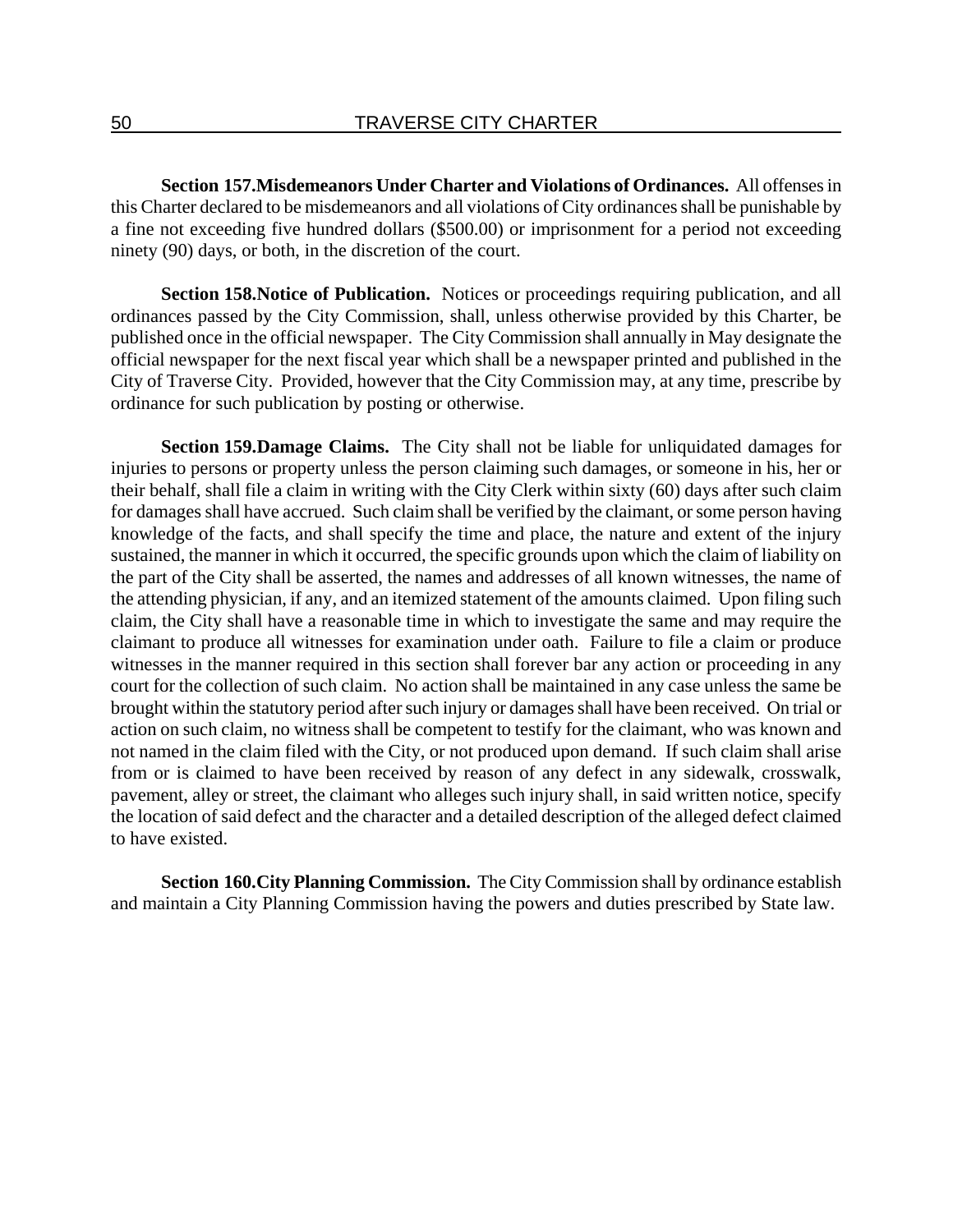**Section 157.Misdemeanors Under Charter and Violations of Ordinances.** All offenses in this Charter declared to be misdemeanors and all violations of City ordinances shall be punishable by a fine not exceeding five hundred dollars ($500.00) or imprisonment for a period not exceeding ninety (90) days, or both, in the discretion of the court.

**Section 158.Notice of Publication.** Notices or proceedings requiring publication, and all ordinances passed by the City Commission, shall, unless otherwise provided by this Charter, be published once in the official newspaper. The City Commission shall annually in May designate the official newspaper for the next fiscal year which shall be a newspaper printed and published in the City of Traverse City. Provided, however that the City Commission may, at any time, prescribe by ordinance for such publication by posting or otherwise.

**Section 159.Damage Claims.** The City shall not be liable for unliquidated damages for injuries to persons or property unless the person claiming such damages, or someone in his, her or their behalf, shall file a claim in writing with the City Clerk within sixty (60) days after such claim for damages shall have accrued. Such claim shall be verified by the claimant, or some person having knowledge of the facts, and shall specify the time and place, the nature and extent of the injury sustained, the manner in which it occurred, the specific grounds upon which the claim of liability on the part of the City shall be asserted, the names and addresses of all known witnesses, the name of the attending physician, if any, and an itemized statement of the amounts claimed. Upon filing such claim, the City shall have a reasonable time in which to investigate the same and may require the claimant to produce all witnesses for examination under oath. Failure to file a claim or produce witnesses in the manner required in this section shall forever bar any action or proceeding in any court for the collection of such claim. No action shall be maintained in any case unless the same be brought within the statutory period after such injury or damages shall have been received. On trial or action on such claim, no witness shall be competent to testify for the claimant, who was known and not named in the claim filed with the City, or not produced upon demand. If such claim shall arise from or is claimed to have been received by reason of any defect in any sidewalk, crosswalk, pavement, alley or street, the claimant who alleges such injury shall, in said written notice, specify the location of said defect and the character and a detailed description of the alleged defect claimed to have existed.

**Section 160.City Planning Commission.** The City Commission shall by ordinance establish and maintain a City Planning Commission having the powers and duties prescribed by State law.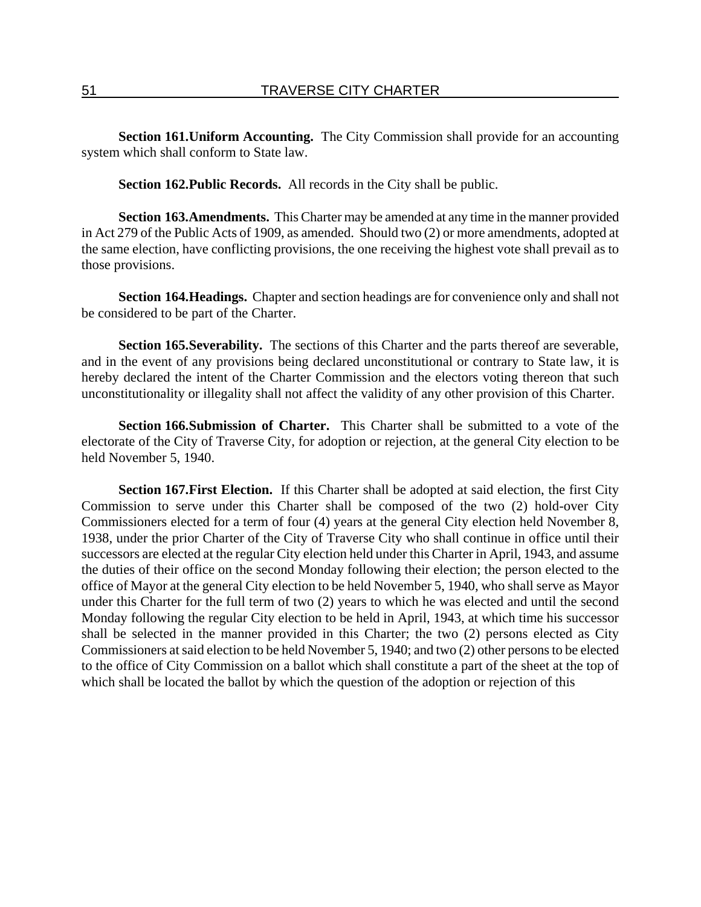**Section 161.Uniform Accounting.** The City Commission shall provide for an accounting system which shall conform to State law.

**Section 162.Public Records.** All records in the City shall be public.

**Section 163.Amendments.** This Charter may be amended at any time in the manner provided in Act 279 of the Public Acts of 1909, as amended. Should two (2) or more amendments, adopted at the same election, have conflicting provisions, the one receiving the highest vote shall prevail as to those provisions.

**Section 164.Headings.** Chapter and section headings are for convenience only and shall not be considered to be part of the Charter.

**Section 165.Severability.** The sections of this Charter and the parts thereof are severable, and in the event of any provisions being declared unconstitutional or contrary to State law, it is hereby declared the intent of the Charter Commission and the electors voting thereon that such unconstitutionality or illegality shall not affect the validity of any other provision of this Charter.

**Section 166.Submission of Charter.** This Charter shall be submitted to a vote of the electorate of the City of Traverse City, for adoption or rejection, at the general City election to be held November 5, 1940.

**Section 167.First Election.** If this Charter shall be adopted at said election, the first City Commission to serve under this Charter shall be composed of the two (2) hold-over City Commissioners elected for a term of four (4) years at the general City election held November 8, 1938, under the prior Charter of the City of Traverse City who shall continue in office until their successors are elected at the regular City election held under this Charter in April, 1943, and assume the duties of their office on the second Monday following their election; the person elected to the office of Mayor at the general City election to be held November 5, 1940, who shall serve as Mayor under this Charter for the full term of two (2) years to which he was elected and until the second Monday following the regular City election to be held in April, 1943, at which time his successor shall be selected in the manner provided in this Charter; the two (2) persons elected as City Commissioners at said election to be held November 5, 1940; and two (2) other persons to be elected to the office of City Commission on a ballot which shall constitute a part of the sheet at the top of which shall be located the ballot by which the question of the adoption or rejection of this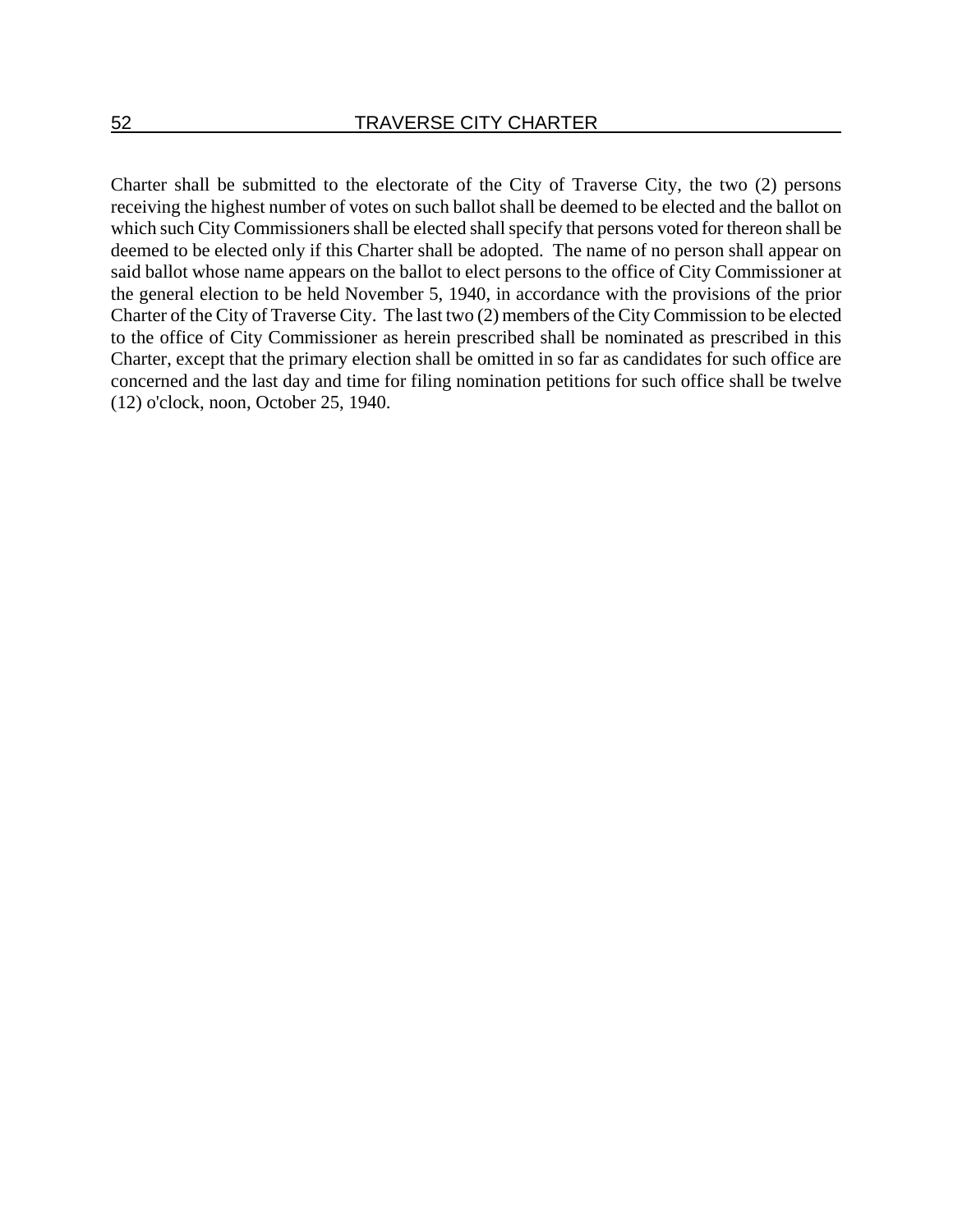Charter shall be submitted to the electorate of the City of Traverse City, the two (2) persons receiving the highest number of votes on such ballot shall be deemed to be elected and the ballot on which such City Commissioners shall be elected shall specify that persons voted for thereon shall be deemed to be elected only if this Charter shall be adopted. The name of no person shall appear on said ballot whose name appears on the ballot to elect persons to the office of City Commissioner at the general election to be held November 5, 1940, in accordance with the provisions of the prior Charter of the City of Traverse City. The last two (2) members of the City Commission to be elected to the office of City Commissioner as herein prescribed shall be nominated as prescribed in this Charter, except that the primary election shall be omitted in so far as candidates for such office are concerned and the last day and time for filing nomination petitions for such office shall be twelve (12) o'clock, noon, October 25, 1940.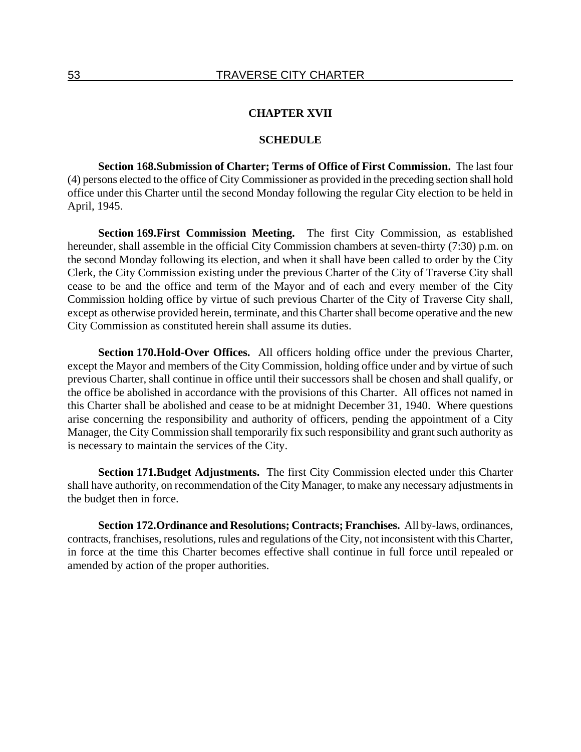## CHAPTER XVII

## SCHEDULE

**Section 168. Submission of Charter; Terms of Office of First Commission.** The last four (4) persons elected to the office of City Commissioner as provided in the preceding section shall hold office under this Charter until the second Monday following the regular City election to be held in April, 1945.

**Section 169. First Commission Meeting.** The first City Commission, as established hereunder, shall assemble in the official City Commission chambers at seven-thirty (7:30) p.m. on the second Monday following its election, and when it shall have been called to order by the City Clerk, the City Commission existing under the previous Charter of the City of Traverse City shall cease to be and the office and term of the Mayor and of each and every member of the City Commission holding office by virtue of such previous Charter of the City of Traverse City shall, except as otherwise provided herein, terminate, and this Charter shall become operative and the new City Commission as constituted herein shall assume its duties.

**Section 170. Hold-Over Offices.** All officers holding office under the previous Charter, except the Mayor and members of the City Commission, holding office under and by virtue of such previous Charter, shall continue in office until their successors shall be chosen and shall qualify, or the office be abolished in accordance with the provisions of this Charter. All offices not named in this Charter shall be abolished and cease to be at midnight December 31, 1940. Where questions arise concerning the responsibility and authority of officers, pending the appointment of a City Manager, the City Commission shall temporarily fix such responsibility and grant such authority as is necessary to maintain the services of the City.

**Section 171. Budget Adjustments.** The first City Commission elected under this Charter shall have authority, on recommendation of the City Manager, to make any necessary adjustments in the budget then in force.

**Section 172. Ordinance and Resolutions; Contracts; Franchises.** All by-laws, ordinances, contracts, franchises, resolutions, rules and regulations of the City, not inconsistent with this Charter, in force at the time this Charter becomes effective shall continue in full force until repealed or amended by action of the proper authorities.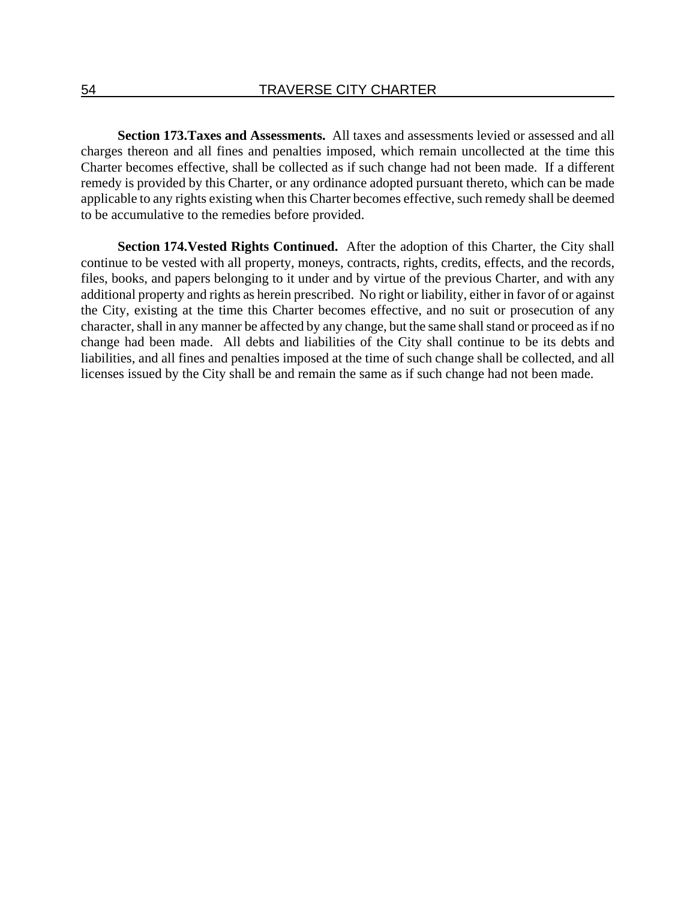**Section 173.Taxes and Assessments.** All taxes and assessments levied or assessed and all charges thereon and all fines and penalties imposed, which remain uncollected at the time this Charter becomes effective, shall be collected as if such change had not been made. If a different remedy is provided by this Charter, or any ordinance adopted pursuant thereto, which can be made applicable to any rights existing when this Charter becomes effective, such remedy shall be deemed to be accumulative to the remedies before provided.

**Section 174.Vested Rights Continued.** After the adoption of this Charter, the City shall continue to be vested with all property, moneys, contracts, rights, credits, effects, and the records, files, books, and papers belonging to it under and by virtue of the previous Charter, and with any additional property and rights as herein prescribed. No right or liability, either in favor of or against the City, existing at the time this Charter becomes effective, and no suit or prosecution of any character, shall in any manner be affected by any change, but the same shall stand or proceed as if no change had been made. All debts and liabilities of the City shall continue to be its debts and liabilities, and all fines and penalties imposed at the time of such change shall be collected, and all licenses issued by the City shall be and remain the same as if such change had not been made.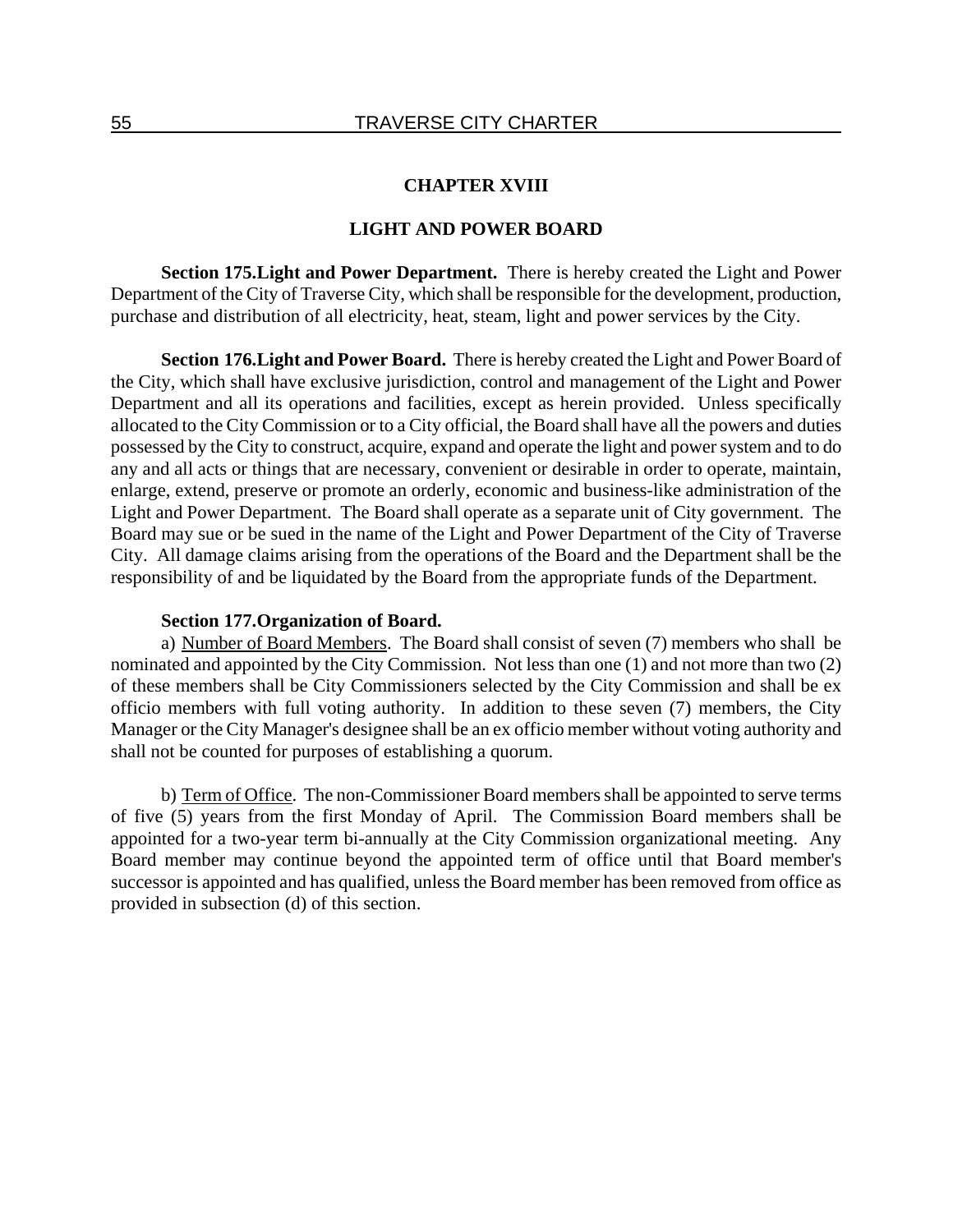# CHAPTER XVIII

## LIGHT AND POWER BOARD

**Section 175.Light and Power Department.** There is hereby created the Light and Power Department of the City of Traverse City, which shall be responsible for the development, production, purchase and distribution of all electricity, heat, steam, light and power services by the City.

**Section 176.Light and Power Board.** There is hereby created the Light and Power Board of the City, which shall have exclusive jurisdiction, control and management of the Light and Power Department and all its operations and facilities, except as herein provided. Unless specifically allocated to the City Commission or to a City official, the Board shall have all the powers and duties possessed by the City to construct, acquire, expand and operate the light and power system and to do any and all acts or things that are necessary, convenient or desirable in order to operate, maintain, enlarge, extend, preserve or promote an orderly, economic and business-like administration of the Light and Power Department. The Board shall operate as a separate unit of City government. The Board may sue or be sued in the name of the Light and Power Department of the City of Traverse City. All damage claims arising from the operations of the Board and the Department shall be the responsibility of and be liquidated by the Board from the appropriate funds of the Department.

**Section 177.Organization of Board.**

a) Number of Board Members. The Board shall consist of seven (7) members who shall be nominated and appointed by the City Commission. Not less than one (1) and not more than two (2) of these members shall be City Commissioners selected by the City Commission and shall be ex officio members with full voting authority. In addition to these seven (7) members, the City Manager or the City Manager's designee shall be an ex officio member without voting authority and shall not be counted for purposes of establishing a quorum.

b) Term of Office. The non-Commissioner Board members shall be appointed to serve terms of five (5) years from the first Monday of April. The Commission Board members shall be appointed for a two-year term bi-annually at the City Commission organizational meeting. Any Board member may continue beyond the appointed term of office until that Board member's successor is appointed and has qualified, unless the Board member has been removed from office as provided in subsection (d) of this section.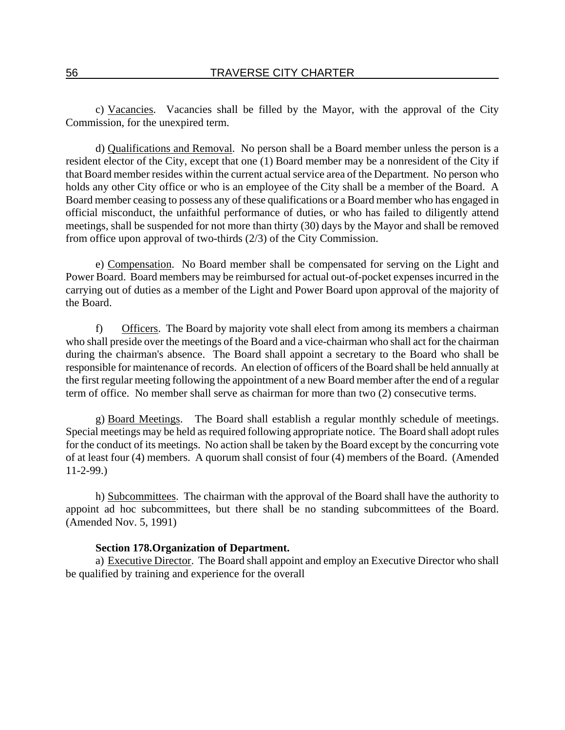c) Vacancies. Vacancies shall be filled by the Mayor, with the approval of the City Commission, for the unexpired term.

d) Qualifications and Removal. No person shall be a Board member unless the person is a resident elector of the City, except that one (1) Board member may be a nonresident of the City if that Board member resides within the current actual service area of the Department. No person who holds any other City office or who is an employee of the City shall be a member of the Board. A Board member ceasing to possess any of these qualifications or a Board member who has engaged in official misconduct, the unfaithful performance of duties, or who has failed to diligently attend meetings, shall be suspended for not more than thirty (30) days by the Mayor and shall be removed from office upon approval of two-thirds (2/3) of the City Commission.

e) Compensation. No Board member shall be compensated for serving on the Light and Power Board. Board members may be reimbursed for actual out-of-pocket expenses incurred in the carrying out of duties as a member of the Light and Power Board upon approval of the majority of the Board.

f) Officers. The Board by majority vote shall elect from among its members a chairman who shall preside over the meetings of the Board and a vice-chairman who shall act for the chairman during the chairman's absence. The Board shall appoint a secretary to the Board who shall be responsible for maintenance of records. An election of officers of the Board shall be held annually at the first regular meeting following the appointment of a new Board member after the end of a regular term of office. No member shall serve as chairman for more than two (2) consecutive terms.

g) Board Meetings. The Board shall establish a regular monthly schedule of meetings. Special meetings may be held as required following appropriate notice. The Board shall adopt rules for the conduct of its meetings. No action shall be taken by the Board except by the concurring vote of at least four (4) members. A quorum shall consist of four (4) members of the Board. (Amended 11-2-99.)

h) Subcommittees. The chairman with the approval of the Board shall have the authority to appoint ad hoc subcommittees, but there shall be no standing subcommittees of the Board. (Amended Nov. 5, 1991)

**Section 178. Organization of Department.**

a) Executive Director. The Board shall appoint and employ an Executive Director who shall be qualified by training and experience for the overall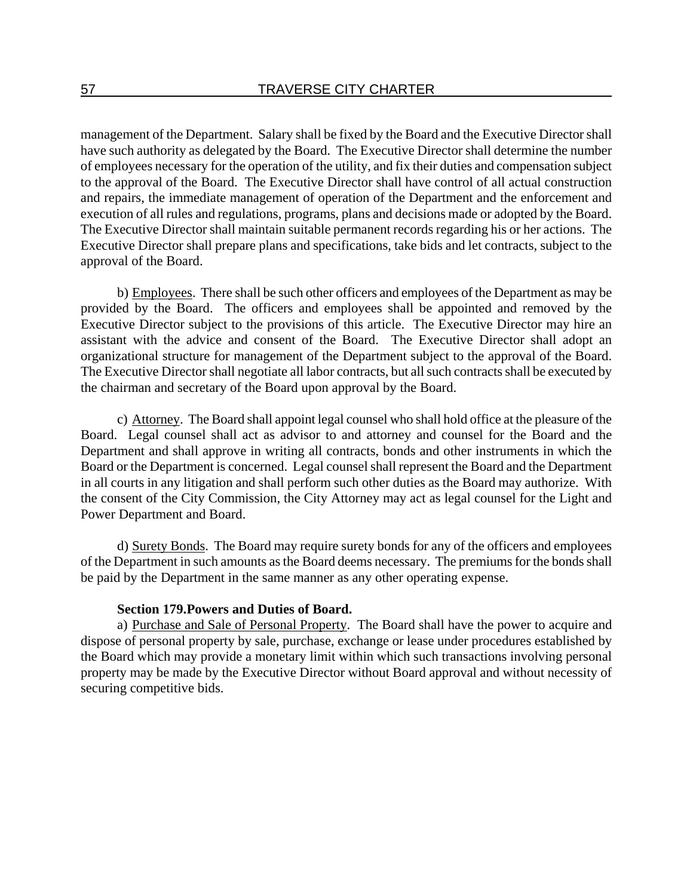management of the Department. Salary shall be fixed by the Board and the Executive Director shall have such authority as delegated by the Board. The Executive Director shall determine the number of employees necessary for the operation of the utility, and fix their duties and compensation subject to the approval of the Board. The Executive Director shall have control of all actual construction and repairs, the immediate management of operation of the Department and the enforcement and execution of all rules and regulations, programs, plans and decisions made or adopted by the Board. The Executive Director shall maintain suitable permanent records regarding his or her actions. The Executive Director shall prepare plans and specifications, take bids and let contracts, subject to the approval of the Board.

b) Employees. There shall be such other officers and employees of the Department as may be provided by the Board. The officers and employees shall be appointed and removed by the Executive Director subject to the provisions of this article. The Executive Director may hire an assistant with the advice and consent of the Board. The Executive Director shall adopt an organizational structure for management of the Department subject to the approval of the Board. The Executive Director shall negotiate all labor contracts, but all such contracts shall be executed by the chairman and secretary of the Board upon approval by the Board.

c) Attorney. The Board shall appoint legal counsel who shall hold office at the pleasure of the Board. Legal counsel shall act as advisor to and attorney and counsel for the Board and the Department and shall approve in writing all contracts, bonds and other instruments in which the Board or the Department is concerned. Legal counsel shall represent the Board and the Department in all courts in any litigation and shall perform such other duties as the Board may authorize. With the consent of the City Commission, the City Attorney may act as legal counsel for the Light and Power Department and Board.

d) Surety Bonds. The Board may require surety bonds for any of the officers and employees of the Department in such amounts as the Board deems necessary. The premiums for the bonds shall be paid by the Department in the same manner as any other operating expense.

**Section 179.Powers and Duties of Board.**

a) Purchase and Sale of Personal Property. The Board shall have the power to acquire and dispose of personal property by sale, purchase, exchange or lease under procedures established by the Board which may provide a monetary limit within which such transactions involving personal property may be made by the Executive Director without Board approval and without necessity of securing competitive bids.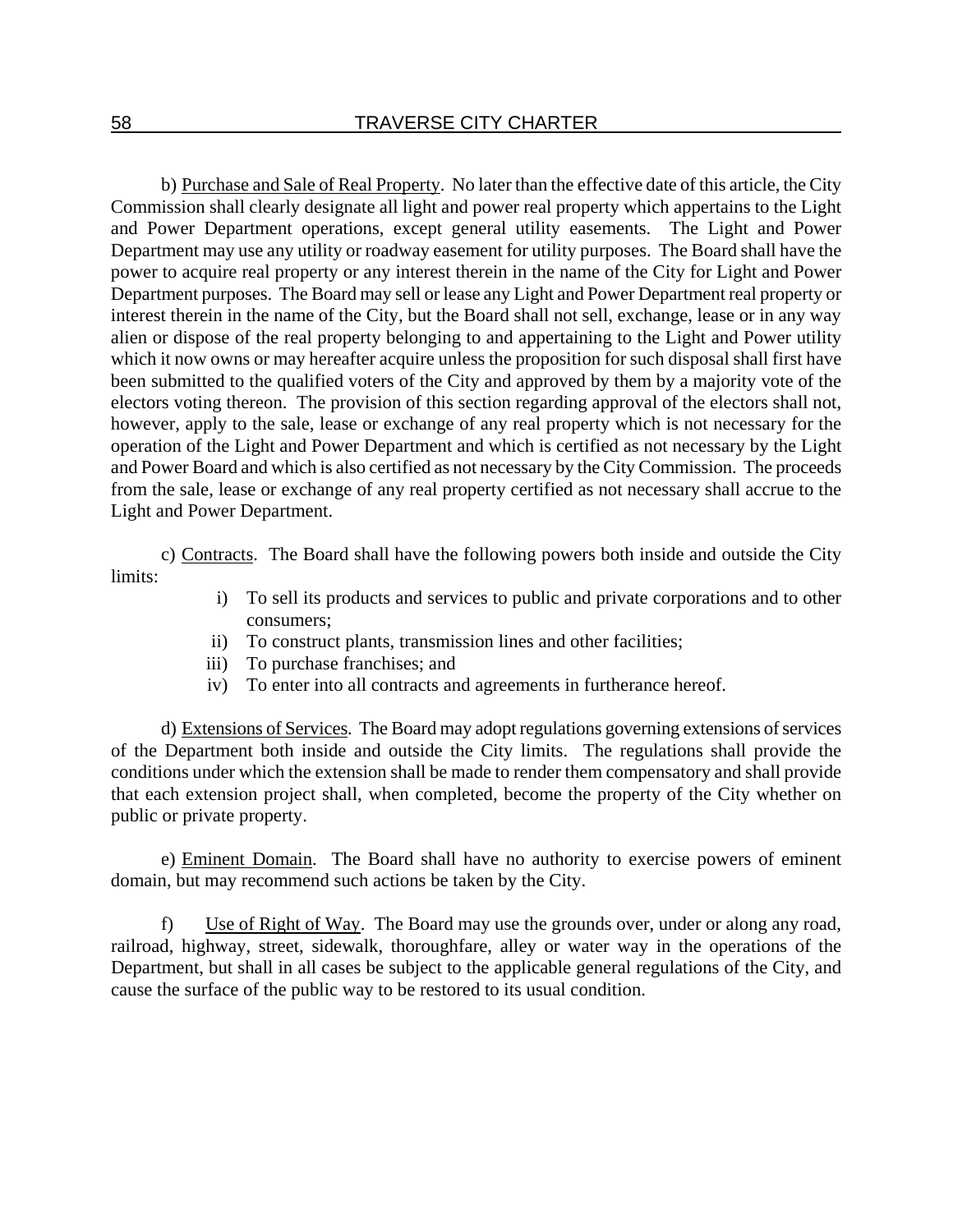b) Purchase and Sale of Real Property. No later than the effective date of this article, the City Commission shall clearly designate all light and power real property which appertains to the Light and Power Department operations, except general utility easements. The Light and Power Department may use any utility or roadway easement for utility purposes. The Board shall have the power to acquire real property or any interest therein in the name of the City for Light and Power Department purposes. The Board may sell or lease any Light and Power Department real property or interest therein in the name of the City, but the Board shall not sell, exchange, lease or in any way alien or dispose of the real property belonging to and appertaining to the Light and Power utility which it now owns or may hereafter acquire unless the proposition for such disposal shall first have been submitted to the qualified voters of the City and approved by them by a majority vote of the electors voting thereon. The provision of this section regarding approval of the electors shall not, however, apply to the sale, lease or exchange of any real property which is not necessary for the operation of the Light and Power Department and which is certified as not necessary by the Light and Power Board and which is also certified as not necessary by the City Commission. The proceeds from the sale, lease or exchange of any real property certified as not necessary shall accrue to the Light and Power Department.

c) Contracts. The Board shall have the following powers both inside and outside the City limits:

- i) To sell its products and services to public and private corporations and to other consumers;
- ii) To construct plants, transmission lines and other facilities;
- iii) To purchase franchises; and
- iv) To enter into all contracts and agreements in furtherance hereof.

d) Extensions of Services. The Board may adopt regulations governing extensions of services of the Department both inside and outside the City limits. The regulations shall provide the conditions under which the extension shall be made to render them compensatory and shall provide that each extension project shall, when completed, become the property of the City whether on public or private property.

e) Eminent Domain. The Board shall have no authority to exercise powers of eminent domain, but may recommend such actions be taken by the City.

f) Use of Right of Way. The Board may use the grounds over, under or along any road, railroad, highway, street, sidewalk, thoroughfare, alley or water way in the operations of the Department, but shall in all cases be subject to the applicable general regulations of the City, and cause the surface of the public way to be restored to its usual condition.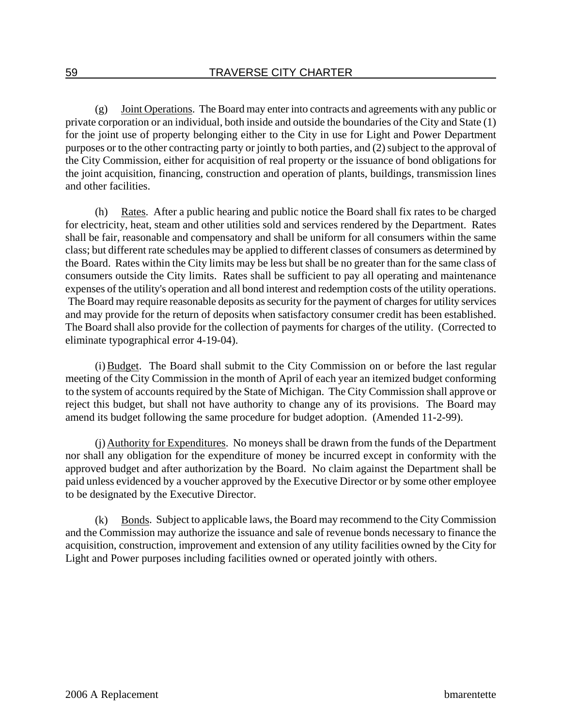(g) Joint Operations. The Board may enter into contracts and agreements with any public or private corporation or an individual, both inside and outside the boundaries of the City and State (1) for the joint use of property belonging either to the City in use for Light and Power Department purposes or to the other contracting party or jointly to both parties, and (2) subject to the approval of the City Commission, either for acquisition of real property or the issuance of bond obligations for the joint acquisition, financing, construction and operation of plants, buildings, transmission lines and other facilities.

(h) Rates. After a public hearing and public notice the Board shall fix rates to be charged for electricity, heat, steam and other utilities sold and services rendered by the Department. Rates shall be fair, reasonable and compensatory and shall be uniform for all consumers within the same class; but different rate schedules may be applied to different classes of consumers as determined by the Board. Rates within the City limits may be less but shall be no greater than for the same class of consumers outside the City limits. Rates shall be sufficient to pay all operating and maintenance expenses of the utility's operation and all bond interest and redemption costs of the utility operations. The Board may require reasonable deposits as security for the payment of charges for utility services and may provide for the return of deposits when satisfactory consumer credit has been established. The Board shall also provide for the collection of payments for charges of the utility. (Corrected to eliminate typographical error 4-19-04).

(i) Budget. The Board shall submit to the City Commission on or before the last regular meeting of the City Commission in the month of April of each year an itemized budget conforming to the system of accounts required by the State of Michigan. The City Commission shall approve or reject this budget, but shall not have authority to change any of its provisions. The Board may amend its budget following the same procedure for budget adoption. (Amended 11-2-99).

(j) Authority for Expenditures. No moneys shall be drawn from the funds of the Department nor shall any obligation for the expenditure of money be incurred except in conformity with the approved budget and after authorization by the Board. No claim against the Department shall be paid unless evidenced by a voucher approved by the Executive Director or by some other employee to be designated by the Executive Director.

(k) Bonds. Subject to applicable laws, the Board may recommend to the City Commission and the Commission may authorize the issuance and sale of revenue bonds necessary to finance the acquisition, construction, improvement and extension of any utility facilities owned by the City for Light and Power purposes including facilities owned or operated jointly with others.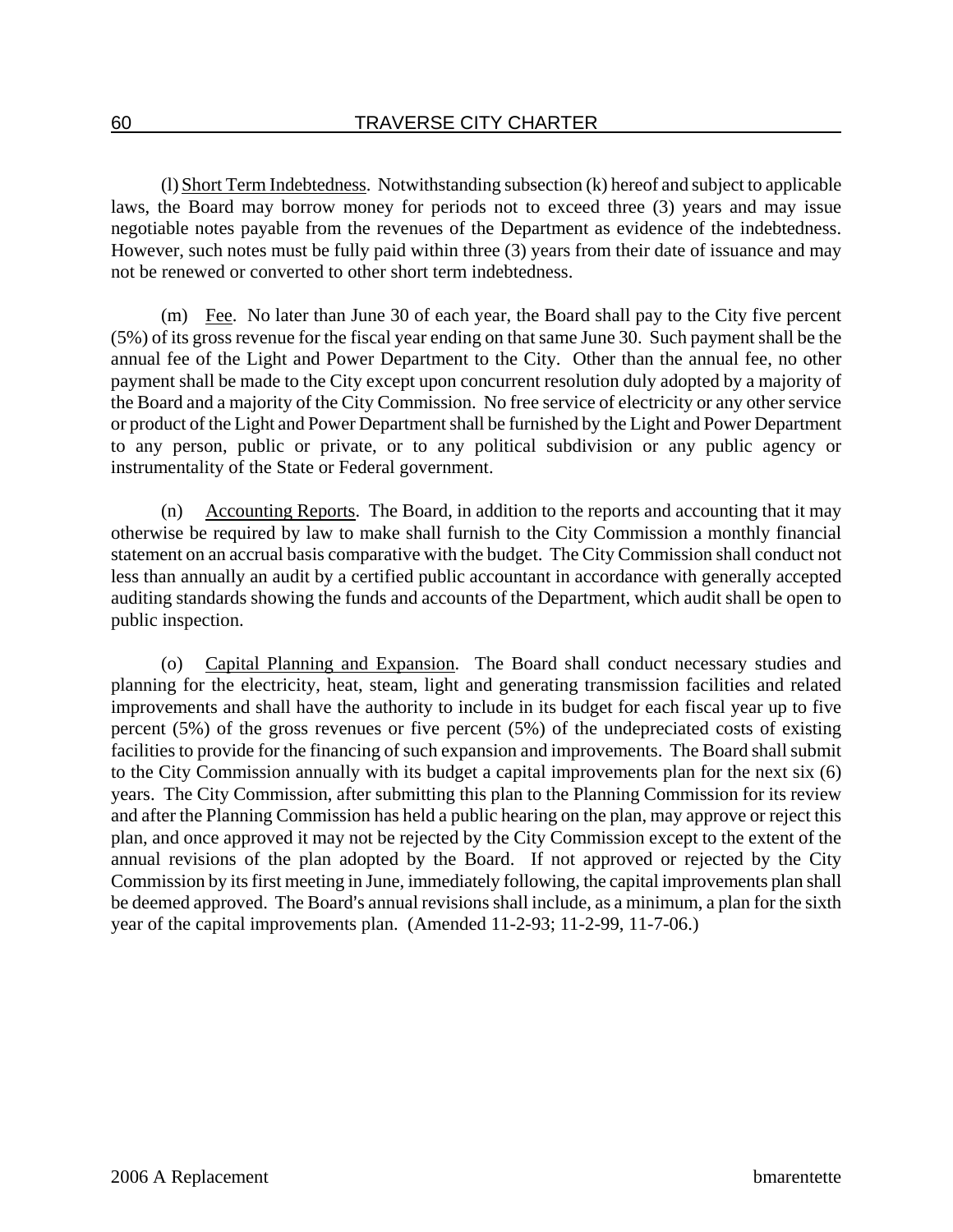(l) Short Term Indebtedness. Notwithstanding subsection (k) hereof and subject to applicable laws, the Board may borrow money for periods not to exceed three (3) years and may issue negotiable notes payable from the revenues of the Department as evidence of the indebtedness. However, such notes must be fully paid within three (3) years from their date of issuance and may not be renewed or converted to other short term indebtedness.

(m) Fee. No later than June 30 of each year, the Board shall pay to the City five percent (5%) of its gross revenue for the fiscal year ending on that same June 30. Such payment shall be the annual fee of the Light and Power Department to the City. Other than the annual fee, no other payment shall be made to the City except upon concurrent resolution duly adopted by a majority of the Board and a majority of the City Commission. No free service of electricity or any other service or product of the Light and Power Department shall be furnished by the Light and Power Department to any person, public or private, or to any political subdivision or any public agency or instrumentality of the State or Federal government.

(n) Accounting Reports. The Board, in addition to the reports and accounting that it may otherwise be required by law to make shall furnish to the City Commission a monthly financial statement on an accrual basis comparative with the budget. The City Commission shall conduct not less than annually an audit by a certified public accountant in accordance with generally accepted auditing standards showing the funds and accounts of the Department, which audit shall be open to public inspection.

(o) Capital Planning and Expansion. The Board shall conduct necessary studies and planning for the electricity, heat, steam, light and generating transmission facilities and related improvements and shall have the authority to include in its budget for each fiscal year up to five percent (5%) of the gross revenues or five percent (5%) of the undepreciated costs of existing facilities to provide for the financing of such expansion and improvements. The Board shall submit to the City Commission annually with its budget a capital improvements plan for the next six (6) years. The City Commission, after submitting this plan to the Planning Commission for its review and after the Planning Commission has held a public hearing on the plan, may approve or reject this plan, and once approved it may not be rejected by the City Commission except to the extent of the annual revisions of the plan adopted by the Board. If not approved or rejected by the City Commission by its first meeting in June, immediately following, the capital improvements plan shall be deemed approved. The Board's annual revisions shall include, as a minimum, a plan for the sixth year of the capital improvements plan. (Amended 11-2-93; 11-2-99, 11-7-06.)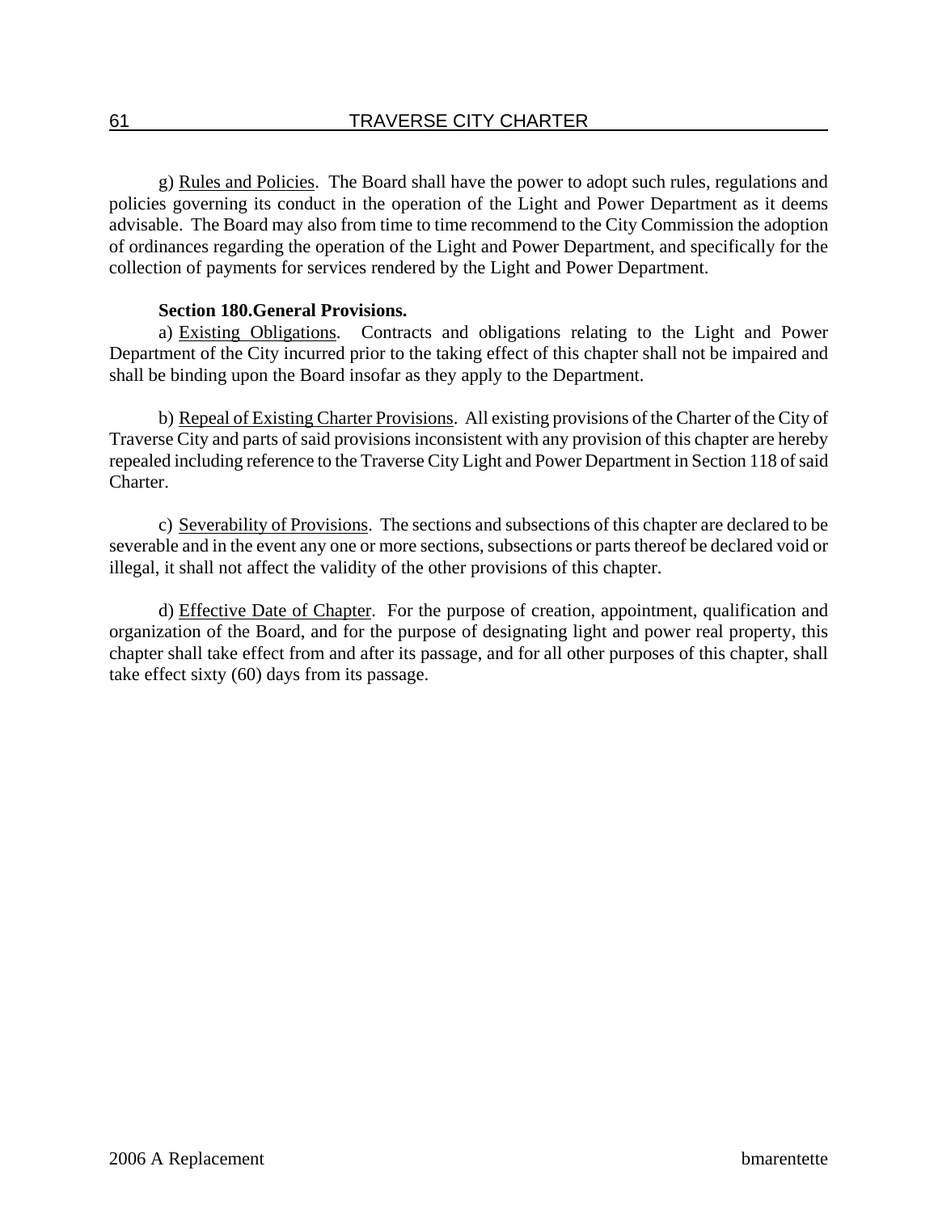g) Rules and Policies. The Board shall have the power to adopt such rules, regulations and policies governing its conduct in the operation of the Light and Power Department as it deems advisable. The Board may also from time to time recommend to the City Commission the adoption of ordinances regarding the operation of the Light and Power Department, and specifically for the collection of payments for services rendered by the Light and Power Department.

**Section 180.General Provisions.**

a) Existing Obligations. Contracts and obligations relating to the Light and Power Department of the City incurred prior to the taking effect of this chapter shall not be impaired and shall be binding upon the Board insofar as they apply to the Department.

b) Repeal of Existing Charter Provisions. All existing provisions of the Charter of the City of Traverse City and parts of said provisions inconsistent with any provision of this chapter are hereby repealed including reference to the Traverse City Light and Power Department in Section 118 of said Charter.

c) Severability of Provisions. The sections and subsections of this chapter are declared to be severable and in the event any one or more sections, subsections or parts thereof be declared void or illegal, it shall not affect the validity of the other provisions of this chapter.

d) Effective Date of Chapter. For the purpose of creation, appointment, qualification and organization of the Board, and for the purpose of designating light and power real property, this chapter shall take effect from and after its passage, and for all other purposes of this chapter, shall take effect sixty (60) days from its passage.